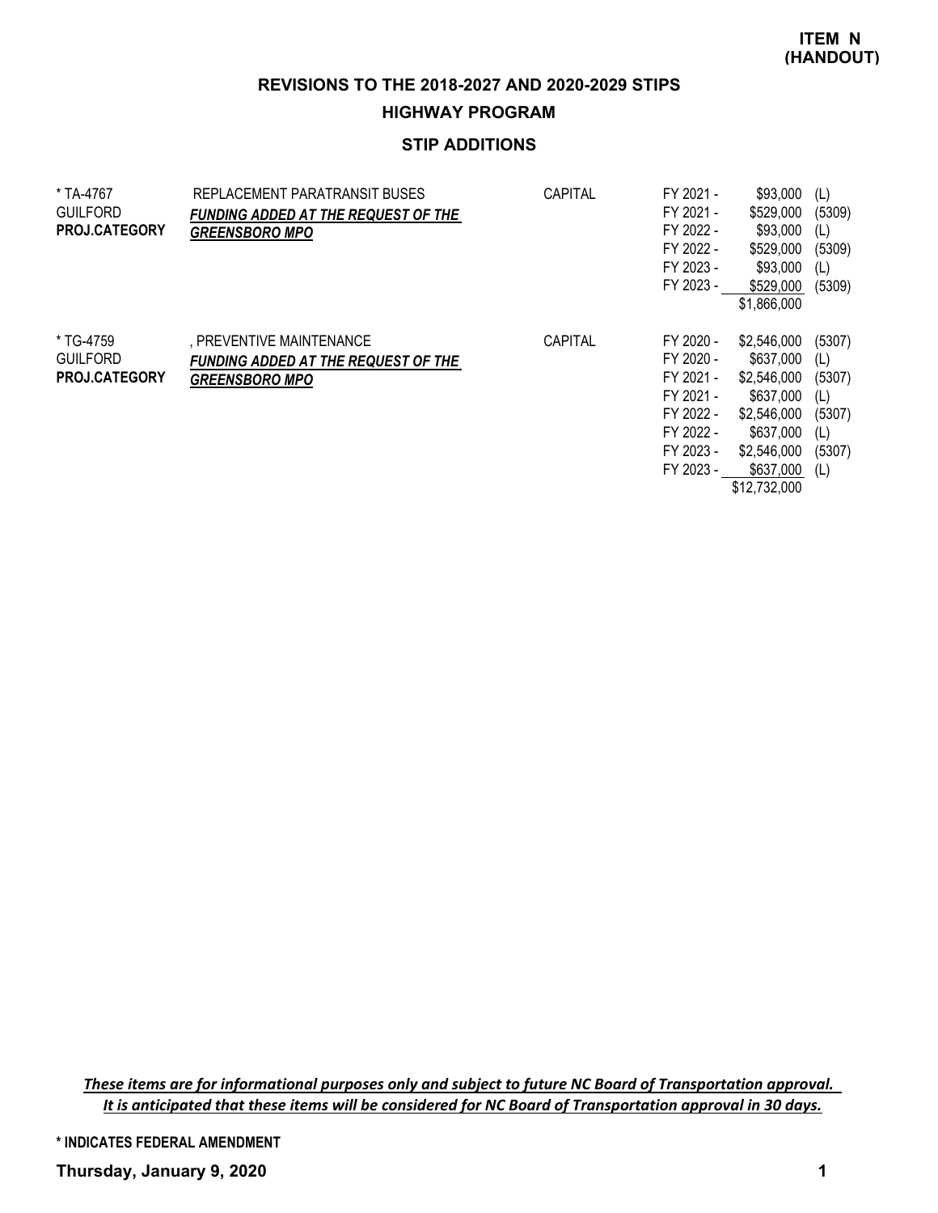**ITEM N (HANDOUT)**

## REVISIONS TO THE 2018-2027 AND 2020-2029 STIPS

### HIGHWAY PROGRAM

### STIP ADDITIONS

| | | | | | |
|---|---|---|---|---|---|
| * TA-4767<br>GUILFORD<br>**PROJ.CATEGORY** | REPLACEMENT PARATRANSIT BUSES<br>***FUNDING ADDED AT THE REQUEST OF THE GREENSBORO MPO*** | CAPITAL | FY 2021 - | $93,000 | (L) |
| | | | FY 2021 - | $529,000 | (5309) |
| | | | FY 2022 - | $93,000 | (L) |
| | | | FY 2022 - | $529,000 | (5309) |
| | | | FY 2023 - | $93,000 | (L) |
| | | | FY 2023 - | $529,000 | (5309) |
| | | | | $1,866,000 | |
| * TG-4759<br>GUILFORD<br>**PROJ.CATEGORY** | , PREVENTIVE MAINTENANCE<br>***FUNDING ADDED AT THE REQUEST OF THE GREENSBORO MPO*** | CAPITAL | FY 2020 - | $2,546,000 | (5307) |
| | | | FY 2020 - | $637,000 | (L) |
| | | | FY 2021 - | $2,546,000 | (5307) |
| | | | FY 2021 - | $637,000 | (L) |
| | | | FY 2022 - | $2,546,000 | (5307) |
| | | | FY 2022 - | $637,000 | (L) |
| | | | FY 2023 - | $2,546,000 | (5307) |
| | | | FY 2023 - | $637,000 | (L) |
| | | | | $12,732,000 | |

***These items are for informational purposes only and subject to future NC Board of Transportation approval. It is anticipated that these items will be considered for NC Board of Transportation approval in 30 days.***

**\* INDICATES FEDERAL AMENDMENT**

**Thursday, January 9, 2020**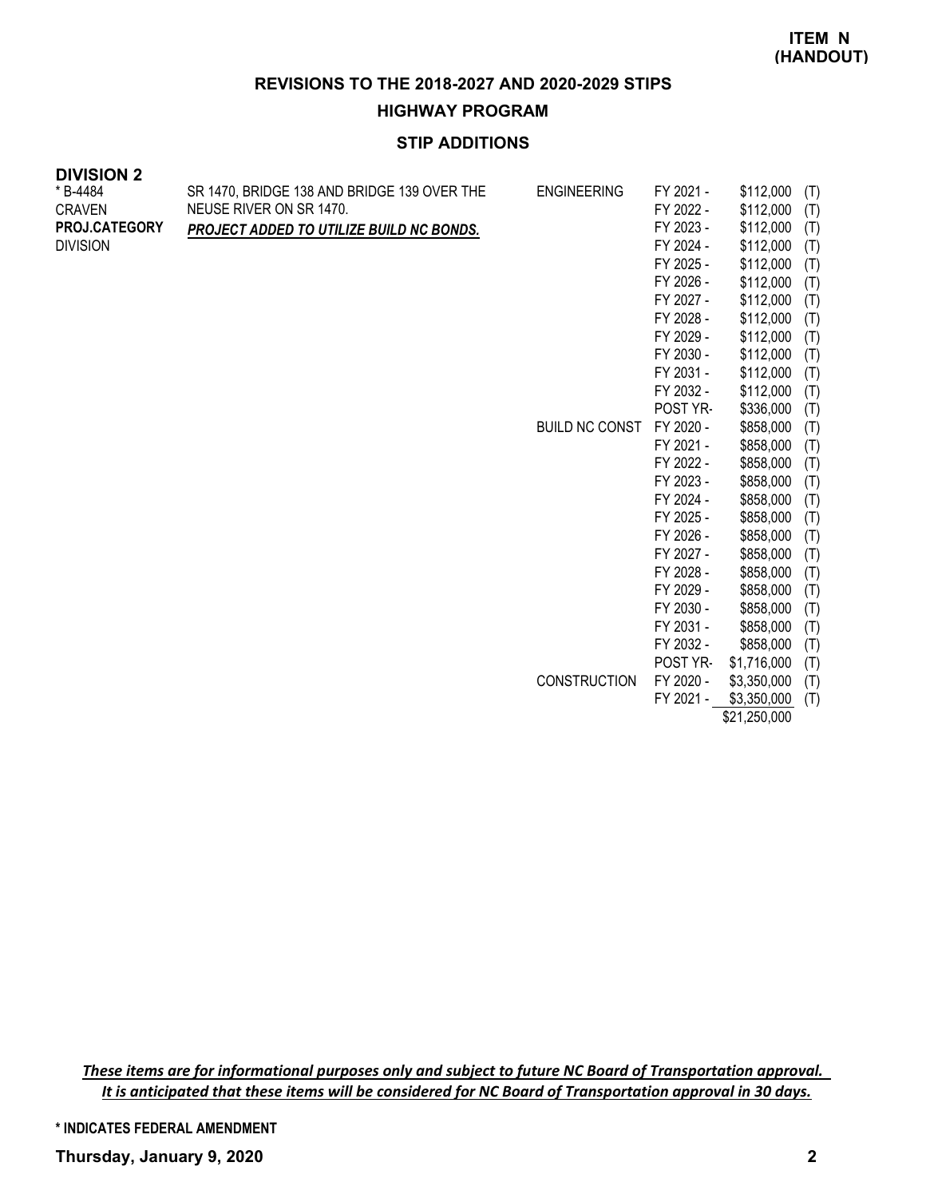**ITEM N (HANDOUT)**

## REVISIONS TO THE 2018-2027 AND 2020-2029 STIPS

### HIGHWAY PROGRAM

### STIP ADDITIONS

**DIVISION 2**

| Project | Description | Work Type | Year | Amount | Source |
|---|---|---|---|---|---|
| * B-4484<br>CRAVEN<br>**PROJ.CATEGORY**<br>DIVISION | SR 1470, BRIDGE 138 AND BRIDGE 139 OVER THE NEUSE RIVER ON SR 1470.<br>***PROJECT ADDED TO UTILIZE BUILD NC BONDS.*** | ENGINEERING | FY 2021 - | $112,000 | (T) |
| | | | FY 2022 - | $112,000 | (T) |
| | | | FY 2023 - | $112,000 | (T) |
| | | | FY 2024 - | $112,000 | (T) |
| | | | FY 2025 - | $112,000 | (T) |
| | | | FY 2026 - | $112,000 | (T) |
| | | | FY 2027 - | $112,000 | (T) |
| | | | FY 2028 - | $112,000 | (T) |
| | | | FY 2029 - | $112,000 | (T) |
| | | | FY 2030 - | $112,000 | (T) |
| | | | FY 2031 - | $112,000 | (T) |
| | | | FY 2032 - | $112,000 | (T) |
| | | | POST YR- | $336,000 | (T) |
| | | BUILD NC CONST | FY 2020 - | $858,000 | (T) |
| | | | FY 2021 - | $858,000 | (T) |
| | | | FY 2022 - | $858,000 | (T) |
| | | | FY 2023 - | $858,000 | (T) |
| | | | FY 2024 - | $858,000 | (T) |
| | | | FY 2025 - | $858,000 | (T) |
| | | | FY 2026 - | $858,000 | (T) |
| | | | FY 2027 - | $858,000 | (T) |
| | | | FY 2028 - | $858,000 | (T) |
| | | | FY 2029 - | $858,000 | (T) |
| | | | FY 2030 - | $858,000 | (T) |
| | | | FY 2031 - | $858,000 | (T) |
| | | | FY 2032 - | $858,000 | (T) |
| | | | POST YR- | $1,716,000 | (T) |
| | | CONSTRUCTION | FY 2020 - | $3,350,000 | (T) |
| | | | FY 2021 - | $3,350,000 | (T) |
| | | | | $21,250,000 | |

*These items are for informational purposes only and subject to future NC Board of Transportation approval. It is anticipated that these items will be considered for NC Board of Transportation approval in 30 days.*

**\* INDICATES FEDERAL AMENDMENT**

**Thursday, January 9, 2020**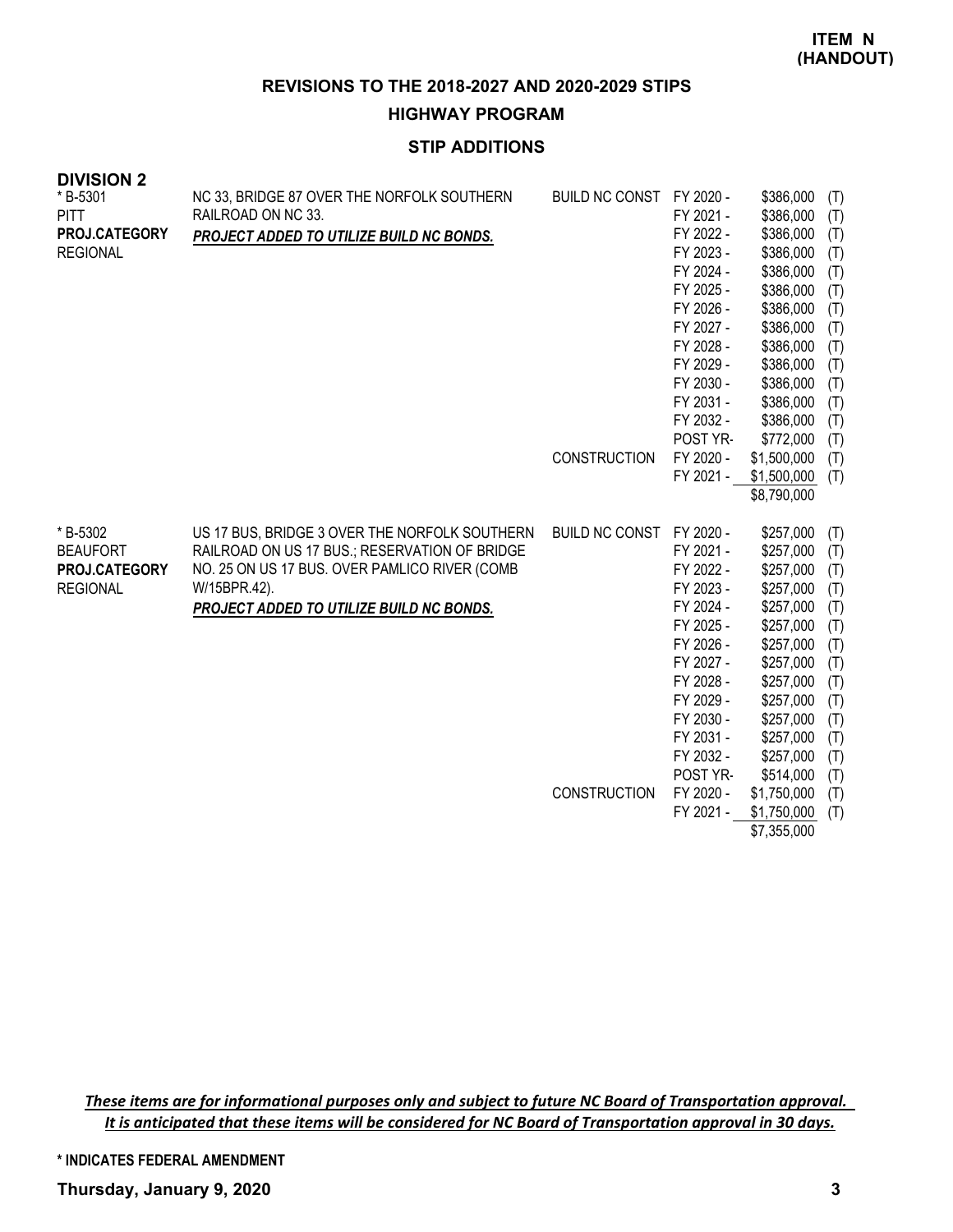**ITEM N (HANDOUT)**

## REVISIONS TO THE 2018-2027 AND 2020-2029 STIPS

## HIGHWAY PROGRAM

### STIP ADDITIONS

**DIVISION 2**

| Project | Description | Work Type | Year | Amount | |
|---|---|---|---|---|---|
| * B-5301<br>PITT<br>**PROJ.CATEGORY**<br>REGIONAL | NC 33, BRIDGE 87 OVER THE NORFOLK SOUTHERN RAILROAD ON NC 33.<br>***PROJECT ADDED TO UTILIZE BUILD NC BONDS.*** | BUILD NC CONST | FY 2020 - | $386,000 | (T) |
| | | | FY 2021 - | $386,000 | (T) |
| | | | FY 2022 - | $386,000 | (T) |
| | | | FY 2023 - | $386,000 | (T) |
| | | | FY 2024 - | $386,000 | (T) |
| | | | FY 2025 - | $386,000 | (T) |
| | | | FY 2026 - | $386,000 | (T) |
| | | | FY 2027 - | $386,000 | (T) |
| | | | FY 2028 - | $386,000 | (T) |
| | | | FY 2029 - | $386,000 | (T) |
| | | | FY 2030 - | $386,000 | (T) |
| | | | FY 2031 - | $386,000 | (T) |
| | | | FY 2032 - | $386,000 | (T) |
| | | | POST YR- | $772,000 | (T) |
| | | CONSTRUCTION | FY 2020 - | $1,500,000 | (T) |
| | | | FY 2021 - | $1,500,000 | (T) |
| | | | | $8,790,000 | |
| * B-5302<br>BEAUFORT<br>**PROJ.CATEGORY**<br>REGIONAL | US 17 BUS, BRIDGE 3 OVER THE NORFOLK SOUTHERN RAILROAD ON US 17 BUS.; RESERVATION OF BRIDGE NO. 25 ON US 17 BUS. OVER PAMLICO RIVER (COMB W/15BPR.42).<br>***PROJECT ADDED TO UTILIZE BUILD NC BONDS.*** | BUILD NC CONST | FY 2020 - | $257,000 | (T) |
| | | | FY 2021 - | $257,000 | (T) |
| | | | FY 2022 - | $257,000 | (T) |
| | | | FY 2023 - | $257,000 | (T) |
| | | | FY 2024 - | $257,000 | (T) |
| | | | FY 2025 - | $257,000 | (T) |
| | | | FY 2026 - | $257,000 | (T) |
| | | | FY 2027 - | $257,000 | (T) |
| | | | FY 2028 - | $257,000 | (T) |
| | | | FY 2029 - | $257,000 | (T) |
| | | | FY 2030 - | $257,000 | (T) |
| | | | FY 2031 - | $257,000 | (T) |
| | | | FY 2032 - | $257,000 | (T) |
| | | | POST YR- | $514,000 | (T) |
| | | CONSTRUCTION | FY 2020 - | $1,750,000 | (T) |
| | | | FY 2021 - | $1,750,000 | (T) |
| | | | | $7,355,000 | |

***These items are for informational purposes only and subject to future NC Board of Transportation approval. It is anticipated that these items will be considered for NC Board of Transportation approval in 30 days.***

**\* INDICATES FEDERAL AMENDMENT**

**Thursday, January 9, 2020**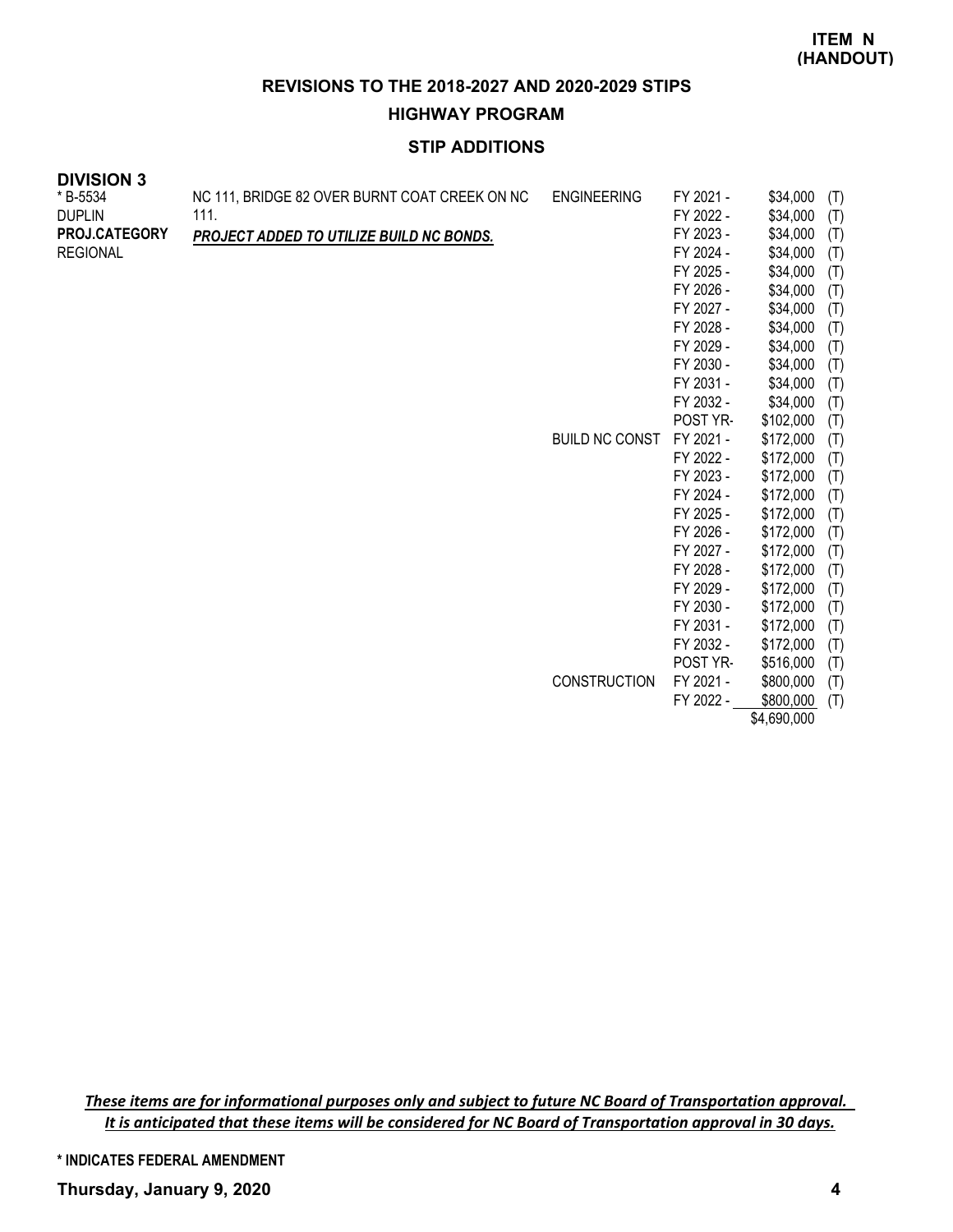**ITEM N (HANDOUT)**

## REVISIONS TO THE 2018-2027 AND 2020-2029 STIPS

### HIGHWAY PROGRAM

### STIP ADDITIONS

**DIVISION 3**

| | | | | | |
|---|---|---|---|---|---|
| * B-5534<br>DUPLIN<br>**PROJ.CATEGORY**<br>REGIONAL | NC 111, BRIDGE 82 OVER BURNT COAT CREEK ON NC 111.<br>***PROJECT ADDED TO UTILIZE BUILD NC BONDS.*** | ENGINEERING | FY 2021 - | $34,000 | (T) |
| | | | FY 2022 - | $34,000 | (T) |
| | | | FY 2023 - | $34,000 | (T) |
| | | | FY 2024 - | $34,000 | (T) |
| | | | FY 2025 - | $34,000 | (T) |
| | | | FY 2026 - | $34,000 | (T) |
| | | | FY 2027 - | $34,000 | (T) |
| | | | FY 2028 - | $34,000 | (T) |
| | | | FY 2029 - | $34,000 | (T) |
| | | | FY 2030 - | $34,000 | (T) |
| | | | FY 2031 - | $34,000 | (T) |
| | | | FY 2032 - | $34,000 | (T) |
| | | | POST YR- | $102,000 | (T) |
| | | BUILD NC CONST | FY 2021 - | $172,000 | (T) |
| | | | FY 2022 - | $172,000 | (T) |
| | | | FY 2023 - | $172,000 | (T) |
| | | | FY 2024 - | $172,000 | (T) |
| | | | FY 2025 - | $172,000 | (T) |
| | | | FY 2026 - | $172,000 | (T) |
| | | | FY 2027 - | $172,000 | (T) |
| | | | FY 2028 - | $172,000 | (T) |
| | | | FY 2029 - | $172,000 | (T) |
| | | | FY 2030 - | $172,000 | (T) |
| | | | FY 2031 - | $172,000 | (T) |
| | | | FY 2032 - | $172,000 | (T) |
| | | | POST YR- | $516,000 | (T) |
| | | CONSTRUCTION | FY 2021 - | $800,000 | (T) |
| | | | FY 2022 - | $800,000 | (T) |
| | | | | $4,690,000 | |

*These items are for informational purposes only and subject to future NC Board of Transportation approval. It is anticipated that these items will be considered for NC Board of Transportation approval in 30 days.*

**\* INDICATES FEDERAL AMENDMENT**

**Thursday, January 9, 2020**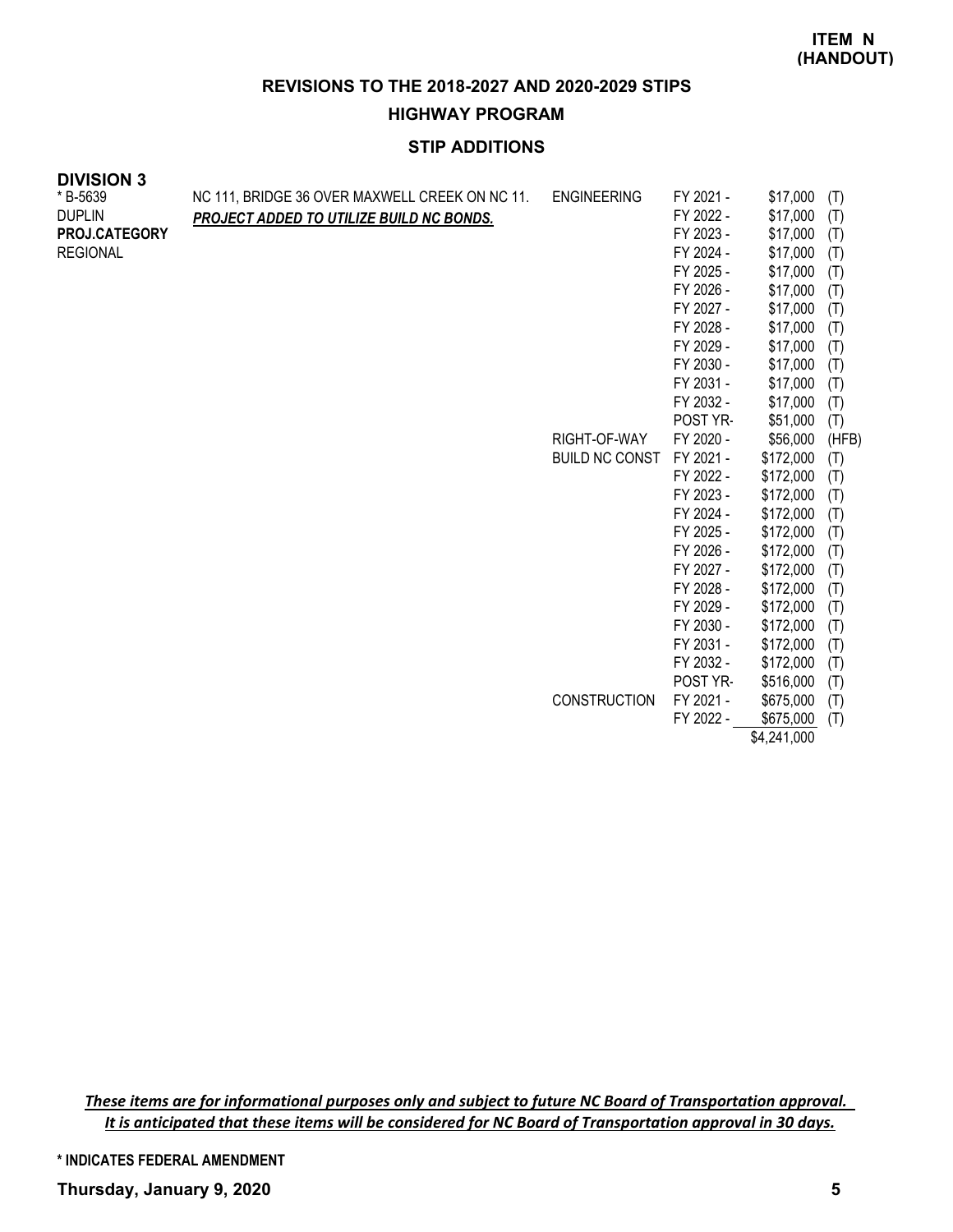**ITEM N (HANDOUT)**

## REVISIONS TO THE 2018-2027 AND 2020-2029 STIPS

## HIGHWAY PROGRAM

### STIP ADDITIONS

**DIVISION 3**

| Project | Description | Phase | Year | Amount | Fund |
|---|---|---|---|---|---|
| * B-5639 | NC 111, BRIDGE 36 OVER MAXWELL CREEK ON NC 11. | ENGINEERING | FY 2021 - | $17,000 | (T) |
| DUPLIN | ***PROJECT ADDED TO UTILIZE BUILD NC BONDS.*** | | FY 2022 - | $17,000 | (T) |
| **PROJ.CATEGORY** | | | FY 2023 - | $17,000 | (T) |
| REGIONAL | | | FY 2024 - | $17,000 | (T) |
| | | | FY 2025 - | $17,000 | (T) |
| | | | FY 2026 - | $17,000 | (T) |
| | | | FY 2027 - | $17,000 | (T) |
| | | | FY 2028 - | $17,000 | (T) |
| | | | FY 2029 - | $17,000 | (T) |
| | | | FY 2030 - | $17,000 | (T) |
| | | | FY 2031 - | $17,000 | (T) |
| | | | FY 2032 - | $17,000 | (T) |
| | | | POST YR- | $51,000 | (T) |
| | | RIGHT-OF-WAY | FY 2020 - | $56,000 | (HFB) |
| | | BUILD NC CONST | FY 2021 - | $172,000 | (T) |
| | | | FY 2022 - | $172,000 | (T) |
| | | | FY 2023 - | $172,000 | (T) |
| | | | FY 2024 - | $172,000 | (T) |
| | | | FY 2025 - | $172,000 | (T) |
| | | | FY 2026 - | $172,000 | (T) |
| | | | FY 2027 - | $172,000 | (T) |
| | | | FY 2028 - | $172,000 | (T) |
| | | | FY 2029 - | $172,000 | (T) |
| | | | FY 2030 - | $172,000 | (T) |
| | | | FY 2031 - | $172,000 | (T) |
| | | | FY 2032 - | $172,000 | (T) |
| | | | POST YR- | $516,000 | (T) |
| | | CONSTRUCTION | FY 2021 - | $675,000 | (T) |
| | | | FY 2022 - | $675,000 | (T) |
| | | | | $4,241,000 | |

***These items are for informational purposes only and subject to future NC Board of Transportation approval. It is anticipated that these items will be considered for NC Board of Transportation approval in 30 days.***

**\* INDICATES FEDERAL AMENDMENT**

**Thursday, January 9, 2020**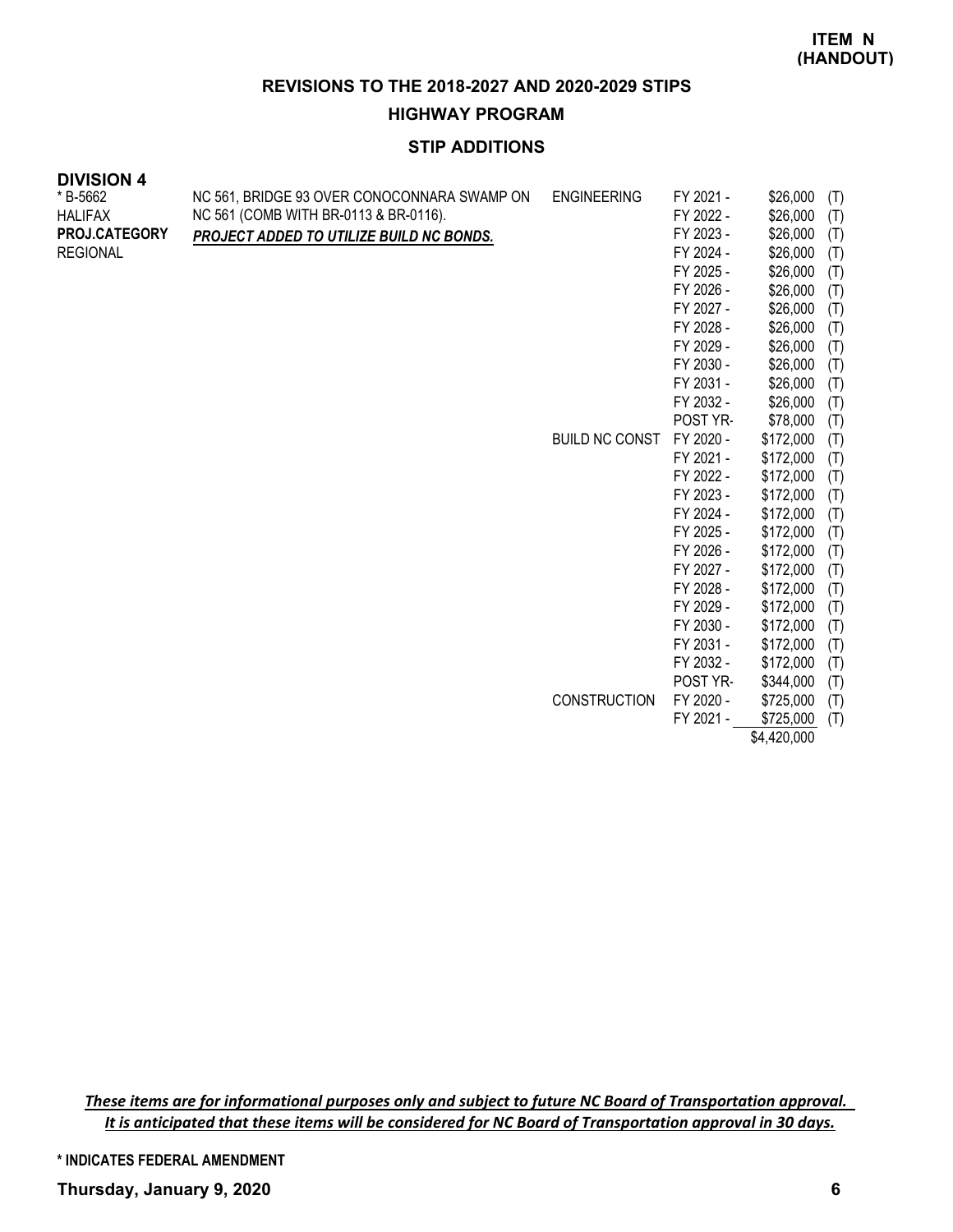**ITEM N (HANDOUT)**

## REVISIONS TO THE 2018-2027 AND 2020-2029 STIPS

### HIGHWAY PROGRAM

### STIP ADDITIONS

**DIVISION 4**

| | | | | | |
|---|---|---|---|---|---|
| * B-5662 | NC 561, BRIDGE 93 OVER CONOCONNARA SWAMP ON | ENGINEERING | FY 2021 - | $26,000 | (T) |
| HALIFAX | NC 561 (COMB WITH BR-0113 & BR-0116). | | FY 2022 - | $26,000 | (T) |
| **PROJ.CATEGORY** | ***PROJECT ADDED TO UTILIZE BUILD NC BONDS.*** | | FY 2023 - | $26,000 | (T) |
| REGIONAL | | | FY 2024 - | $26,000 | (T) |
| | | | FY 2025 - | $26,000 | (T) |
| | | | FY 2026 - | $26,000 | (T) |
| | | | FY 2027 - | $26,000 | (T) |
| | | | FY 2028 - | $26,000 | (T) |
| | | | FY 2029 - | $26,000 | (T) |
| | | | FY 2030 - | $26,000 | (T) |
| | | | FY 2031 - | $26,000 | (T) |
| | | | FY 2032 - | $26,000 | (T) |
| | | | POST YR- | $78,000 | (T) |
| | | BUILD NC CONST | FY 2020 - | $172,000 | (T) |
| | | | FY 2021 - | $172,000 | (T) |
| | | | FY 2022 - | $172,000 | (T) |
| | | | FY 2023 - | $172,000 | (T) |
| | | | FY 2024 - | $172,000 | (T) |
| | | | FY 2025 - | $172,000 | (T) |
| | | | FY 2026 - | $172,000 | (T) |
| | | | FY 2027 - | $172,000 | (T) |
| | | | FY 2028 - | $172,000 | (T) |
| | | | FY 2029 - | $172,000 | (T) |
| | | | FY 2030 - | $172,000 | (T) |
| | | | FY 2031 - | $172,000 | (T) |
| | | | FY 2032 - | $172,000 | (T) |
| | | | POST YR- | $344,000 | (T) |
| | | CONSTRUCTION | FY 2020 - | $725,000 | (T) |
| | | | FY 2021 - | $725,000 | (T) |
| | | | | $4,420,000 | |

*These items are for informational purposes only and subject to future NC Board of Transportation approval. It is anticipated that these items will be considered for NC Board of Transportation approval in 30 days.*

**\* INDICATES FEDERAL AMENDMENT**

**Thursday, January 9, 2020**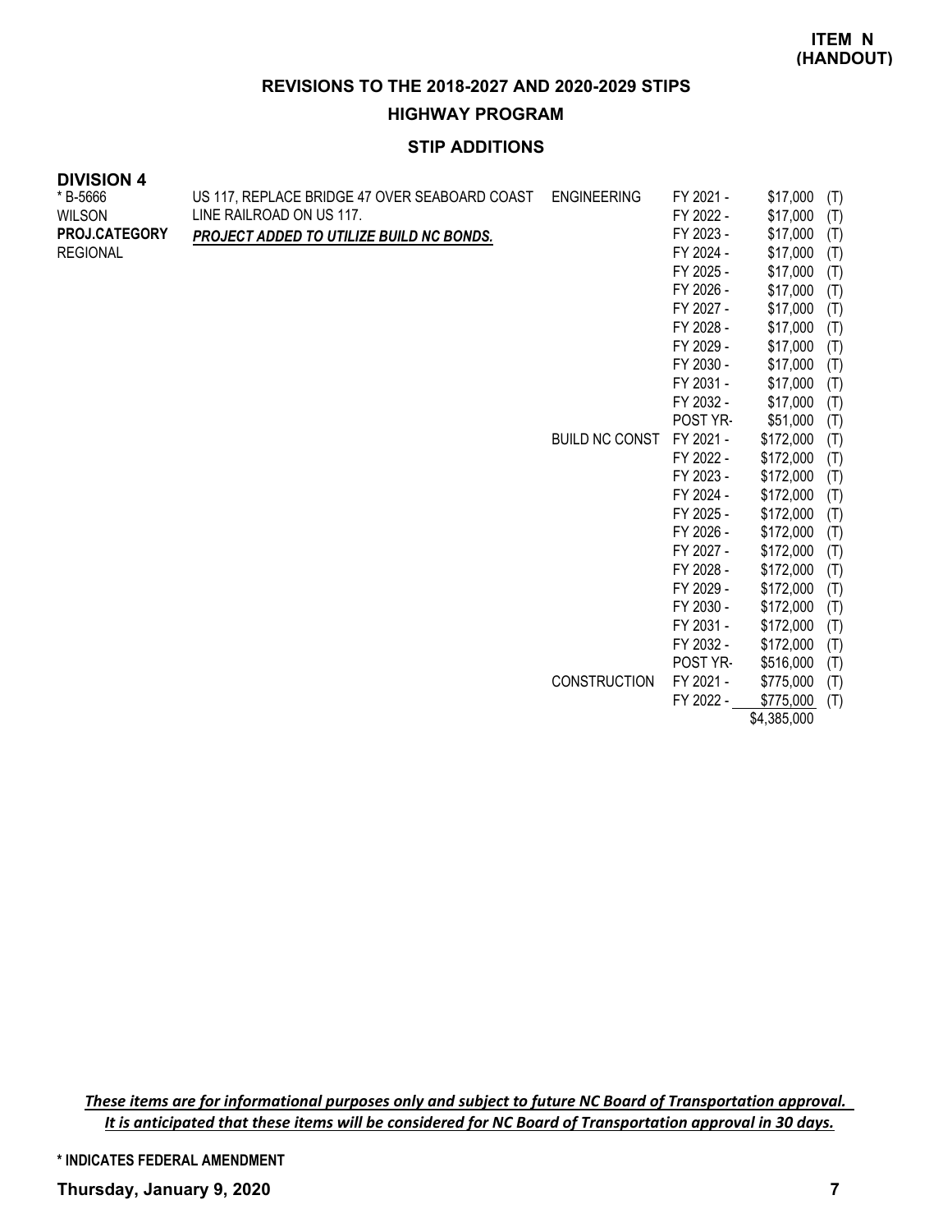**ITEM N (HANDOUT)**

## REVISIONS TO THE 2018-2027 AND 2020-2029 STIPS

### HIGHWAY PROGRAM

### STIP ADDITIONS

**DIVISION 4**

| | | | | | |
|---|---|---|---|---|---|
| * B-5666 | US 117, REPLACE BRIDGE 47 OVER SEABOARD COAST | ENGINEERING | FY 2021 - | $17,000 | (T) |
| WILSON | LINE RAILROAD ON US 117. | | FY 2022 - | $17,000 | (T) |
| **PROJ.CATEGORY** | ***PROJECT ADDED TO UTILIZE BUILD NC BONDS.*** | | FY 2023 - | $17,000 | (T) |
| REGIONAL | | | FY 2024 - | $17,000 | (T) |
| | | | FY 2025 - | $17,000 | (T) |
| | | | FY 2026 - | $17,000 | (T) |
| | | | FY 2027 - | $17,000 | (T) |
| | | | FY 2028 - | $17,000 | (T) |
| | | | FY 2029 - | $17,000 | (T) |
| | | | FY 2030 - | $17,000 | (T) |
| | | | FY 2031 - | $17,000 | (T) |
| | | | FY 2032 - | $17,000 | (T) |
| | | | POST YR- | $51,000 | (T) |
| | | BUILD NC CONST | FY 2021 - | $172,000 | (T) |
| | | | FY 2022 - | $172,000 | (T) |
| | | | FY 2023 - | $172,000 | (T) |
| | | | FY 2024 - | $172,000 | (T) |
| | | | FY 2025 - | $172,000 | (T) |
| | | | FY 2026 - | $172,000 | (T) |
| | | | FY 2027 - | $172,000 | (T) |
| | | | FY 2028 - | $172,000 | (T) |
| | | | FY 2029 - | $172,000 | (T) |
| | | | FY 2030 - | $172,000 | (T) |
| | | | FY 2031 - | $172,000 | (T) |
| | | | FY 2032 - | $172,000 | (T) |
| | | | POST YR- | $516,000 | (T) |
| | | CONSTRUCTION | FY 2021 - | $775,000 | (T) |
| | | | FY 2022 - | $775,000 | (T) |
| | | | | $4,385,000 | |

*These items are for informational purposes only and subject to future NC Board of Transportation approval. It is anticipated that these items will be considered for NC Board of Transportation approval in 30 days.*

**\* INDICATES FEDERAL AMENDMENT**

**Thursday, January 9, 2020**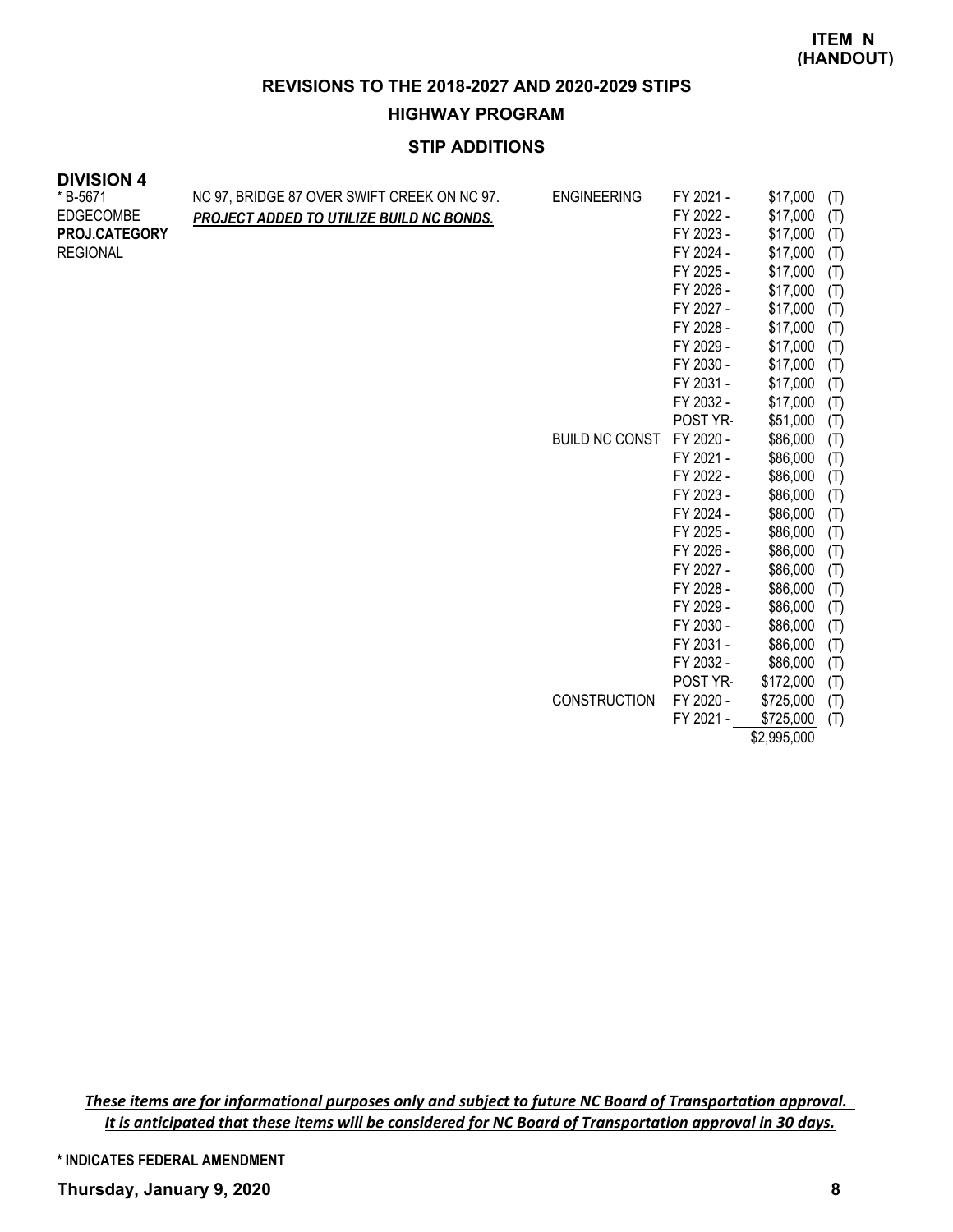**ITEM N (HANDOUT)**

# REVISIONS TO THE 2018-2027 AND 2020-2029 STIPS

## HIGHWAY PROGRAM

### STIP ADDITIONS

**DIVISION 4**

| Project | Description | Work Type | Fiscal Year | Amount | Source |
|---|---|---|---|---|---|
| * B-5671<br>EDGECOMBE<br>**PROJ.CATEGORY**<br>REGIONAL | NC 97, BRIDGE 87 OVER SWIFT CREEK ON NC 97.<br>***PROJECT ADDED TO UTILIZE BUILD NC BONDS.*** | ENGINEERING | FY 2021 - | $17,000 | (T) |
| | | | FY 2022 - | $17,000 | (T) |
| | | | FY 2023 - | $17,000 | (T) |
| | | | FY 2024 - | $17,000 | (T) |
| | | | FY 2025 - | $17,000 | (T) |
| | | | FY 2026 - | $17,000 | (T) |
| | | | FY 2027 - | $17,000 | (T) |
| | | | FY 2028 - | $17,000 | (T) |
| | | | FY 2029 - | $17,000 | (T) |
| | | | FY 2030 - | $17,000 | (T) |
| | | | FY 2031 - | $17,000 | (T) |
| | | | FY 2032 - | $17,000 | (T) |
| | | | POST YR- | $51,000 | (T) |
| | | BUILD NC CONST | FY 2020 - | $86,000 | (T) |
| | | | FY 2021 - | $86,000 | (T) |
| | | | FY 2022 - | $86,000 | (T) |
| | | | FY 2023 - | $86,000 | (T) |
| | | | FY 2024 - | $86,000 | (T) |
| | | | FY 2025 - | $86,000 | (T) |
| | | | FY 2026 - | $86,000 | (T) |
| | | | FY 2027 - | $86,000 | (T) |
| | | | FY 2028 - | $86,000 | (T) |
| | | | FY 2029 - | $86,000 | (T) |
| | | | FY 2030 - | $86,000 | (T) |
| | | | FY 2031 - | $86,000 | (T) |
| | | | FY 2032 - | $86,000 | (T) |
| | | | POST YR- | $172,000 | (T) |
| | | CONSTRUCTION | FY 2020 - | $725,000 | (T) |
| | | | FY 2021 - | $725,000 | (T) |
| | | | | $2,995,000 | |

*These items are for informational purposes only and subject to future NC Board of Transportation approval. It is anticipated that these items will be considered for NC Board of Transportation approval in 30 days.*

**\* INDICATES FEDERAL AMENDMENT**

**Thursday, January 9, 2020**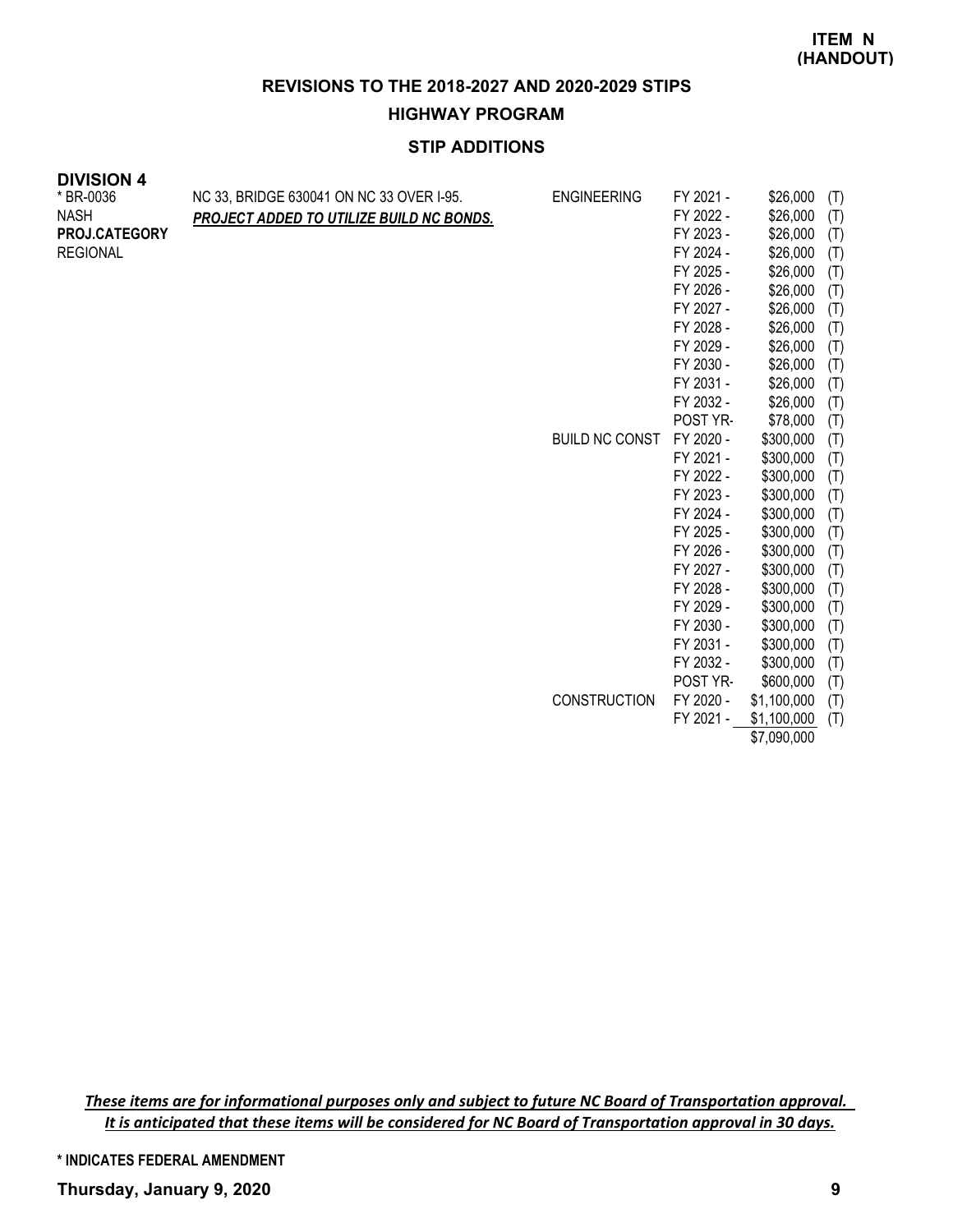**ITEM N**
**(HANDOUT)**

## REVISIONS TO THE 2018-2027 AND 2020-2029 STIPS

### HIGHWAY PROGRAM

### STIP ADDITIONS

**DIVISION 4**

| Project | Description | Work Type | Fiscal Year | Amount | Funding |
|---|---|---|---|---|---|
| * BR-0036 | NC 33, BRIDGE 630041 ON NC 33 OVER I-95. | ENGINEERING | FY 2021 - | $26,000 | (T) |
| NASH | ***PROJECT ADDED TO UTILIZE BUILD NC BONDS.*** | | FY 2022 - | $26,000 | (T) |
| **PROJ.CATEGORY** | | | FY 2023 - | $26,000 | (T) |
| REGIONAL | | | FY 2024 - | $26,000 | (T) |
| | | | FY 2025 - | $26,000 | (T) |
| | | | FY 2026 - | $26,000 | (T) |
| | | | FY 2027 - | $26,000 | (T) |
| | | | FY 2028 - | $26,000 | (T) |
| | | | FY 2029 - | $26,000 | (T) |
| | | | FY 2030 - | $26,000 | (T) |
| | | | FY 2031 - | $26,000 | (T) |
| | | | FY 2032 - | $26,000 | (T) |
| | | | POST YR- | $78,000 | (T) |
| | | BUILD NC CONST | FY 2020 - | $300,000 | (T) |
| | | | FY 2021 - | $300,000 | (T) |
| | | | FY 2022 - | $300,000 | (T) |
| | | | FY 2023 - | $300,000 | (T) |
| | | | FY 2024 - | $300,000 | (T) |
| | | | FY 2025 - | $300,000 | (T) |
| | | | FY 2026 - | $300,000 | (T) |
| | | | FY 2027 - | $300,000 | (T) |
| | | | FY 2028 - | $300,000 | (T) |
| | | | FY 2029 - | $300,000 | (T) |
| | | | FY 2030 - | $300,000 | (T) |
| | | | FY 2031 - | $300,000 | (T) |
| | | | FY 2032 - | $300,000 | (T) |
| | | | POST YR- | $600,000 | (T) |
| | | CONSTRUCTION | FY 2020 - | $1,100,000 | (T) |
| | | | FY 2021 - | $1,100,000 | (T) |
| | | | | $7,090,000 | |

***These items are for informational purposes only and subject to future NC Board of Transportation approval.***
***It is anticipated that these items will be considered for NC Board of Transportation approval in 30 days.***

**\* INDICATES FEDERAL AMENDMENT**

**Thursday, January 9, 2020**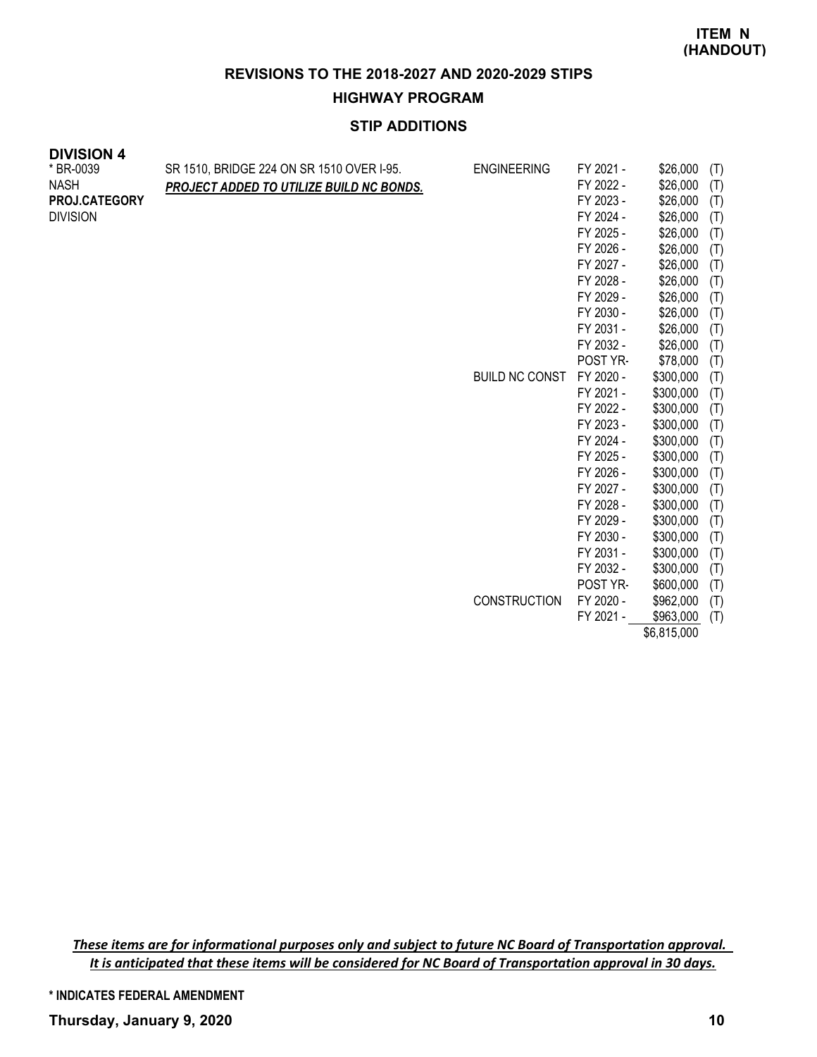**ITEM N (HANDOUT)**

## REVISIONS TO THE 2018-2027 AND 2020-2029 STIPS

## HIGHWAY PROGRAM

### STIP ADDITIONS

**DIVISION 4**

| | | | | | |
|---|---|---|---|---|---|
| * BR-0039 | SR 1510, BRIDGE 224 ON SR 1510 OVER I-95. | ENGINEERING | FY 2021 - | $26,000 | (T) |
| NASH | ***PROJECT ADDED TO UTILIZE BUILD NC BONDS.*** | | FY 2022 - | $26,000 | (T) |
| **PROJ.CATEGORY** | | | FY 2023 - | $26,000 | (T) |
| DIVISION | | | FY 2024 - | $26,000 | (T) |
| | | | FY 2025 - | $26,000 | (T) |
| | | | FY 2026 - | $26,000 | (T) |
| | | | FY 2027 - | $26,000 | (T) |
| | | | FY 2028 - | $26,000 | (T) |
| | | | FY 2029 - | $26,000 | (T) |
| | | | FY 2030 - | $26,000 | (T) |
| | | | FY 2031 - | $26,000 | (T) |
| | | | FY 2032 - | $26,000 | (T) |
| | | | POST YR- | $78,000 | (T) |
| | | BUILD NC CONST | FY 2020 - | $300,000 | (T) |
| | | | FY 2021 - | $300,000 | (T) |
| | | | FY 2022 - | $300,000 | (T) |
| | | | FY 2023 - | $300,000 | (T) |
| | | | FY 2024 - | $300,000 | (T) |
| | | | FY 2025 - | $300,000 | (T) |
| | | | FY 2026 - | $300,000 | (T) |
| | | | FY 2027 - | $300,000 | (T) |
| | | | FY 2028 - | $300,000 | (T) |
| | | | FY 2029 - | $300,000 | (T) |
| | | | FY 2030 - | $300,000 | (T) |
| | | | FY 2031 - | $300,000 | (T) |
| | | | FY 2032 - | $300,000 | (T) |
| | | | POST YR- | $600,000 | (T) |
| | | CONSTRUCTION | FY 2020 - | $962,000 | (T) |
| | | | FY 2021 - | $963,000 | (T) |
| | | | | $6,815,000 | |

***These items are for informational purposes only and subject to future NC Board of Transportation approval.***
***It is anticipated that these items will be considered for NC Board of Transportation approval in 30 days.***

**\* INDICATES FEDERAL AMENDMENT**

**Thursday, January 9, 2020**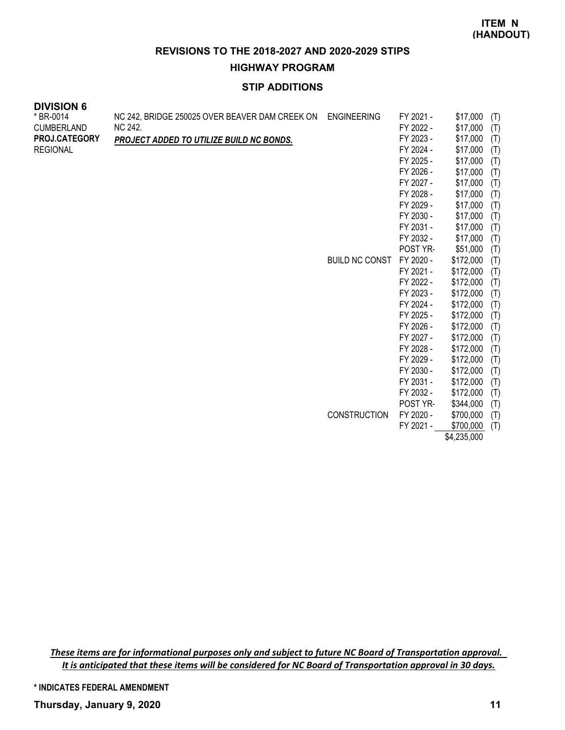**ITEM N (HANDOUT)**

## REVISIONS TO THE 2018-2027 AND 2020-2029 STIPS

### HIGHWAY PROGRAM

### STIP ADDITIONS

**DIVISION 6**

| Project | Description | Phase | Year | Amount | |
|---|---|---|---|---|---|
| * BR-0014 | NC 242, BRIDGE 250025 OVER BEAVER DAM CREEK ON | ENGINEERING | FY 2021 - | $17,000 | (T) |
| CUMBERLAND | NC 242. | | FY 2022 - | $17,000 | (T) |
| **PROJ.CATEGORY** | ***PROJECT ADDED TO UTILIZE BUILD NC BONDS.*** | | FY 2023 - | $17,000 | (T) |
| REGIONAL | | | FY 2024 - | $17,000 | (T) |
| | | | FY 2025 - | $17,000 | (T) |
| | | | FY 2026 - | $17,000 | (T) |
| | | | FY 2027 - | $17,000 | (T) |
| | | | FY 2028 - | $17,000 | (T) |
| | | | FY 2029 - | $17,000 | (T) |
| | | | FY 2030 - | $17,000 | (T) |
| | | | FY 2031 - | $17,000 | (T) |
| | | | FY 2032 - | $17,000 | (T) |
| | | | POST YR- | $51,000 | (T) |
| | | BUILD NC CONST | FY 2020 - | $172,000 | (T) |
| | | | FY 2021 - | $172,000 | (T) |
| | | | FY 2022 - | $172,000 | (T) |
| | | | FY 2023 - | $172,000 | (T) |
| | | | FY 2024 - | $172,000 | (T) |
| | | | FY 2025 - | $172,000 | (T) |
| | | | FY 2026 - | $172,000 | (T) |
| | | | FY 2027 - | $172,000 | (T) |
| | | | FY 2028 - | $172,000 | (T) |
| | | | FY 2029 - | $172,000 | (T) |
| | | | FY 2030 - | $172,000 | (T) |
| | | | FY 2031 - | $172,000 | (T) |
| | | | FY 2032 - | $172,000 | (T) |
| | | | POST YR- | $344,000 | (T) |
| | | CONSTRUCTION | FY 2020 - | $700,000 | (T) |
| | | | FY 2021 - | $700,000 | (T) |
| | | | | $4,235,000 | |

*These items are for informational purposes only and subject to future NC Board of Transportation approval. It is anticipated that these items will be considered for NC Board of Transportation approval in 30 days.*

**\* INDICATES FEDERAL AMENDMENT**

**Thursday, January 9, 2020**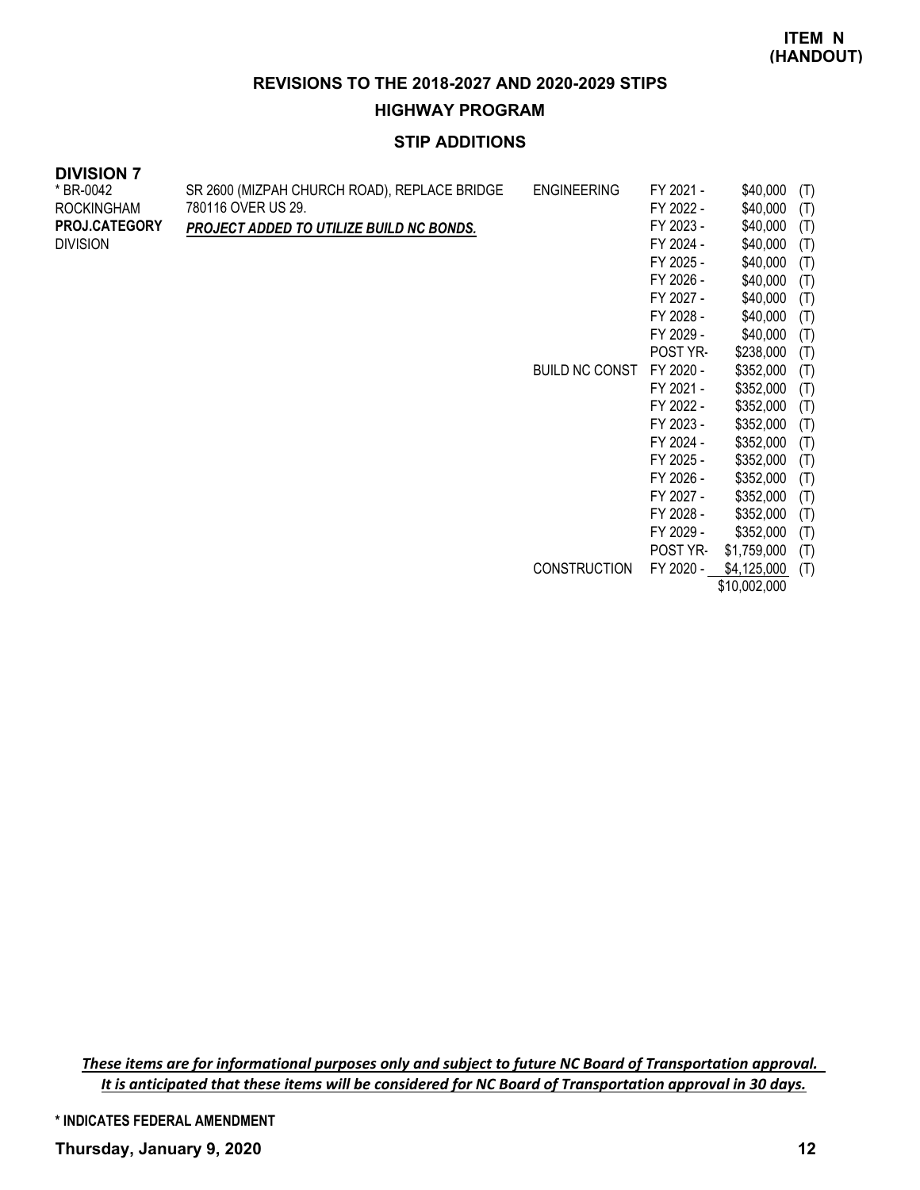**ITEM N (HANDOUT)**

## REVISIONS TO THE 2018-2027 AND 2020-2029 STIPS

## HIGHWAY PROGRAM

### STIP ADDITIONS

**DIVISION 7**

| | | | | | |
|---|---|---|---|---|---|
| * BR-0042<br>ROCKINGHAM<br>**PROJ.CATEGORY**<br>DIVISION | SR 2600 (MIZPAH CHURCH ROAD), REPLACE BRIDGE 780116 OVER US 29.<br>***PROJECT ADDED TO UTILIZE BUILD NC BONDS.*** | ENGINEERING | FY 2021 - | $40,000 | (T) |
| | | | FY 2022 - | $40,000 | (T) |
| | | | FY 2023 - | $40,000 | (T) |
| | | | FY 2024 - | $40,000 | (T) |
| | | | FY 2025 - | $40,000 | (T) |
| | | | FY 2026 - | $40,000 | (T) |
| | | | FY 2027 - | $40,000 | (T) |
| | | | FY 2028 - | $40,000 | (T) |
| | | | FY 2029 - | $40,000 | (T) |
| | | | POST YR- | $238,000 | (T) |
| | | BUILD NC CONST | FY 2020 - | $352,000 | (T) |
| | | | FY 2021 - | $352,000 | (T) |
| | | | FY 2022 - | $352,000 | (T) |
| | | | FY 2023 - | $352,000 | (T) |
| | | | FY 2024 - | $352,000 | (T) |
| | | | FY 2025 - | $352,000 | (T) |
| | | | FY 2026 - | $352,000 | (T) |
| | | | FY 2027 - | $352,000 | (T) |
| | | | FY 2028 - | $352,000 | (T) |
| | | | FY 2029 - | $352,000 | (T) |
| | | | POST YR- | $1,759,000 | (T) |
| | | CONSTRUCTION | FY 2020 - | $4,125,000 | (T) |
| | | | | $10,002,000 | |

*These items are for informational purposes only and subject to future NC Board of Transportation approval. It is anticipated that these items will be considered for NC Board of Transportation approval in 30 days.*

**\* INDICATES FEDERAL AMENDMENT**

**Thursday, January 9, 2020**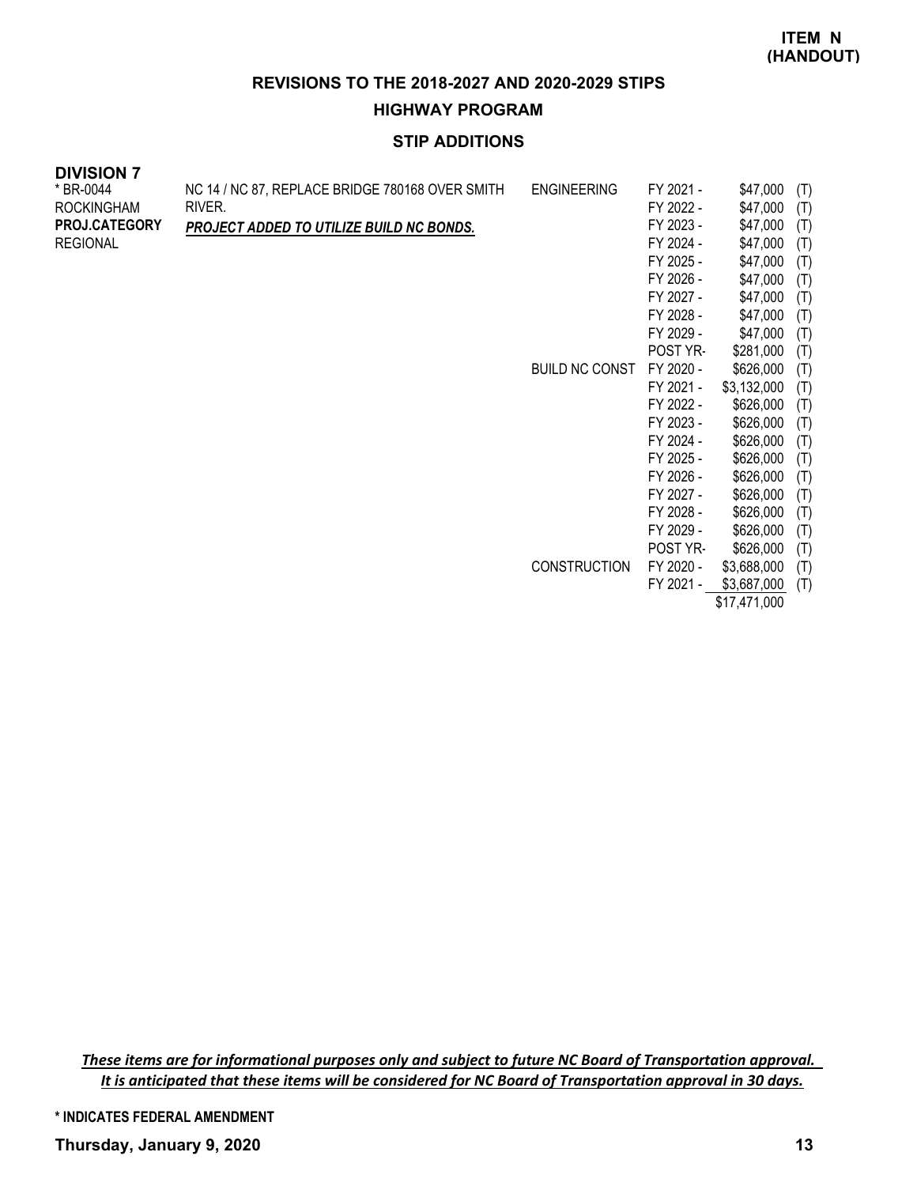**ITEM N (HANDOUT)**

## REVISIONS TO THE 2018-2027 AND 2020-2029 STIPS

### HIGHWAY PROGRAM

### STIP ADDITIONS

**DIVISION 7**

| | | | | | |
|---|---|---|---|---|---|
| * BR-0044 | NC 14 / NC 87, REPLACE BRIDGE 780168 OVER SMITH RIVER. | ENGINEERING | FY 2021 - | $47,000 | (T) |
| ROCKINGHAM | ***PROJECT ADDED TO UTILIZE BUILD NC BONDS.*** | | FY 2022 - | $47,000 | (T) |
| **PROJ.CATEGORY** | | | FY 2023 - | $47,000 | (T) |
| REGIONAL | | | FY 2024 - | $47,000 | (T) |
| | | | FY 2025 - | $47,000 | (T) |
| | | | FY 2026 - | $47,000 | (T) |
| | | | FY 2027 - | $47,000 | (T) |
| | | | FY 2028 - | $47,000 | (T) |
| | | | FY 2029 - | $47,000 | (T) |
| | | | POST YR- | $281,000 | (T) |
| | | BUILD NC CONST | FY 2020 - | $626,000 | (T) |
| | | | FY 2021 - | $3,132,000 | (T) |
| | | | FY 2022 - | $626,000 | (T) |
| | | | FY 2023 - | $626,000 | (T) |
| | | | FY 2024 - | $626,000 | (T) |
| | | | FY 2025 - | $626,000 | (T) |
| | | | FY 2026 - | $626,000 | (T) |
| | | | FY 2027 - | $626,000 | (T) |
| | | | FY 2028 - | $626,000 | (T) |
| | | | FY 2029 - | $626,000 | (T) |
| | | | POST YR- | $626,000 | (T) |
| | | CONSTRUCTION | FY 2020 - | $3,688,000 | (T) |
| | | | FY 2021 - | $3,687,000 | (T) |
| | | | | $17,471,000 | |

*These items are for informational purposes only and subject to future NC Board of Transportation approval. It is anticipated that these items will be considered for NC Board of Transportation approval in 30 days.*

**\* INDICATES FEDERAL AMENDMENT**

**Thursday, January 9, 2020**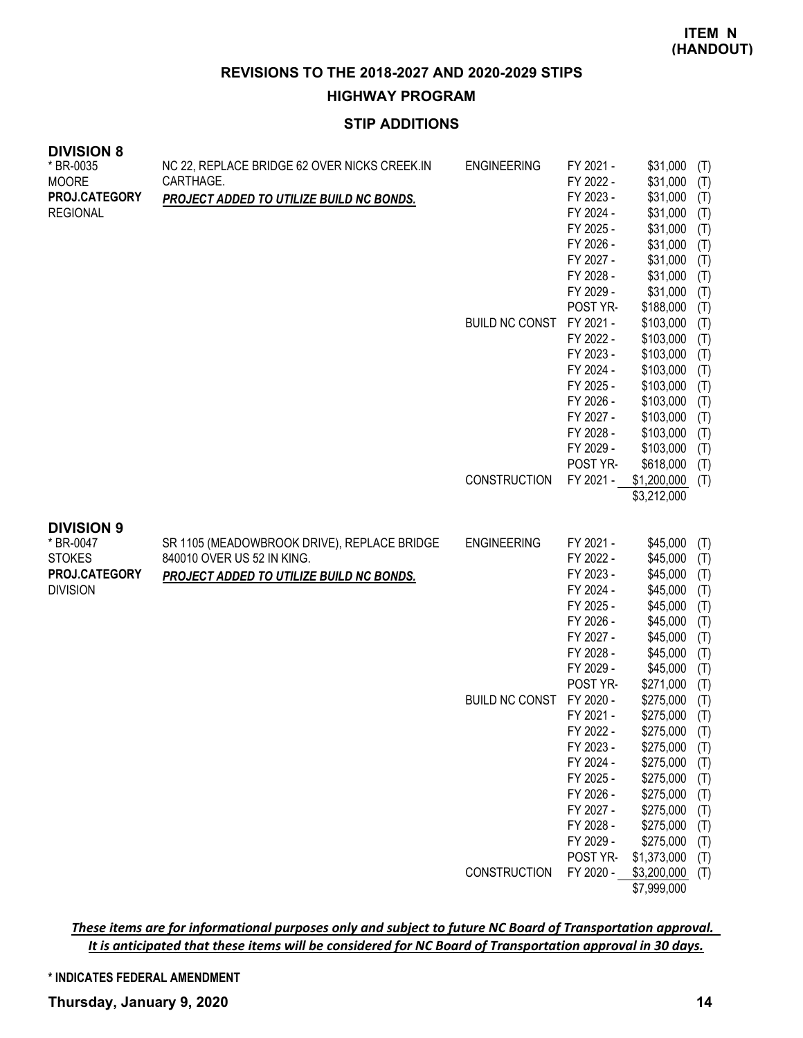**ITEM N (HANDOUT)**

## REVISIONS TO THE 2018-2027 AND 2020-2029 STIPS

### HIGHWAY PROGRAM

### STIP ADDITIONS

**DIVISION 8**

| Project | Description | Work Type | Year | Amount | |
|---|---|---|---|---|---|
| * BR-0035 | NC 22, REPLACE BRIDGE 62 OVER NICKS CREEK.IN | ENGINEERING | FY 2021 - | $31,000 | (T) |
| MOORE | CARTHAGE. | | FY 2022 - | $31,000 | (T) |
| **PROJ.CATEGORY** | ***PROJECT ADDED TO UTILIZE BUILD NC BONDS.*** | | FY 2023 - | $31,000 | (T) |
| REGIONAL | | | FY 2024 - | $31,000 | (T) |
| | | | FY 2025 - | $31,000 | (T) |
| | | | FY 2026 - | $31,000 | (T) |
| | | | FY 2027 - | $31,000 | (T) |
| | | | FY 2028 - | $31,000 | (T) |
| | | | FY 2029 - | $31,000 | (T) |
| | | | POST YR- | $188,000 | (T) |
| | | BUILD NC CONST | FY 2021 - | $103,000 | (T) |
| | | | FY 2022 - | $103,000 | (T) |
| | | | FY 2023 - | $103,000 | (T) |
| | | | FY 2024 - | $103,000 | (T) |
| | | | FY 2025 - | $103,000 | (T) |
| | | | FY 2026 - | $103,000 | (T) |
| | | | FY 2027 - | $103,000 | (T) |
| | | | FY 2028 - | $103,000 | (T) |
| | | | FY 2029 - | $103,000 | (T) |
| | | | POST YR- | $618,000 | (T) |
| | | CONSTRUCTION | FY 2021 - | $1,200,000 | (T) |
| | | | | $3,212,000 | |

**DIVISION 9**

| Project | Description | Work Type | Year | Amount | |
|---|---|---|---|---|---|
| * BR-0047 | SR 1105 (MEADOWBROOK DRIVE), REPLACE BRIDGE | ENGINEERING | FY 2021 - | $45,000 | (T) |
| STOKES | 840010 OVER US 52 IN KING. | | FY 2022 - | $45,000 | (T) |
| **PROJ.CATEGORY** | ***PROJECT ADDED TO UTILIZE BUILD NC BONDS.*** | | FY 2023 - | $45,000 | (T) |
| DIVISION | | | FY 2024 - | $45,000 | (T) |
| | | | FY 2025 - | $45,000 | (T) |
| | | | FY 2026 - | $45,000 | (T) |
| | | | FY 2027 - | $45,000 | (T) |
| | | | FY 2028 - | $45,000 | (T) |
| | | | FY 2029 - | $45,000 | (T) |
| | | | POST YR- | $271,000 | (T) |
| | | BUILD NC CONST | FY 2020 - | $275,000 | (T) |
| | | | FY 2021 - | $275,000 | (T) |
| | | | FY 2022 - | $275,000 | (T) |
| | | | FY 2023 - | $275,000 | (T) |
| | | | FY 2024 - | $275,000 | (T) |
| | | | FY 2025 - | $275,000 | (T) |
| | | | FY 2026 - | $275,000 | (T) |
| | | | FY 2027 - | $275,000 | (T) |
| | | | FY 2028 - | $275,000 | (T) |
| | | | FY 2029 - | $275,000 | (T) |
| | | | POST YR- | $1,373,000 | (T) |
| | | CONSTRUCTION | FY 2020 - | $3,200,000 | (T) |
| | | | | $7,999,000 | |

***These items are for informational purposes only and subject to future NC Board of Transportation approval. It is anticipated that these items will be considered for NC Board of Transportation approval in 30 days.***

**\* INDICATES FEDERAL AMENDMENT**

**Thursday, January 9, 2020**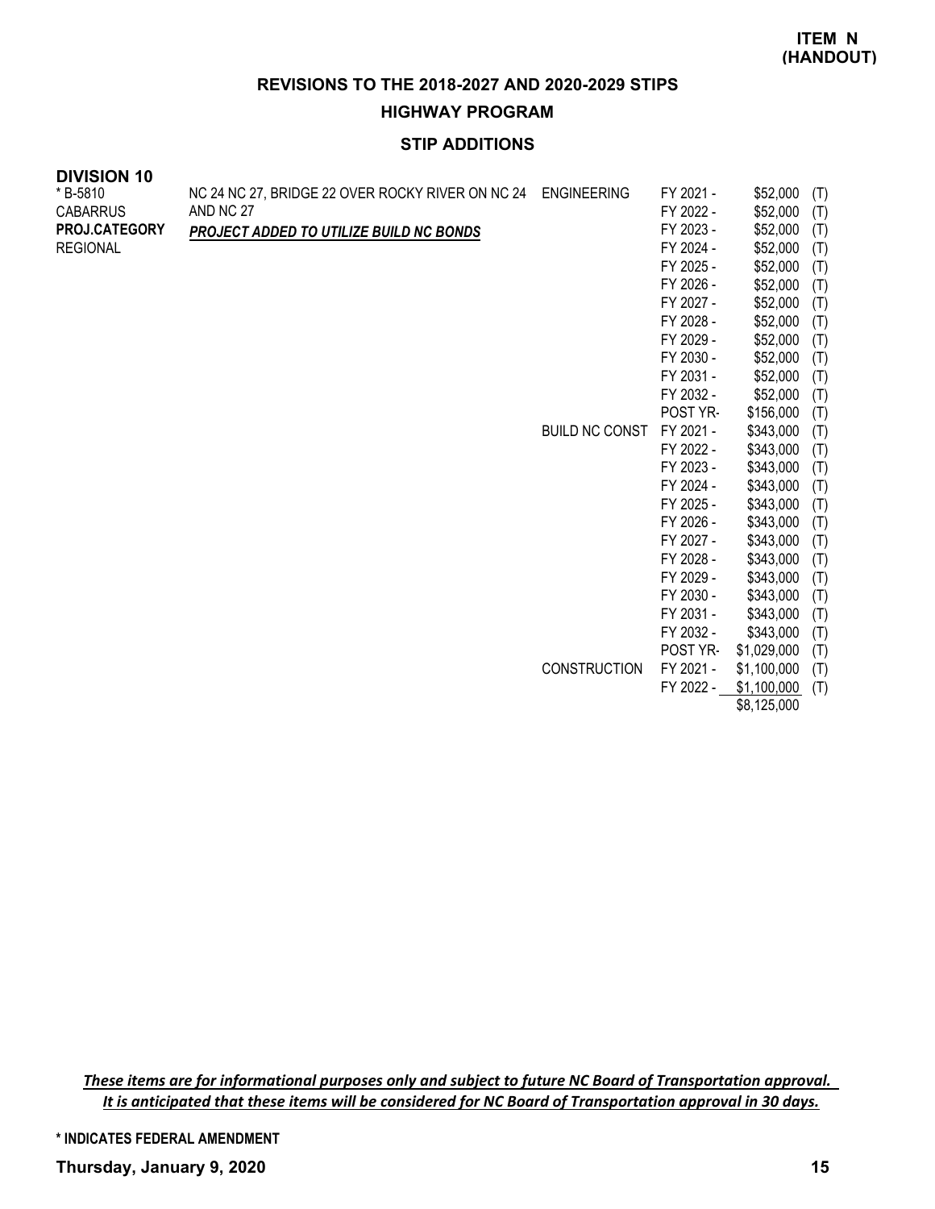**ITEM N (HANDOUT)**

## REVISIONS TO THE 2018-2027 AND 2020-2029 STIPS

## HIGHWAY PROGRAM

### STIP ADDITIONS

**DIVISION 10**

| Project | Description | Phase | Year | Amount | Source |
|---|---|---|---|---|---|
| * B-5810<br>CABARRUS<br>**PROJ.CATEGORY**<br>REGIONAL | NC 24 NC 27, BRIDGE 22 OVER ROCKY RIVER ON NC 24 AND NC 27<br>***PROJECT ADDED TO UTILIZE BUILD NC BONDS*** | ENGINEERING | FY 2021 - | $52,000 | (T) |
| | | | FY 2022 - | $52,000 | (T) |
| | | | FY 2023 - | $52,000 | (T) |
| | | | FY 2024 - | $52,000 | (T) |
| | | | FY 2025 - | $52,000 | (T) |
| | | | FY 2026 - | $52,000 | (T) |
| | | | FY 2027 - | $52,000 | (T) |
| | | | FY 2028 - | $52,000 | (T) |
| | | | FY 2029 - | $52,000 | (T) |
| | | | FY 2030 - | $52,000 | (T) |
| | | | FY 2031 - | $52,000 | (T) |
| | | | FY 2032 - | $52,000 | (T) |
| | | | POST YR- | $156,000 | (T) |
| | | BUILD NC CONST | FY 2021 - | $343,000 | (T) |
| | | | FY 2022 - | $343,000 | (T) |
| | | | FY 2023 - | $343,000 | (T) |
| | | | FY 2024 - | $343,000 | (T) |
| | | | FY 2025 - | $343,000 | (T) |
| | | | FY 2026 - | $343,000 | (T) |
| | | | FY 2027 - | $343,000 | (T) |
| | | | FY 2028 - | $343,000 | (T) |
| | | | FY 2029 - | $343,000 | (T) |
| | | | FY 2030 - | $343,000 | (T) |
| | | | FY 2031 - | $343,000 | (T) |
| | | | FY 2032 - | $343,000 | (T) |
| | | | POST YR- | $1,029,000 | (T) |
| | | CONSTRUCTION | FY 2021 - | $1,100,000 | (T) |
| | | | FY 2022 - | $1,100,000 | (T) |
| | | | | $8,125,000 | |

***These items are for informational purposes only and subject to future NC Board of Transportation approval. It is anticipated that these items will be considered for NC Board of Transportation approval in 30 days.***

**\* INDICATES FEDERAL AMENDMENT**

**Thursday, January 9, 2020**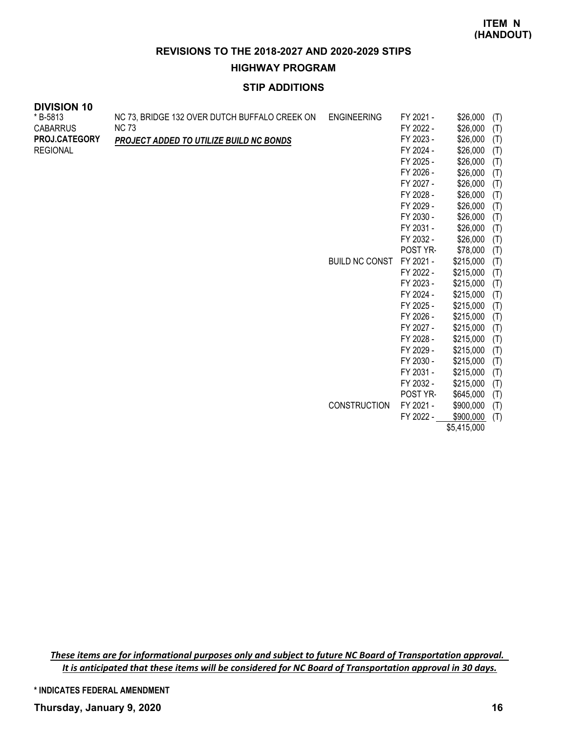**ITEM N (HANDOUT)**

## REVISIONS TO THE 2018-2027 AND 2020-2029 STIPS

### HIGHWAY PROGRAM

### STIP ADDITIONS

**DIVISION 10**

| | | | | | |
|---|---|---|---|---|---|
| * B-5813 | NC 73, BRIDGE 132 OVER DUTCH BUFFALO CREEK ON | ENGINEERING | FY 2021 - | $26,000 | (T) |
| CABARRUS | NC 73 | | FY 2022 - | $26,000 | (T) |
| **PROJ.CATEGORY** | ***PROJECT ADDED TO UTILIZE BUILD NC BONDS*** | | FY 2023 - | $26,000 | (T) |
| REGIONAL | | | FY 2024 - | $26,000 | (T) |
| | | | FY 2025 - | $26,000 | (T) |
| | | | FY 2026 - | $26,000 | (T) |
| | | | FY 2027 - | $26,000 | (T) |
| | | | FY 2028 - | $26,000 | (T) |
| | | | FY 2029 - | $26,000 | (T) |
| | | | FY 2030 - | $26,000 | (T) |
| | | | FY 2031 - | $26,000 | (T) |
| | | | FY 2032 - | $26,000 | (T) |
| | | | POST YR- | $78,000 | (T) |
| | | BUILD NC CONST | FY 2021 - | $215,000 | (T) |
| | | | FY 2022 - | $215,000 | (T) |
| | | | FY 2023 - | $215,000 | (T) |
| | | | FY 2024 - | $215,000 | (T) |
| | | | FY 2025 - | $215,000 | (T) |
| | | | FY 2026 - | $215,000 | (T) |
| | | | FY 2027 - | $215,000 | (T) |
| | | | FY 2028 - | $215,000 | (T) |
| | | | FY 2029 - | $215,000 | (T) |
| | | | FY 2030 - | $215,000 | (T) |
| | | | FY 2031 - | $215,000 | (T) |
| | | | FY 2032 - | $215,000 | (T) |
| | | | POST YR- | $645,000 | (T) |
| | | CONSTRUCTION | FY 2021 - | $900,000 | (T) |
| | | | FY 2022 - | $900,000 | (T) |
| | | | | $5,415,000 | |

*These items are for informational purposes only and subject to future NC Board of Transportation approval. It is anticipated that these items will be considered for NC Board of Transportation approval in 30 days.*

**\* INDICATES FEDERAL AMENDMENT**

**Thursday, January 9, 2020**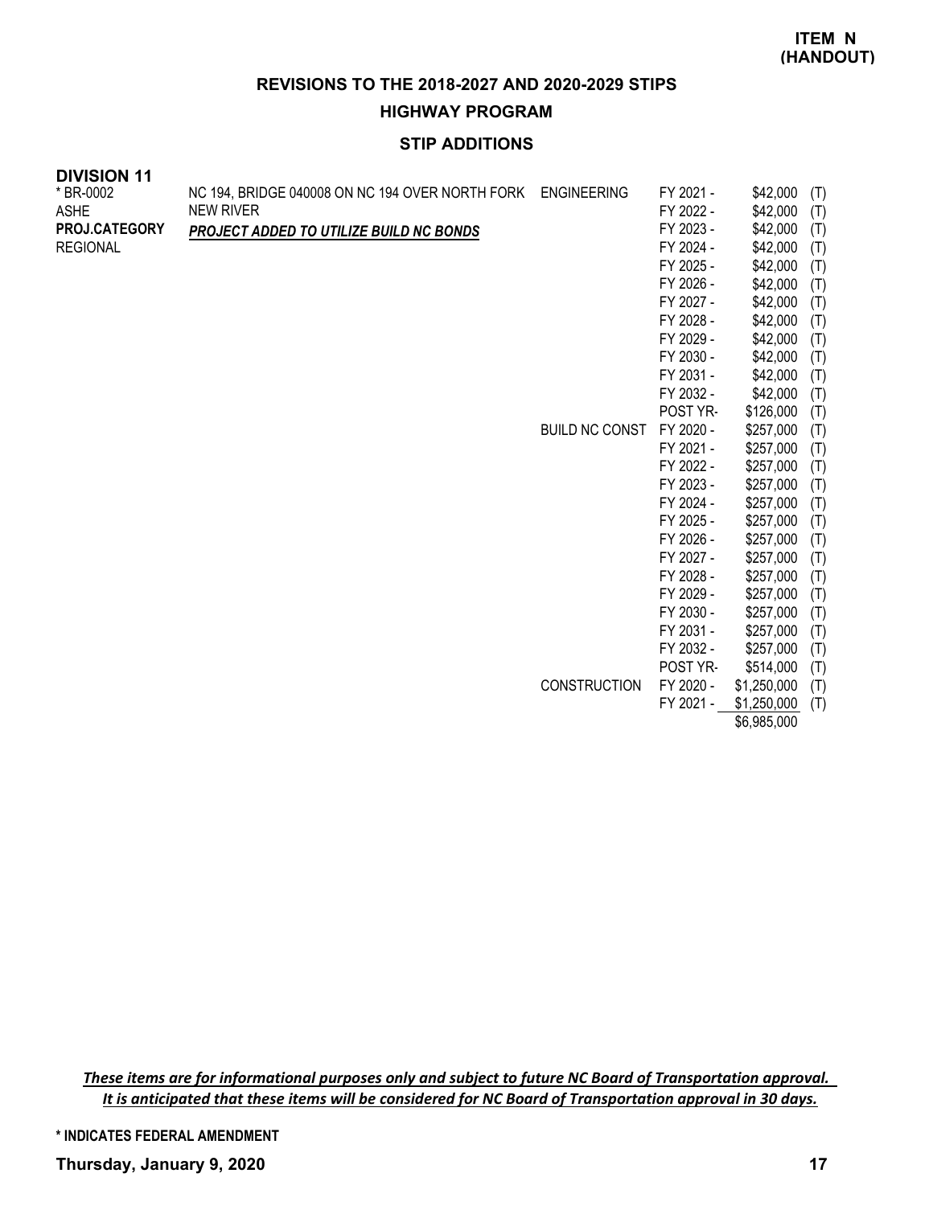**ITEM N (HANDOUT)**

## REVISIONS TO THE 2018-2027 AND 2020-2029 STIPS

### HIGHWAY PROGRAM

### STIP ADDITIONS

**DIVISION 11**

| | | | | | |
|---|---|---|---|---|---|
| * BR-0002 | NC 194, BRIDGE 040008 ON NC 194 OVER NORTH FORK | ENGINEERING | FY 2021 - | $42,000 | (T) |
| ASHE | NEW RIVER | | FY 2022 - | $42,000 | (T) |
| **PROJ.CATEGORY** | ***PROJECT ADDED TO UTILIZE BUILD NC BONDS*** | | FY 2023 - | $42,000 | (T) |
| REGIONAL | | | FY 2024 - | $42,000 | (T) |
| | | | FY 2025 - | $42,000 | (T) |
| | | | FY 2026 - | $42,000 | (T) |
| | | | FY 2027 - | $42,000 | (T) |
| | | | FY 2028 - | $42,000 | (T) |
| | | | FY 2029 - | $42,000 | (T) |
| | | | FY 2030 - | $42,000 | (T) |
| | | | FY 2031 - | $42,000 | (T) |
| | | | FY 2032 - | $42,000 | (T) |
| | | | POST YR- | $126,000 | (T) |
| | | BUILD NC CONST | FY 2020 - | $257,000 | (T) |
| | | | FY 2021 - | $257,000 | (T) |
| | | | FY 2022 - | $257,000 | (T) |
| | | | FY 2023 - | $257,000 | (T) |
| | | | FY 2024 - | $257,000 | (T) |
| | | | FY 2025 - | $257,000 | (T) |
| | | | FY 2026 - | $257,000 | (T) |
| | | | FY 2027 - | $257,000 | (T) |
| | | | FY 2028 - | $257,000 | (T) |
| | | | FY 2029 - | $257,000 | (T) |
| | | | FY 2030 - | $257,000 | (T) |
| | | | FY 2031 - | $257,000 | (T) |
| | | | FY 2032 - | $257,000 | (T) |
| | | | POST YR- | $514,000 | (T) |
| | | CONSTRUCTION | FY 2020 - | $1,250,000 | (T) |
| | | | FY 2021 - | $1,250,000 | (T) |
| | | | | $6,985,000 | |

***These items are for informational purposes only and subject to future NC Board of Transportation approval. It is anticipated that these items will be considered for NC Board of Transportation approval in 30 days.***

**\* INDICATES FEDERAL AMENDMENT**

**Thursday, January 9, 2020**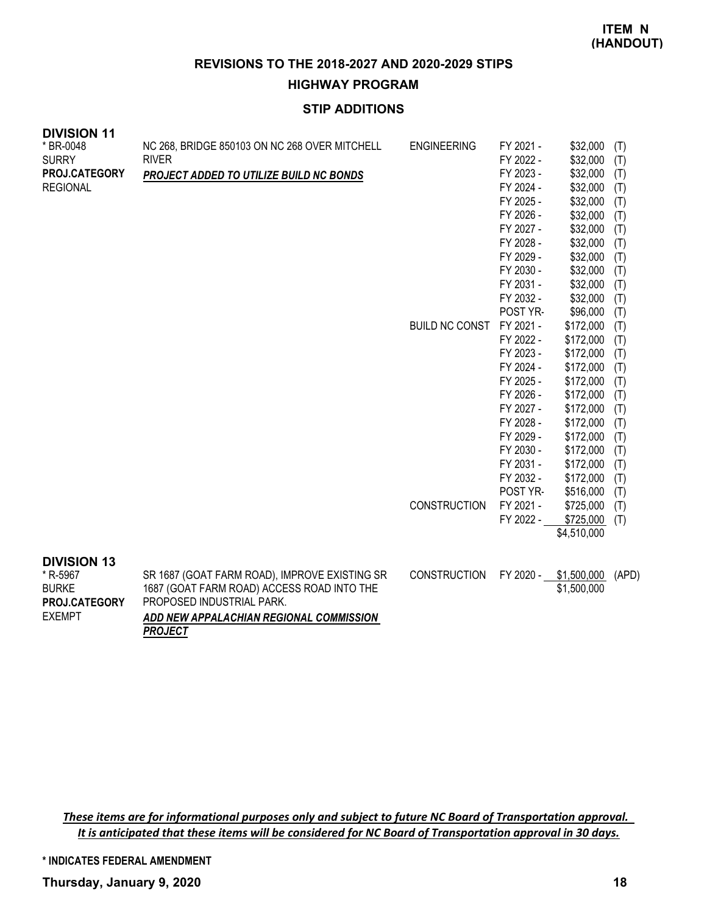**ITEM N (HANDOUT)**

## REVISIONS TO THE 2018-2027 AND 2020-2029 STIPS

## HIGHWAY PROGRAM

### STIP ADDITIONS

### DIVISION 11

| Project | Description | Phase | Year | Amount | Source |
|---|---|---|---|---|---|
| * BR-0048 | NC 268, BRIDGE 850103 ON NC 268 OVER MITCHELL | ENGINEERING | FY 2021 - | $32,000 | (T) |
| SURRY | RIVER | | FY 2022 - | $32,000 | (T) |
| **PROJ.CATEGORY** | ***PROJECT ADDED TO UTILIZE BUILD NC BONDS*** | | FY 2023 - | $32,000 | (T) |
| REGIONAL | | | FY 2024 - | $32,000 | (T) |
| | | | FY 2025 - | $32,000 | (T) |
| | | | FY 2026 - | $32,000 | (T) |
| | | | FY 2027 - | $32,000 | (T) |
| | | | FY 2028 - | $32,000 | (T) |
| | | | FY 2029 - | $32,000 | (T) |
| | | | FY 2030 - | $32,000 | (T) |
| | | | FY 2031 - | $32,000 | (T) |
| | | | FY 2032 - | $32,000 | (T) |
| | | | POST YR- | $96,000 | (T) |
| | | BUILD NC CONST | FY 2021 - | $172,000 | (T) |
| | | | FY 2022 - | $172,000 | (T) |
| | | | FY 2023 - | $172,000 | (T) |
| | | | FY 2024 - | $172,000 | (T) |
| | | | FY 2025 - | $172,000 | (T) |
| | | | FY 2026 - | $172,000 | (T) |
| | | | FY 2027 - | $172,000 | (T) |
| | | | FY 2028 - | $172,000 | (T) |
| | | | FY 2029 - | $172,000 | (T) |
| | | | FY 2030 - | $172,000 | (T) |
| | | | FY 2031 - | $172,000 | (T) |
| | | | FY 2032 - | $172,000 | (T) |
| | | | POST YR- | $516,000 | (T) |
| | | CONSTRUCTION | FY 2021 - | $725,000 | (T) |
| | | | FY 2022 - | $725,000 | (T) |
| | | | | $4,510,000 | |

### DIVISION 13

| Project | Description | Phase | Year | Amount | Source |
|---|---|---|---|---|---|
| * R-5967 | SR 1687 (GOAT FARM ROAD), IMPROVE EXISTING SR | CONSTRUCTION | FY 2020 - | $1,500,000 | (APD) |
| BURKE | 1687 (GOAT FARM ROAD) ACCESS ROAD INTO THE | | | $1,500,000 | |
| **PROJ.CATEGORY** | PROPOSED INDUSTRIAL PARK. | | | | |
| EXEMPT | ***ADD NEW APPALACHIAN REGIONAL COMMISSION PROJECT*** | | | | |

*These items are for informational purposes only and subject to future NC Board of Transportation approval. It is anticipated that these items will be considered for NC Board of Transportation approval in 30 days.*

**\* INDICATES FEDERAL AMENDMENT**

**Thursday, January 9, 2020**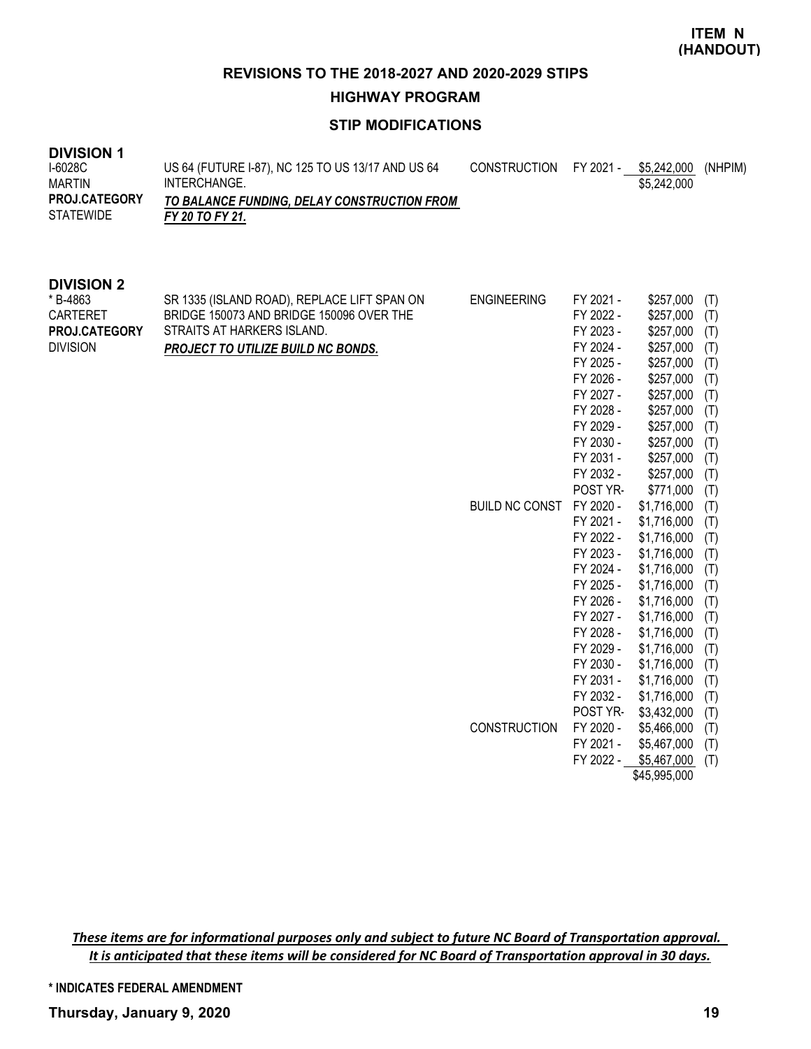**ITEM N (HANDOUT)**

## REVISIONS TO THE 2018-2027 AND 2020-2029 STIPS

### HIGHWAY PROGRAM

### STIP MODIFICATIONS

**DIVISION 1**

| | | | | | |
|---|---|---|---|---|---|
| I-6028C<br>MARTIN<br>**PROJ.CATEGORY**<br>STATEWIDE | US 64 (FUTURE I-87), NC 125 TO US 13/17 AND US 64 INTERCHANGE.<br>***TO BALANCE FUNDING, DELAY CONSTRUCTION FROM FY 20 TO FY 21.*** | CONSTRUCTION | FY 2021 - | $5,242,000 | (NHPIM) |
| | | | | $5,242,000 | |

**DIVISION 2**

| | | | | | |
|---|---|---|---|---|---|
| * B-4863<br>CARTERET<br>**PROJ.CATEGORY**<br>DIVISION | SR 1335 (ISLAND ROAD), REPLACE LIFT SPAN ON BRIDGE 150073 AND BRIDGE 150096 OVER THE STRAITS AT HARKERS ISLAND.<br>***PROJECT TO UTILIZE BUILD NC BONDS.*** | ENGINEERING | FY 2021 - | $257,000 | (T) |
| | | | FY 2022 - | $257,000 | (T) |
| | | | FY 2023 - | $257,000 | (T) |
| | | | FY 2024 - | $257,000 | (T) |
| | | | FY 2025 - | $257,000 | (T) |
| | | | FY 2026 - | $257,000 | (T) |
| | | | FY 2027 - | $257,000 | (T) |
| | | | FY 2028 - | $257,000 | (T) |
| | | | FY 2029 - | $257,000 | (T) |
| | | | FY 2030 - | $257,000 | (T) |
| | | | FY 2031 - | $257,000 | (T) |
| | | | FY 2032 - | $257,000 | (T) |
| | | | POST YR- | $771,000 | (T) |
| | | BUILD NC CONST | FY 2020 - | $1,716,000 | (T) |
| | | | FY 2021 - | $1,716,000 | (T) |
| | | | FY 2022 - | $1,716,000 | (T) |
| | | | FY 2023 - | $1,716,000 | (T) |
| | | | FY 2024 - | $1,716,000 | (T) |
| | | | FY 2025 - | $1,716,000 | (T) |
| | | | FY 2026 - | $1,716,000 | (T) |
| | | | FY 2027 - | $1,716,000 | (T) |
| | | | FY 2028 - | $1,716,000 | (T) |
| | | | FY 2029 - | $1,716,000 | (T) |
| | | | FY 2030 - | $1,716,000 | (T) |
| | | | FY 2031 - | $1,716,000 | (T) |
| | | | FY 2032 - | $1,716,000 | (T) |
| | | | POST YR- | $3,432,000 | (T) |
| | | CONSTRUCTION | FY 2020 - | $5,466,000 | (T) |
| | | | FY 2021 - | $5,467,000 | (T) |
| | | | FY 2022 - | $5,467,000 | (T) |
| | | | | $45,995,000 | |

*These items are for informational purposes only and subject to future NC Board of Transportation approval. It is anticipated that these items will be considered for NC Board of Transportation approval in 30 days.*

**\* INDICATES FEDERAL AMENDMENT**

**Thursday, January 9, 2020**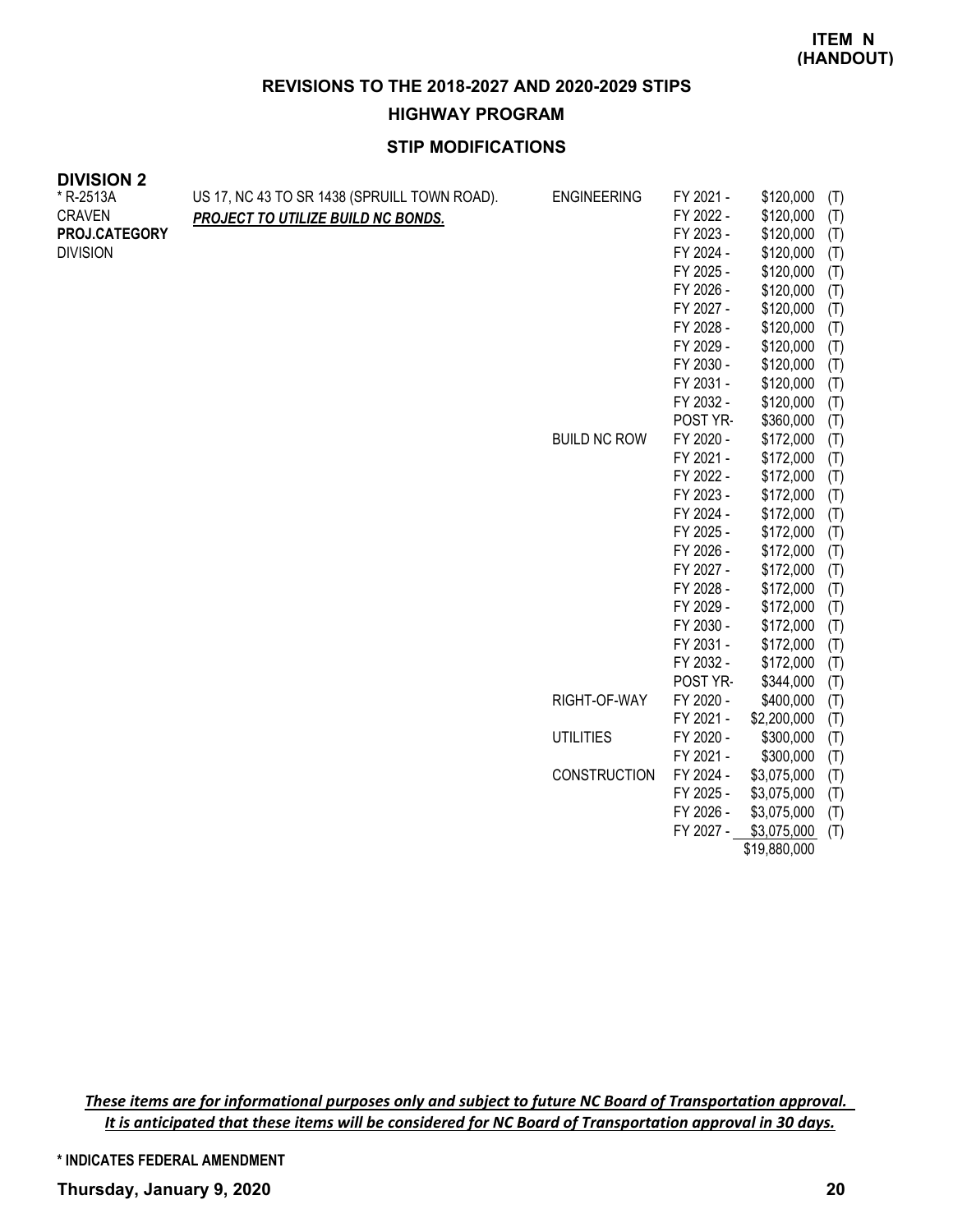**ITEM N (HANDOUT)**

## REVISIONS TO THE 2018-2027 AND 2020-2029 STIPS

### HIGHWAY PROGRAM

### STIP MODIFICATIONS

**DIVISION 2**

| | | | | | |
|---|---|---|---|---|---|
| * R-2513A | US 17, NC 43 TO SR 1438 (SPRUILL TOWN ROAD). | ENGINEERING | FY 2021 - | $120,000 | (T) |
| CRAVEN | ***PROJECT TO UTILIZE BUILD NC BONDS.*** | | FY 2022 - | $120,000 | (T) |
| **PROJ.CATEGORY** | | | FY 2023 - | $120,000 | (T) |
| DIVISION | | | FY 2024 - | $120,000 | (T) |
| | | | FY 2025 - | $120,000 | (T) |
| | | | FY 2026 - | $120,000 | (T) |
| | | | FY 2027 - | $120,000 | (T) |
| | | | FY 2028 - | $120,000 | (T) |
| | | | FY 2029 - | $120,000 | (T) |
| | | | FY 2030 - | $120,000 | (T) |
| | | | FY 2031 - | $120,000 | (T) |
| | | | FY 2032 - | $120,000 | (T) |
| | | | POST YR- | $360,000 | (T) |
| | | BUILD NC ROW | FY 2020 - | $172,000 | (T) |
| | | | FY 2021 - | $172,000 | (T) |
| | | | FY 2022 - | $172,000 | (T) |
| | | | FY 2023 - | $172,000 | (T) |
| | | | FY 2024 - | $172,000 | (T) |
| | | | FY 2025 - | $172,000 | (T) |
| | | | FY 2026 - | $172,000 | (T) |
| | | | FY 2027 - | $172,000 | (T) |
| | | | FY 2028 - | $172,000 | (T) |
| | | | FY 2029 - | $172,000 | (T) |
| | | | FY 2030 - | $172,000 | (T) |
| | | | FY 2031 - | $172,000 | (T) |
| | | | FY 2032 - | $172,000 | (T) |
| | | | POST YR- | $344,000 | (T) |
| | | RIGHT-OF-WAY | FY 2020 - | $400,000 | (T) |
| | | | FY 2021 - | $2,200,000 | (T) |
| | | UTILITIES | FY 2020 - | $300,000 | (T) |
| | | | FY 2021 - | $300,000 | (T) |
| | | CONSTRUCTION | FY 2024 - | $3,075,000 | (T) |
| | | | FY 2025 - | $3,075,000 | (T) |
| | | | FY 2026 - | $3,075,000 | (T) |
| | | | FY 2027 - | $3,075,000 | (T) |
| | | | | $19,880,000 | |

***These items are for informational purposes only and subject to future NC Board of Transportation approval. It is anticipated that these items will be considered for NC Board of Transportation approval in 30 days.***

**\* INDICATES FEDERAL AMENDMENT**

**Thursday, January 9, 2020**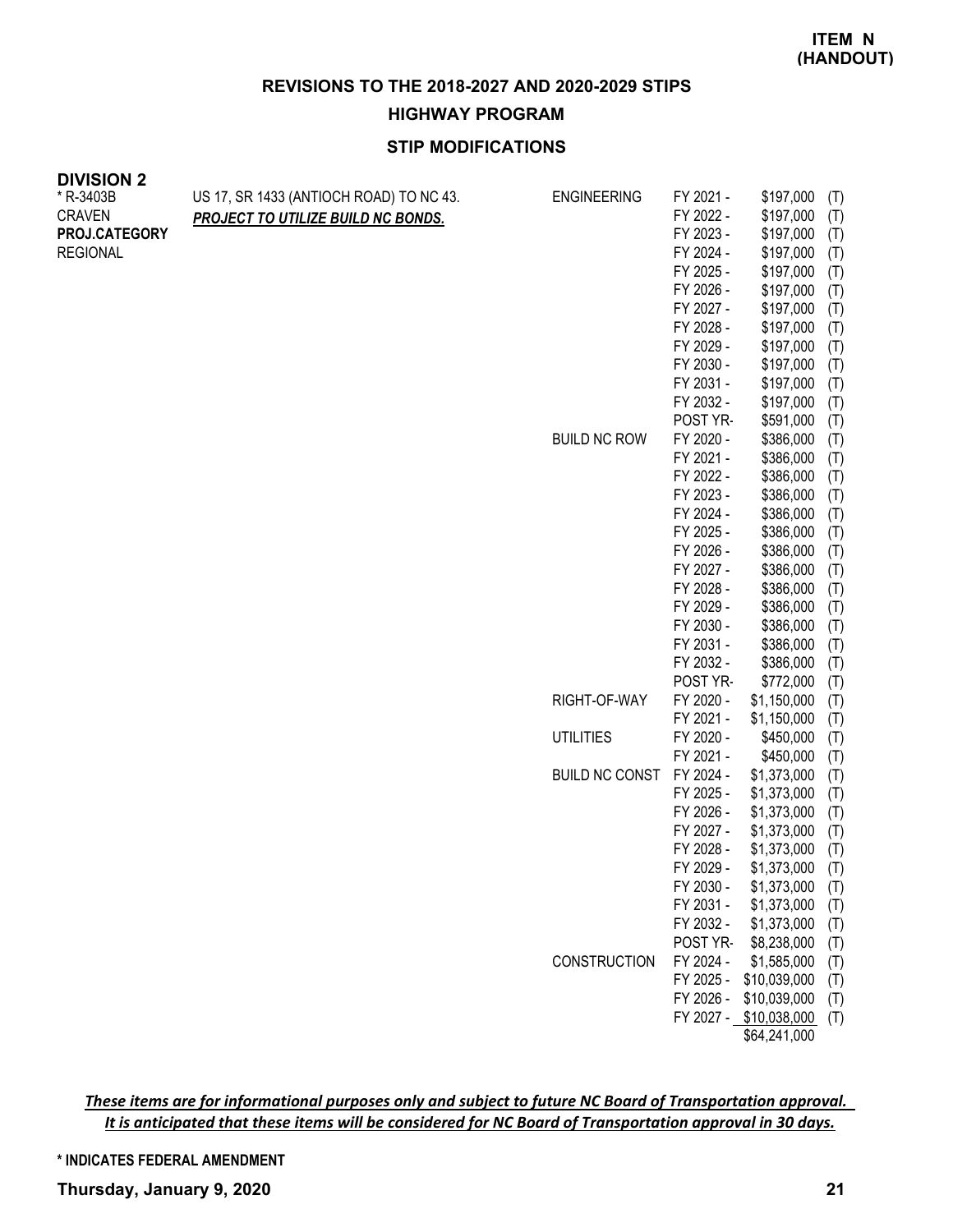**ITEM N (HANDOUT)**

## REVISIONS TO THE 2018-2027 AND 2020-2029 STIPS

### HIGHWAY PROGRAM

### STIP MODIFICATIONS

**DIVISION 2**

| | | | | | |
|---|---|---|---|---|---|
| * R-3403B | US 17, SR 1433 (ANTIOCH ROAD) TO NC 43. | ENGINEERING | FY 2021 - | $197,000 | (T) |
| CRAVEN | ***PROJECT TO UTILIZE BUILD NC BONDS.*** | | FY 2022 - | $197,000 | (T) |
| **PROJ.CATEGORY** | | | FY 2023 - | $197,000 | (T) |
| REGIONAL | | | FY 2024 - | $197,000 | (T) |
| | | | FY 2025 - | $197,000 | (T) |
| | | | FY 2026 - | $197,000 | (T) |
| | | | FY 2027 - | $197,000 | (T) |
| | | | FY 2028 - | $197,000 | (T) |
| | | | FY 2029 - | $197,000 | (T) |
| | | | FY 2030 - | $197,000 | (T) |
| | | | FY 2031 - | $197,000 | (T) |
| | | | FY 2032 - | $197,000 | (T) |
| | | | POST YR- | $591,000 | (T) |
| | | BUILD NC ROW | FY 2020 - | $386,000 | (T) |
| | | | FY 2021 - | $386,000 | (T) |
| | | | FY 2022 - | $386,000 | (T) |
| | | | FY 2023 - | $386,000 | (T) |
| | | | FY 2024 - | $386,000 | (T) |
| | | | FY 2025 - | $386,000 | (T) |
| | | | FY 2026 - | $386,000 | (T) |
| | | | FY 2027 - | $386,000 | (T) |
| | | | FY 2028 - | $386,000 | (T) |
| | | | FY 2029 - | $386,000 | (T) |
| | | | FY 2030 - | $386,000 | (T) |
| | | | FY 2031 - | $386,000 | (T) |
| | | | FY 2032 - | $386,000 | (T) |
| | | | POST YR- | $772,000 | (T) |
| | | RIGHT-OF-WAY | FY 2020 - | $1,150,000 | (T) |
| | | | FY 2021 - | $1,150,000 | (T) |
| | | UTILITIES | FY 2020 - | $450,000 | (T) |
| | | | FY 2021 - | $450,000 | (T) |
| | | BUILD NC CONST | FY 2024 - | $1,373,000 | (T) |
| | | | FY 2025 - | $1,373,000 | (T) |
| | | | FY 2026 - | $1,373,000 | (T) |
| | | | FY 2027 - | $1,373,000 | (T) |
| | | | FY 2028 - | $1,373,000 | (T) |
| | | | FY 2029 - | $1,373,000 | (T) |
| | | | FY 2030 - | $1,373,000 | (T) |
| | | | FY 2031 - | $1,373,000 | (T) |
| | | | FY 2032 - | $1,373,000 | (T) |
| | | | POST YR- | $8,238,000 | (T) |
| | | CONSTRUCTION | FY 2024 - | $1,585,000 | (T) |
| | | | FY 2025 - | $10,039,000 | (T) |
| | | | FY 2026 - | $10,039,000 | (T) |
| | | | FY 2027 - | $10,038,000 | (T) |
| | | | | $64,241,000 | |

***These items are for informational purposes only and subject to future NC Board of Transportation approval. It is anticipated that these items will be considered for NC Board of Transportation approval in 30 days.***

**\* INDICATES FEDERAL AMENDMENT**

**Thursday, January 9, 2020**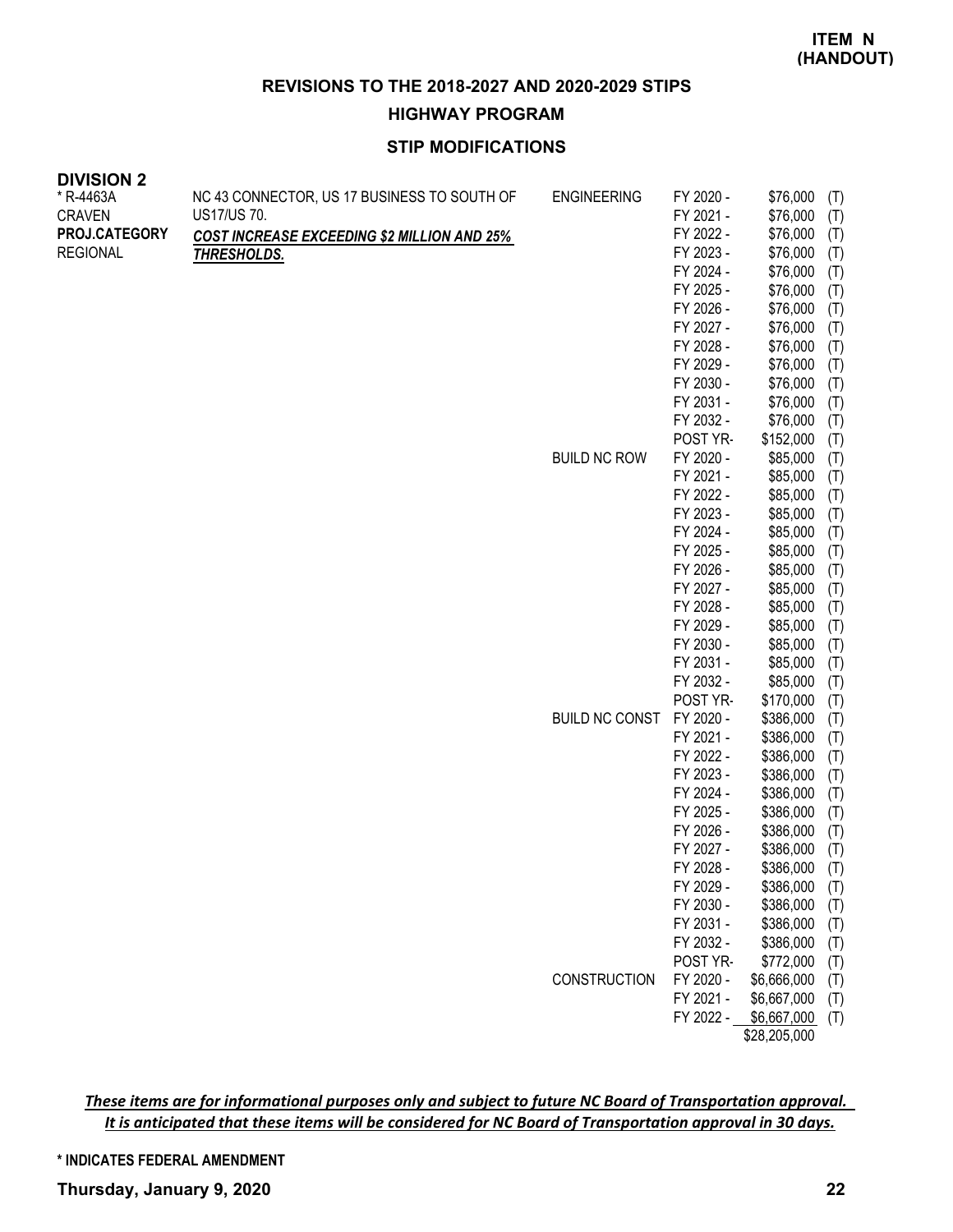**ITEM N (HANDOUT)**

## REVISIONS TO THE 2018-2027 AND 2020-2029 STIPS

### HIGHWAY PROGRAM

### STIP MODIFICATIONS

**DIVISION 2**

| Project | Description | Work Type | Year | Amount | Fund |
|---|---|---|---|---|---|
| * R-4463A<br>CRAVEN<br>**PROJ.CATEGORY**<br>REGIONAL | NC 43 CONNECTOR, US 17 BUSINESS TO SOUTH OF US17/US 70.<br>***COST INCREASE EXCEEDING $2 MILLION AND 25% THRESHOLDS.*** | ENGINEERING | FY 2020 - | $76,000 | (T) |
| | | | FY 2021 - | $76,000 | (T) |
| | | | FY 2022 - | $76,000 | (T) |
| | | | FY 2023 - | $76,000 | (T) |
| | | | FY 2024 - | $76,000 | (T) |
| | | | FY 2025 - | $76,000 | (T) |
| | | | FY 2026 - | $76,000 | (T) |
| | | | FY 2027 - | $76,000 | (T) |
| | | | FY 2028 - | $76,000 | (T) |
| | | | FY 2029 - | $76,000 | (T) |
| | | | FY 2030 - | $76,000 | (T) |
| | | | FY 2031 - | $76,000 | (T) |
| | | | FY 2032 - | $76,000 | (T) |
| | | | POST YR- | $152,000 | (T) |
| | | BUILD NC ROW | FY 2020 - | $85,000 | (T) |
| | | | FY 2021 - | $85,000 | (T) |
| | | | FY 2022 - | $85,000 | (T) |
| | | | FY 2023 - | $85,000 | (T) |
| | | | FY 2024 - | $85,000 | (T) |
| | | | FY 2025 - | $85,000 | (T) |
| | | | FY 2026 - | $85,000 | (T) |
| | | | FY 2027 - | $85,000 | (T) |
| | | | FY 2028 - | $85,000 | (T) |
| | | | FY 2029 - | $85,000 | (T) |
| | | | FY 2030 - | $85,000 | (T) |
| | | | FY 2031 - | $85,000 | (T) |
| | | | FY 2032 - | $85,000 | (T) |
| | | | POST YR- | $170,000 | (T) |
| | | BUILD NC CONST | FY 2020 - | $386,000 | (T) |
| | | | FY 2021 - | $386,000 | (T) |
| | | | FY 2022 - | $386,000 | (T) |
| | | | FY 2023 - | $386,000 | (T) |
| | | | FY 2024 - | $386,000 | (T) |
| | | | FY 2025 - | $386,000 | (T) |
| | | | FY 2026 - | $386,000 | (T) |
| | | | FY 2027 - | $386,000 | (T) |
| | | | FY 2028 - | $386,000 | (T) |
| | | | FY 2029 - | $386,000 | (T) |
| | | | FY 2030 - | $386,000 | (T) |
| | | | FY 2031 - | $386,000 | (T) |
| | | | FY 2032 - | $386,000 | (T) |
| | | | POST YR- | $772,000 | (T) |
| | | CONSTRUCTION | FY 2020 - | $6,666,000 | (T) |
| | | | FY 2021 - | $6,667,000 | (T) |
| | | | FY 2022 - | $6,667,000 | (T) |
| | | | | $28,205,000 | |

***These items are for informational purposes only and subject to future NC Board of Transportation approval. It is anticipated that these items will be considered for NC Board of Transportation approval in 30 days.***

**\* INDICATES FEDERAL AMENDMENT**

**Thursday, January 9, 2020**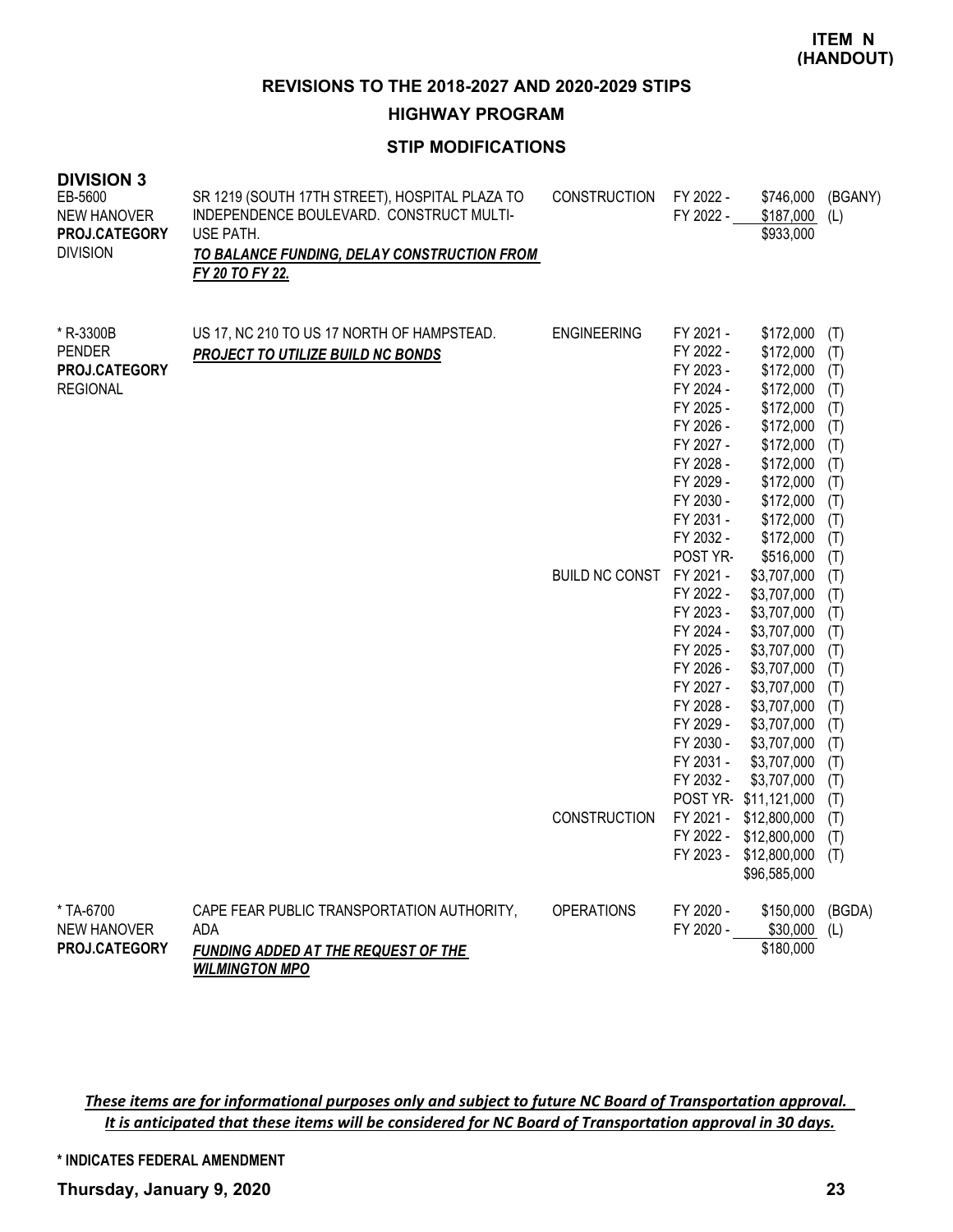**ITEM N (HANDOUT)**

## REVISIONS TO THE 2018-2027 AND 2020-2029 STIPS

### HIGHWAY PROGRAM

### STIP MODIFICATIONS

**DIVISION 3**

| Project | Description | Work Type | Fiscal Year | Amount | Funding |
|---|---|---|---|---|---|
| EB-5600<br>NEW HANOVER<br>**PROJ.CATEGORY**<br>DIVISION | SR 1219 (SOUTH 17TH STREET), HOSPITAL PLAZA TO INDEPENDENCE BOULEVARD. CONSTRUCT MULTI-USE PATH.<br>***TO BALANCE FUNDING, DELAY CONSTRUCTION FROM FY 20 TO FY 22.*** | CONSTRUCTION | FY 2022 - | $746,000 | (BGANY) |
| | | | FY 2022 - | $187,000 | (L) |
| | | | | $933,000 | |
| * R-3300B<br>PENDER<br>**PROJ.CATEGORY**<br>REGIONAL | US 17, NC 210 TO US 17 NORTH OF HAMPSTEAD.<br>***PROJECT TO UTILIZE BUILD NC BONDS*** | ENGINEERING | FY 2021 - | $172,000 | (T) |
| | | | FY 2022 - | $172,000 | (T) |
| | | | FY 2023 - | $172,000 | (T) |
| | | | FY 2024 - | $172,000 | (T) |
| | | | FY 2025 - | $172,000 | (T) |
| | | | FY 2026 - | $172,000 | (T) |
| | | | FY 2027 - | $172,000 | (T) |
| | | | FY 2028 - | $172,000 | (T) |
| | | | FY 2029 - | $172,000 | (T) |
| | | | FY 2030 - | $172,000 | (T) |
| | | | FY 2031 - | $172,000 | (T) |
| | | | FY 2032 - | $172,000 | (T) |
| | | | POST YR- | $516,000 | (T) |
| | | BUILD NC CONST | FY 2021 - | $3,707,000 | (T) |
| | | | FY 2022 - | $3,707,000 | (T) |
| | | | FY 2023 - | $3,707,000 | (T) |
| | | | FY 2024 - | $3,707,000 | (T) |
| | | | FY 2025 - | $3,707,000 | (T) |
| | | | FY 2026 - | $3,707,000 | (T) |
| | | | FY 2027 - | $3,707,000 | (T) |
| | | | FY 2028 - | $3,707,000 | (T) |
| | | | FY 2029 - | $3,707,000 | (T) |
| | | | FY 2030 - | $3,707,000 | (T) |
| | | | FY 2031 - | $3,707,000 | (T) |
| | | | FY 2032 - | $3,707,000 | (T) |
| | | | POST YR- | $11,121,000 | (T) |
| | | CONSTRUCTION | FY 2021 - | $12,800,000 | (T) |
| | | | FY 2022 - | $12,800,000 | (T) |
| | | | FY 2023 - | $12,800,000 | (T) |
| | | | | $96,585,000 | |
| * TA-6700<br>NEW HANOVER<br>**PROJ.CATEGORY** | CAPE FEAR PUBLIC TRANSPORTATION AUTHORITY, ADA<br>***FUNDING ADDED AT THE REQUEST OF THE WILMINGTON MPO*** | OPERATIONS | FY 2020 - | $150,000 | (BGDA) |
| | | | FY 2020 - | $30,000 | (L) |
| | | | | $180,000 | |

***These items are for informational purposes only and subject to future NC Board of Transportation approval. It is anticipated that these items will be considered for NC Board of Transportation approval in 30 days.***

**\* INDICATES FEDERAL AMENDMENT**

**Thursday, January 9, 2020**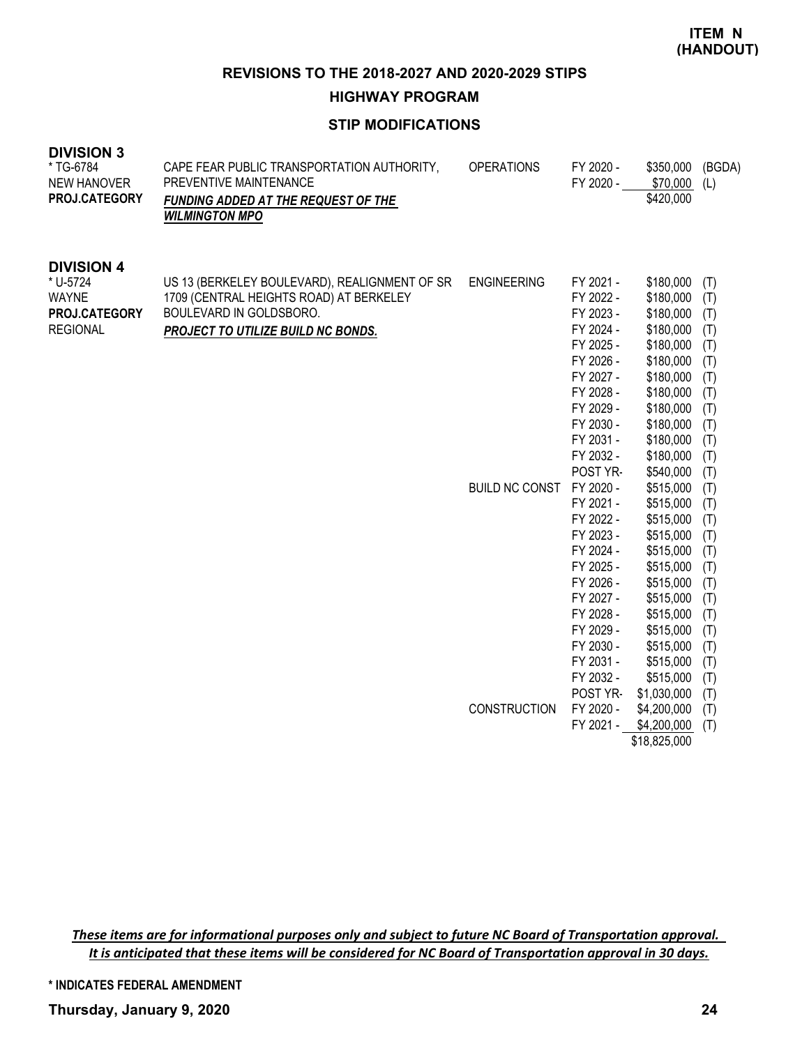**ITEM N (HANDOUT)**

## REVISIONS TO THE 2018-2027 AND 2020-2029 STIPS

### HIGHWAY PROGRAM

### STIP MODIFICATIONS

**DIVISION 3**

| | | | | | |
|---|---|---|---|---|---|
| * TG-6784 | CAPE FEAR PUBLIC TRANSPORTATION AUTHORITY, | OPERATIONS | FY 2020 - | $350,000 | (BGDA) |
| NEW HANOVER | PREVENTIVE MAINTENANCE | | FY 2020 - | $70,000 | (L) |
| **PROJ.CATEGORY** | ***FUNDING ADDED AT THE REQUEST OF THE WILMINGTON MPO*** | | | $420,000 | |

**DIVISION 4**

| | | | | | |
|---|---|---|---|---|---|
| * U-5724 | US 13 (BERKELEY BOULEVARD), REALIGNMENT OF SR | ENGINEERING | FY 2021 - | $180,000 | (T) |
| WAYNE | 1709 (CENTRAL HEIGHTS ROAD) AT BERKELEY | | FY 2022 - | $180,000 | (T) |
| **PROJ.CATEGORY** | BOULEVARD IN GOLDSBORO. | | FY 2023 - | $180,000 | (T) |
| REGIONAL | ***PROJECT TO UTILIZE BUILD NC BONDS.*** | | FY 2024 - | $180,000 | (T) |
| | | | FY 2025 - | $180,000 | (T) |
| | | | FY 2026 - | $180,000 | (T) |
| | | | FY 2027 - | $180,000 | (T) |
| | | | FY 2028 - | $180,000 | (T) |
| | | | FY 2029 - | $180,000 | (T) |
| | | | FY 2030 - | $180,000 | (T) |
| | | | FY 2031 - | $180,000 | (T) |
| | | | FY 2032 - | $180,000 | (T) |
| | | | POST YR- | $540,000 | (T) |
| | | BUILD NC CONST | FY 2020 - | $515,000 | (T) |
| | | | FY 2021 - | $515,000 | (T) |
| | | | FY 2022 - | $515,000 | (T) |
| | | | FY 2023 - | $515,000 | (T) |
| | | | FY 2024 - | $515,000 | (T) |
| | | | FY 2025 - | $515,000 | (T) |
| | | | FY 2026 - | $515,000 | (T) |
| | | | FY 2027 - | $515,000 | (T) |
| | | | FY 2028 - | $515,000 | (T) |
| | | | FY 2029 - | $515,000 | (T) |
| | | | FY 2030 - | $515,000 | (T) |
| | | | FY 2031 - | $515,000 | (T) |
| | | | FY 2032 - | $515,000 | (T) |
| | | | POST YR- | $1,030,000 | (T) |
| | | CONSTRUCTION | FY 2020 - | $4,200,000 | (T) |
| | | | FY 2021 - | $4,200,000 | (T) |
| | | | | $18,825,000 | |

***These items are for informational purposes only and subject to future NC Board of Transportation approval. It is anticipated that these items will be considered for NC Board of Transportation approval in 30 days.***

**\* INDICATES FEDERAL AMENDMENT**

**Thursday, January 9, 2020**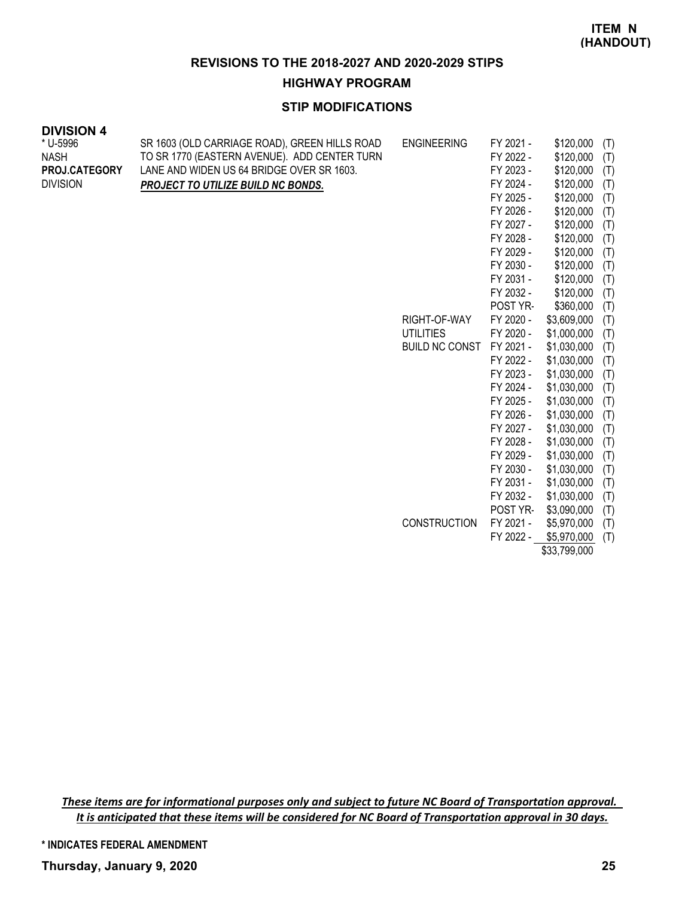**ITEM N (HANDOUT)**

## REVISIONS TO THE 2018-2027 AND 2020-2029 STIPS

### HIGHWAY PROGRAM

### STIP MODIFICATIONS

**DIVISION 4**

| | | | | | |
|---|---|---|---|---|---|
| * U-5996<br>NASH<br>**PROJ.CATEGORY**<br>DIVISION | SR 1603 (OLD CARRIAGE ROAD), GREEN HILLS ROAD TO SR 1770 (EASTERN AVENUE). ADD CENTER TURN LANE AND WIDEN US 64 BRIDGE OVER SR 1603.<br>***PROJECT TO UTILIZE BUILD NC BONDS.*** | ENGINEERING | FY 2021 - | $120,000 | (T) |
| | | | FY 2022 - | $120,000 | (T) |
| | | | FY 2023 - | $120,000 | (T) |
| | | | FY 2024 - | $120,000 | (T) |
| | | | FY 2025 - | $120,000 | (T) |
| | | | FY 2026 - | $120,000 | (T) |
| | | | FY 2027 - | $120,000 | (T) |
| | | | FY 2028 - | $120,000 | (T) |
| | | | FY 2029 - | $120,000 | (T) |
| | | | FY 2030 - | $120,000 | (T) |
| | | | FY 2031 - | $120,000 | (T) |
| | | | FY 2032 - | $120,000 | (T) |
| | | | POST YR- | $360,000 | (T) |
| | | RIGHT-OF-WAY | FY 2020 - | $3,609,000 | (T) |
| | | UTILITIES | FY 2020 - | $1,000,000 | (T) |
| | | BUILD NC CONST | FY 2021 - | $1,030,000 | (T) |
| | | | FY 2022 - | $1,030,000 | (T) |
| | | | FY 2023 - | $1,030,000 | (T) |
| | | | FY 2024 - | $1,030,000 | (T) |
| | | | FY 2025 - | $1,030,000 | (T) |
| | | | FY 2026 - | $1,030,000 | (T) |
| | | | FY 2027 - | $1,030,000 | (T) |
| | | | FY 2028 - | $1,030,000 | (T) |
| | | | FY 2029 - | $1,030,000 | (T) |
| | | | FY 2030 - | $1,030,000 | (T) |
| | | | FY 2031 - | $1,030,000 | (T) |
| | | | FY 2032 - | $1,030,000 | (T) |
| | | | POST YR- | $3,090,000 | (T) |
| | | CONSTRUCTION | FY 2021 - | $5,970,000 | (T) |
| | | | FY 2022 - | $5,970,000 | (T) |
| | | | | $33,799,000 | |

*These items are for informational purposes only and subject to future NC Board of Transportation approval. It is anticipated that these items will be considered for NC Board of Transportation approval in 30 days.*

**\* INDICATES FEDERAL AMENDMENT**

**Thursday, January 9, 2020**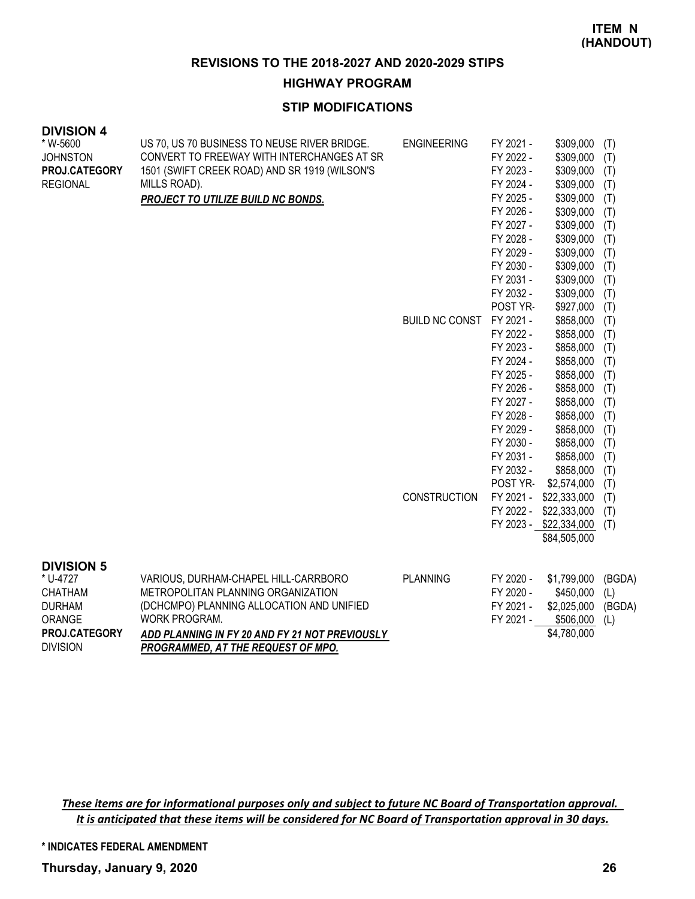**ITEM N (HANDOUT)**

## REVISIONS TO THE 2018-2027 AND 2020-2029 STIPS

### HIGHWAY PROGRAM

### STIP MODIFICATIONS

**DIVISION 4**

| Project | Description | Work Type | Fiscal Year | Amount | Source |
|---|---|---|---|---|---|
| * W-5600<br>JOHNSTON<br>**PROJ.CATEGORY**<br>REGIONAL | US 70, US 70 BUSINESS TO NEUSE RIVER BRIDGE. CONVERT TO FREEWAY WITH INTERCHANGES AT SR 1501 (SWIFT CREEK ROAD) AND SR 1919 (WILSON'S MILLS ROAD).<br>***PROJECT TO UTILIZE BUILD NC BONDS.*** | ENGINEERING | FY 2021 - | $309,000 | (T) |
| | | | FY 2022 - | $309,000 | (T) |
| | | | FY 2023 - | $309,000 | (T) |
| | | | FY 2024 - | $309,000 | (T) |
| | | | FY 2025 - | $309,000 | (T) |
| | | | FY 2026 - | $309,000 | (T) |
| | | | FY 2027 - | $309,000 | (T) |
| | | | FY 2028 - | $309,000 | (T) |
| | | | FY 2029 - | $309,000 | (T) |
| | | | FY 2030 - | $309,000 | (T) |
| | | | FY 2031 - | $309,000 | (T) |
| | | | FY 2032 - | $309,000 | (T) |
| | | | POST YR- | $927,000 | (T) |
| | | BUILD NC CONST | FY 2021 - | $858,000 | (T) |
| | | | FY 2022 - | $858,000 | (T) |
| | | | FY 2023 - | $858,000 | (T) |
| | | | FY 2024 - | $858,000 | (T) |
| | | | FY 2025 - | $858,000 | (T) |
| | | | FY 2026 - | $858,000 | (T) |
| | | | FY 2027 - | $858,000 | (T) |
| | | | FY 2028 - | $858,000 | (T) |
| | | | FY 2029 - | $858,000 | (T) |
| | | | FY 2030 - | $858,000 | (T) |
| | | | FY 2031 - | $858,000 | (T) |
| | | | FY 2032 - | $858,000 | (T) |
| | | | POST YR- | $2,574,000 | (T) |
| | | CONSTRUCTION | FY 2021 - | $22,333,000 | (T) |
| | | | FY 2022 - | $22,333,000 | (T) |
| | | | FY 2023 - | $22,334,000 | (T) |
| | | | | $84,505,000 | |

**DIVISION 5**

| Project | Description | Work Type | Fiscal Year | Amount | Source |
|---|---|---|---|---|---|
| * U-4727<br>CHATHAM<br>DURHAM<br>ORANGE<br>**PROJ.CATEGORY**<br>DIVISION | VARIOUS, DURHAM-CHAPEL HILL-CARRBORO METROPOLITAN PLANNING ORGANIZATION (DCHCMPO) PLANNING ALLOCATION AND UNIFIED WORK PROGRAM.<br>***ADD PLANNING IN FY 20 AND FY 21 NOT PREVIOUSLY PROGRAMMED, AT THE REQUEST OF MPO.*** | PLANNING | FY 2020 - | $1,799,000 | (BGDA) |
| | | | FY 2020 - | $450,000 | (L) |
| | | | FY 2021 - | $2,025,000 | (BGDA) |
| | | | FY 2021 - | $506,000 | (L) |
| | | | | $4,780,000 | |

*These items are for informational purposes only and subject to future NC Board of Transportation approval. It is anticipated that these items will be considered for NC Board of Transportation approval in 30 days.*

**\* INDICATES FEDERAL AMENDMENT**

**Thursday, January 9, 2020**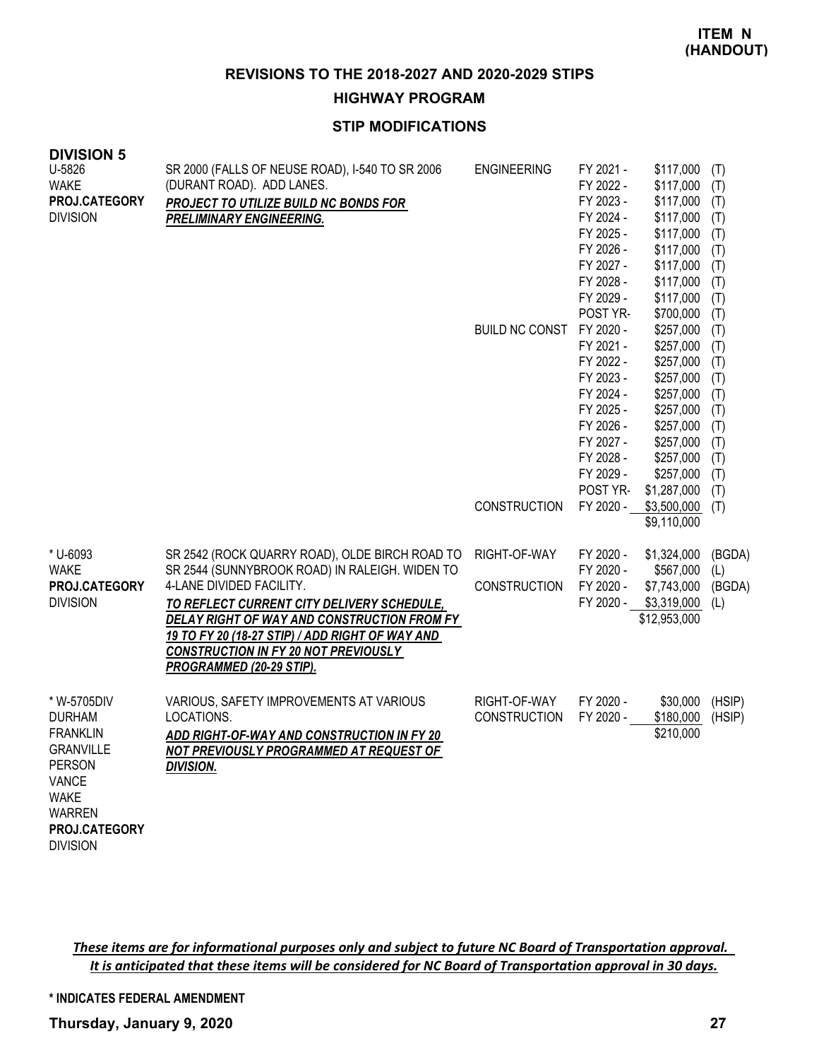**ITEM N (HANDOUT)**

**REVISIONS TO THE 2018-2027 AND 2020-2029 STIPS**

**HIGHWAY PROGRAM**

**STIP MODIFICATIONS**

## DIVISION 5

| Project | Description | Phase | Year | Amount | Fund |
|---|---|---|---|---|---|
| U-5826<br>WAKE<br>**PROJ.CATEGORY**<br>DIVISION | SR 2000 (FALLS OF NEUSE ROAD), I-540 TO SR 2006 (DURANT ROAD). ADD LANES.<br>***PROJECT TO UTILIZE BUILD NC BONDS FOR PRELIMINARY ENGINEERING.*** | ENGINEERING | FY 2021 - | $117,000 | (T) |
| | | | FY 2022 - | $117,000 | (T) |
| | | | FY 2023 - | $117,000 | (T) |
| | | | FY 2024 - | $117,000 | (T) |
| | | | FY 2025 - | $117,000 | (T) |
| | | | FY 2026 - | $117,000 | (T) |
| | | | FY 2027 - | $117,000 | (T) |
| | | | FY 2028 - | $117,000 | (T) |
| | | | FY 2029 - | $117,000 | (T) |
| | | | POST YR- | $700,000 | (T) |
| | | BUILD NC CONST | FY 2020 - | $257,000 | (T) |
| | | | FY 2021 - | $257,000 | (T) |
| | | | FY 2022 - | $257,000 | (T) |
| | | | FY 2023 - | $257,000 | (T) |
| | | | FY 2024 - | $257,000 | (T) |
| | | | FY 2025 - | $257,000 | (T) |
| | | | FY 2026 - | $257,000 | (T) |
| | | | FY 2027 - | $257,000 | (T) |
| | | | FY 2028 - | $257,000 | (T) |
| | | | FY 2029 - | $257,000 | (T) |
| | | | POST YR- | $1,287,000 | (T) |
| | | CONSTRUCTION | FY 2020 - | $3,500,000 | (T) |
| | | | | $9,110,000 | |
| * U-6093<br>WAKE<br>**PROJ.CATEGORY**<br>DIVISION | SR 2542 (ROCK QUARRY ROAD), OLDE BIRCH ROAD TO SR 2544 (SUNNYBROOK ROAD) IN RALEIGH. WIDEN TO 4-LANE DIVIDED FACILITY.<br>***TO REFLECT CURRENT CITY DELIVERY SCHEDULE, DELAY RIGHT OF WAY AND CONSTRUCTION FROM FY 19 TO FY 20 (18-27 STIP) / ADD RIGHT OF WAY AND CONSTRUCTION IN FY 20 NOT PREVIOUSLY PROGRAMMED (20-29 STIP).*** | RIGHT-OF-WAY | FY 2020 - | $1,324,000 | (BGDA) |
| | | | FY 2020 - | $567,000 | (L) |
| | | CONSTRUCTION | FY 2020 - | $7,743,000 | (BGDA) |
| | | | FY 2020 - | $3,319,000 | (L) |
| | | | | $12,953,000 | |
| * W-5705DIV<br>DURHAM<br>FRANKLIN<br>GRANVILLE<br>PERSON<br>VANCE<br>WAKE<br>WARREN<br>**PROJ.CATEGORY**<br>DIVISION | VARIOUS, SAFETY IMPROVEMENTS AT VARIOUS LOCATIONS.<br>***ADD RIGHT-OF-WAY AND CONSTRUCTION IN FY 20 NOT PREVIOUSLY PROGRAMMED AT REQUEST OF DIVISION.*** | RIGHT-OF-WAY | FY 2020 - | $30,000 | (HSIP) |
| | | CONSTRUCTION | FY 2020 - | $180,000 | (HSIP) |
| | | | | $210,000 | |

***These items are for informational purposes only and subject to future NC Board of Transportation approval. It is anticipated that these items will be considered for NC Board of Transportation approval in 30 days.***

**\* INDICATES FEDERAL AMENDMENT**

**Thursday, January 9, 2020**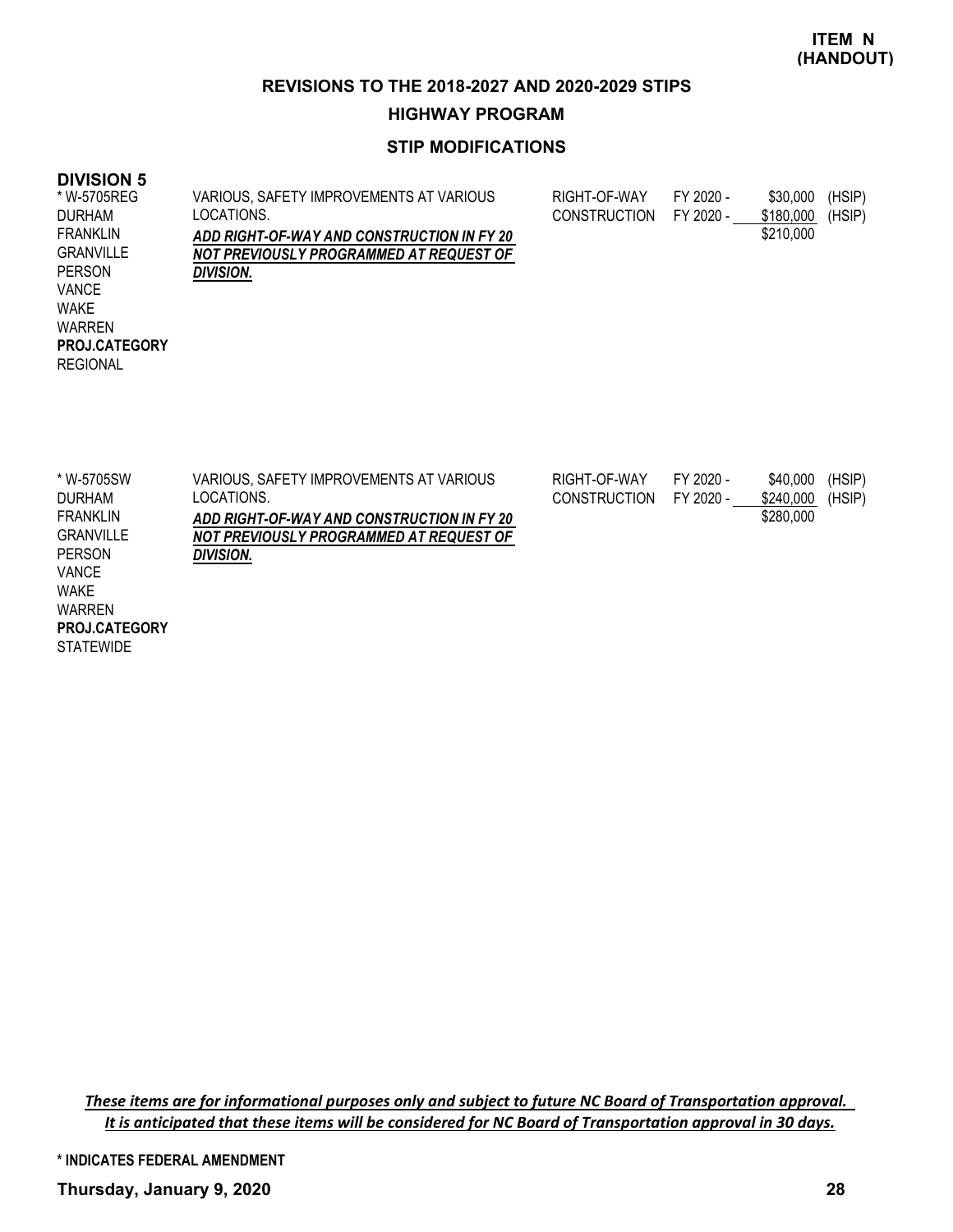**ITEM N (HANDOUT)**

## REVISIONS TO THE 2018-2027 AND 2020-2029 STIPS

### HIGHWAY PROGRAM

### STIP MODIFICATIONS

**DIVISION 5**

| Project / Counties | Description | Phase | Year | Amount | Fund |
|---|---|---|---|---|---|
| * W-5705REG<br>DURHAM<br>FRANKLIN<br>GRANVILLE<br>PERSON<br>VANCE<br>WAKE<br>WARREN<br>**PROJ.CATEGORY**<br>REGIONAL | VARIOUS, SAFETY IMPROVEMENTS AT VARIOUS LOCATIONS.<br>***ADD RIGHT-OF-WAY AND CONSTRUCTION IN FY 20 NOT PREVIOUSLY PROGRAMMED AT REQUEST OF DIVISION.*** | RIGHT-OF-WAY<br>CONSTRUCTION | FY 2020 -<br>FY 2020 - | \$30,000<br>\$180,000<br>\$210,000 | (HSIP)<br>(HSIP) |
| * W-5705SW<br>DURHAM<br>FRANKLIN<br>GRANVILLE<br>PERSON<br>VANCE<br>WAKE<br>WARREN<br>**PROJ.CATEGORY**<br>STATEWIDE | VARIOUS, SAFETY IMPROVEMENTS AT VARIOUS LOCATIONS.<br>***ADD RIGHT-OF-WAY AND CONSTRUCTION IN FY 20 NOT PREVIOUSLY PROGRAMMED AT REQUEST OF DIVISION.*** | RIGHT-OF-WAY<br>CONSTRUCTION | FY 2020 -<br>FY 2020 - | \$40,000<br>\$240,000<br>\$280,000 | (HSIP)<br>(HSIP) |

*These items are for informational purposes only and subject to future NC Board of Transportation approval. It is anticipated that these items will be considered for NC Board of Transportation approval in 30 days.*

**\* INDICATES FEDERAL AMENDMENT**

**Thursday, January 9, 2020**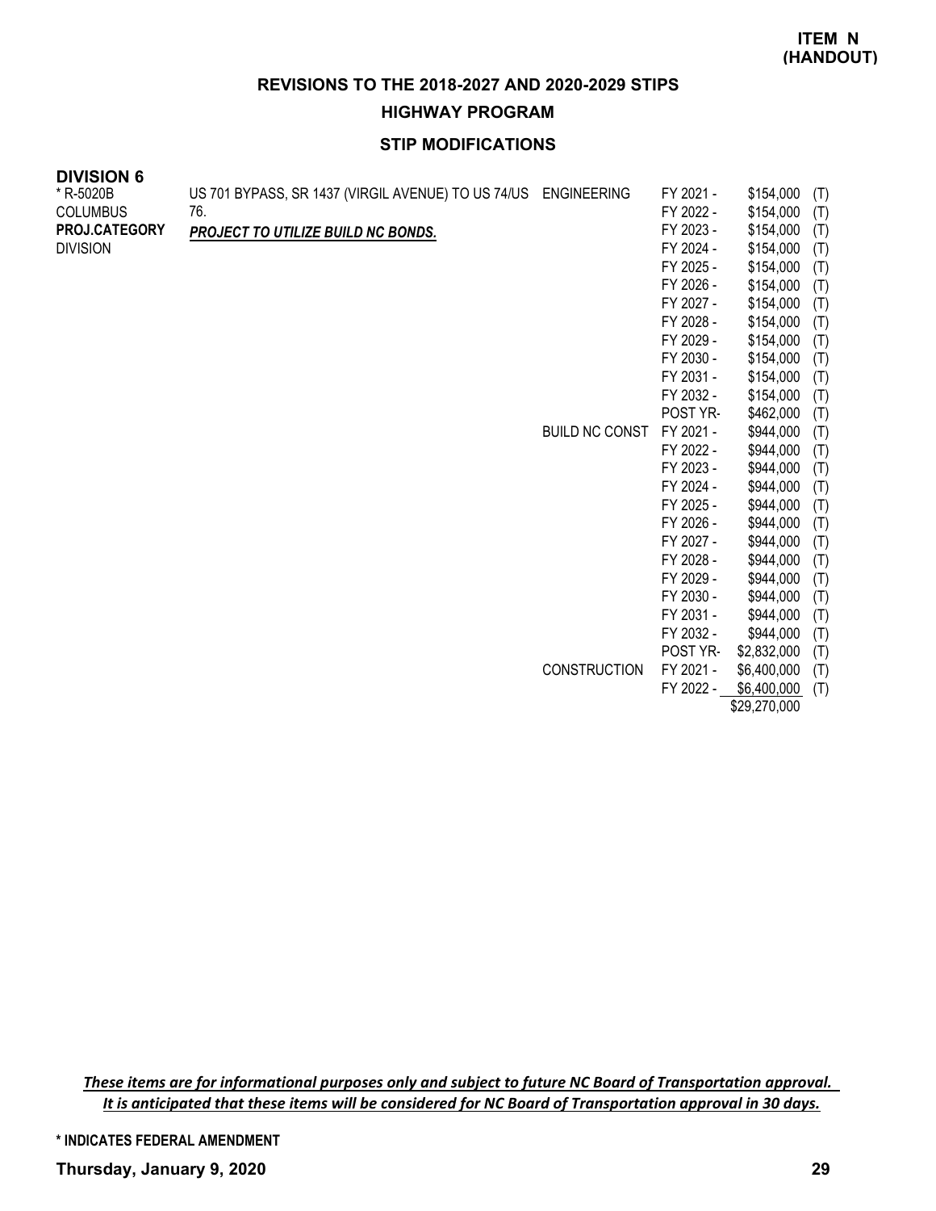**ITEM N (HANDOUT)**

## REVISIONS TO THE 2018-2027 AND 2020-2029 STIPS

### HIGHWAY PROGRAM

### STIP MODIFICATIONS

**DIVISION 6**

| | | | | | |
|---|---|---|---|---|---|
| * R-5020B<br>COLUMBUS<br>**PROJ.CATEGORY**<br>DIVISION | US 701 BYPASS, SR 1437 (VIRGIL AVENUE) TO US 74/US 76.<br>***PROJECT TO UTILIZE BUILD NC BONDS.*** | ENGINEERING | FY 2021 - | $154,000 | (T) |
| | | | FY 2022 - | $154,000 | (T) |
| | | | FY 2023 - | $154,000 | (T) |
| | | | FY 2024 - | $154,000 | (T) |
| | | | FY 2025 - | $154,000 | (T) |
| | | | FY 2026 - | $154,000 | (T) |
| | | | FY 2027 - | $154,000 | (T) |
| | | | FY 2028 - | $154,000 | (T) |
| | | | FY 2029 - | $154,000 | (T) |
| | | | FY 2030 - | $154,000 | (T) |
| | | | FY 2031 - | $154,000 | (T) |
| | | | FY 2032 - | $154,000 | (T) |
| | | | POST YR- | $462,000 | (T) |
| | | BUILD NC CONST | FY 2021 - | $944,000 | (T) |
| | | | FY 2022 - | $944,000 | (T) |
| | | | FY 2023 - | $944,000 | (T) |
| | | | FY 2024 - | $944,000 | (T) |
| | | | FY 2025 - | $944,000 | (T) |
| | | | FY 2026 - | $944,000 | (T) |
| | | | FY 2027 - | $944,000 | (T) |
| | | | FY 2028 - | $944,000 | (T) |
| | | | FY 2029 - | $944,000 | (T) |
| | | | FY 2030 - | $944,000 | (T) |
| | | | FY 2031 - | $944,000 | (T) |
| | | | FY 2032 - | $944,000 | (T) |
| | | | POST YR- | $2,832,000 | (T) |
| | | CONSTRUCTION | FY 2021 - | $6,400,000 | (T) |
| | | | FY 2022 - | $6,400,000 | (T) |
| | | | | $29,270,000 | |

***These items are for informational purposes only and subject to future NC Board of Transportation approval. It is anticipated that these items will be considered for NC Board of Transportation approval in 30 days.***

**\* INDICATES FEDERAL AMENDMENT**

**Thursday, January 9, 2020**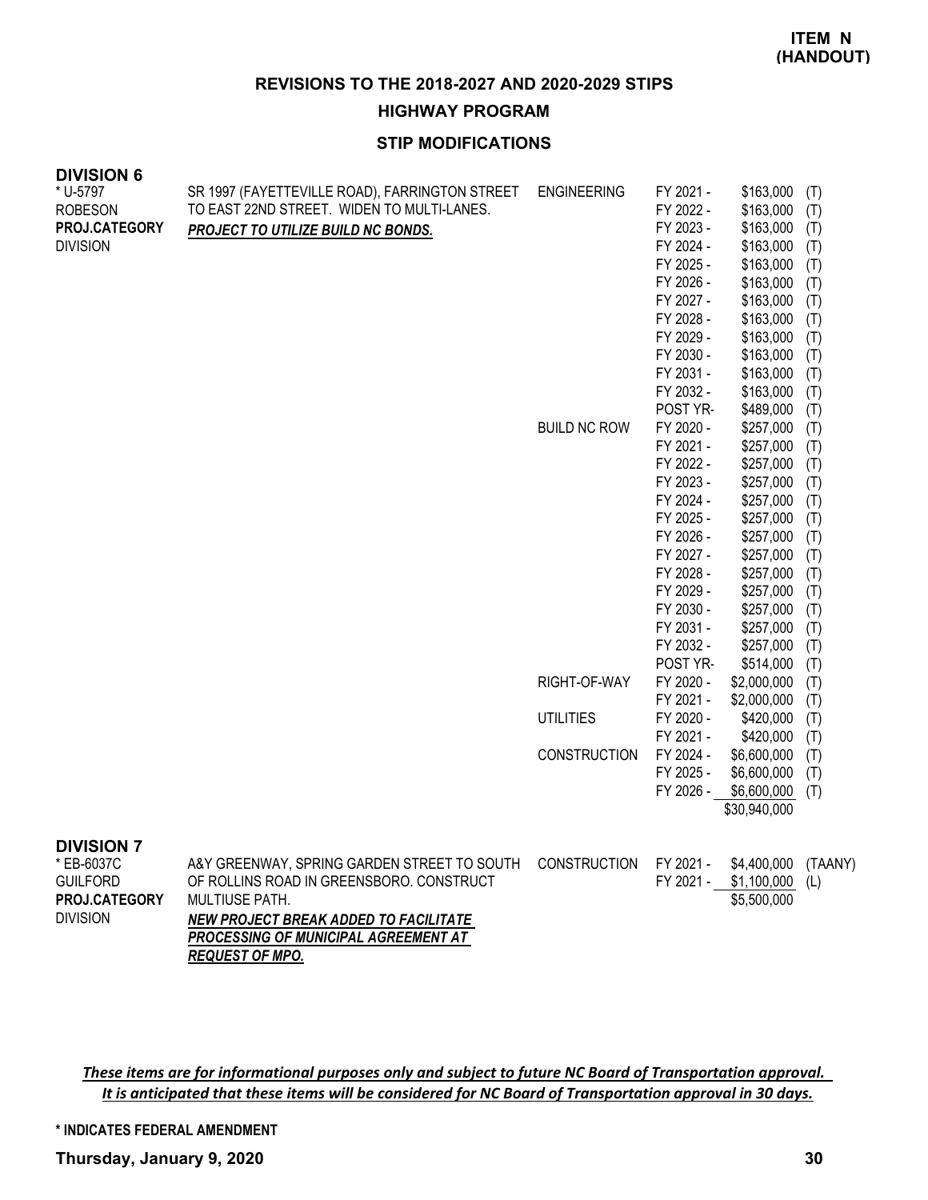**ITEM N (HANDOUT)**

## REVISIONS TO THE 2018-2027 AND 2020-2029 STIPS

### HIGHWAY PROGRAM

### STIP MODIFICATIONS

**DIVISION 6**

| Project | Description | Phase | Year | Amount | Source |
|---|---|---|---|---|---|
| * U-5797<br>ROBESON<br>**PROJ.CATEGORY**<br>DIVISION | SR 1997 (FAYETTEVILLE ROAD), FARRINGTON STREET TO EAST 22ND STREET. WIDEN TO MULTI-LANES.<br>***PROJECT TO UTILIZE BUILD NC BONDS.*** | ENGINEERING | FY 2021 - | $163,000 | (T) |
| | | | FY 2022 - | $163,000 | (T) |
| | | | FY 2023 - | $163,000 | (T) |
| | | | FY 2024 - | $163,000 | (T) |
| | | | FY 2025 - | $163,000 | (T) |
| | | | FY 2026 - | $163,000 | (T) |
| | | | FY 2027 - | $163,000 | (T) |
| | | | FY 2028 - | $163,000 | (T) |
| | | | FY 2029 - | $163,000 | (T) |
| | | | FY 2030 - | $163,000 | (T) |
| | | | FY 2031 - | $163,000 | (T) |
| | | | FY 2032 - | $163,000 | (T) |
| | | | POST YR- | $489,000 | (T) |
| | | BUILD NC ROW | FY 2020 - | $257,000 | (T) |
| | | | FY 2021 - | $257,000 | (T) |
| | | | FY 2022 - | $257,000 | (T) |
| | | | FY 2023 - | $257,000 | (T) |
| | | | FY 2024 - | $257,000 | (T) |
| | | | FY 2025 - | $257,000 | (T) |
| | | | FY 2026 - | $257,000 | (T) |
| | | | FY 2027 - | $257,000 | (T) |
| | | | FY 2028 - | $257,000 | (T) |
| | | | FY 2029 - | $257,000 | (T) |
| | | | FY 2030 - | $257,000 | (T) |
| | | | FY 2031 - | $257,000 | (T) |
| | | | FY 2032 - | $257,000 | (T) |
| | | | POST YR- | $514,000 | (T) |
| | | RIGHT-OF-WAY | FY 2020 - | $2,000,000 | (T) |
| | | | FY 2021 - | $2,000,000 | (T) |
| | | UTILITIES | FY 2020 - | $420,000 | (T) |
| | | | FY 2021 - | $420,000 | (T) |
| | | CONSTRUCTION | FY 2024 - | $6,600,000 | (T) |
| | | | FY 2025 - | $6,600,000 | (T) |
| | | | FY 2026 - | $6,600,000 | (T) |
| | | | | $30,940,000 | |

**DIVISION 7**

| Project | Description | Phase | Year | Amount | Source |
|---|---|---|---|---|---|
| * EB-6037C<br>GUILFORD<br>**PROJ.CATEGORY**<br>DIVISION | A&Y GREENWAY, SPRING GARDEN STREET TO SOUTH OF ROLLINS ROAD IN GREENSBORO. CONSTRUCT MULTIUSE PATH.<br>***NEW PROJECT BREAK ADDED TO FACILITATE PROCESSING OF MUNICIPAL AGREEMENT AT REQUEST OF MPO.*** | CONSTRUCTION | FY 2021 - | $4,400,000 | (TAANY) |
| | | | FY 2021 - | $1,100,000 | (L) |
| | | | | $5,500,000 | |

*These items are for informational purposes only and subject to future NC Board of Transportation approval. It is anticipated that these items will be considered for NC Board of Transportation approval in 30 days.*

**\* INDICATES FEDERAL AMENDMENT**

**Thursday, January 9, 2020**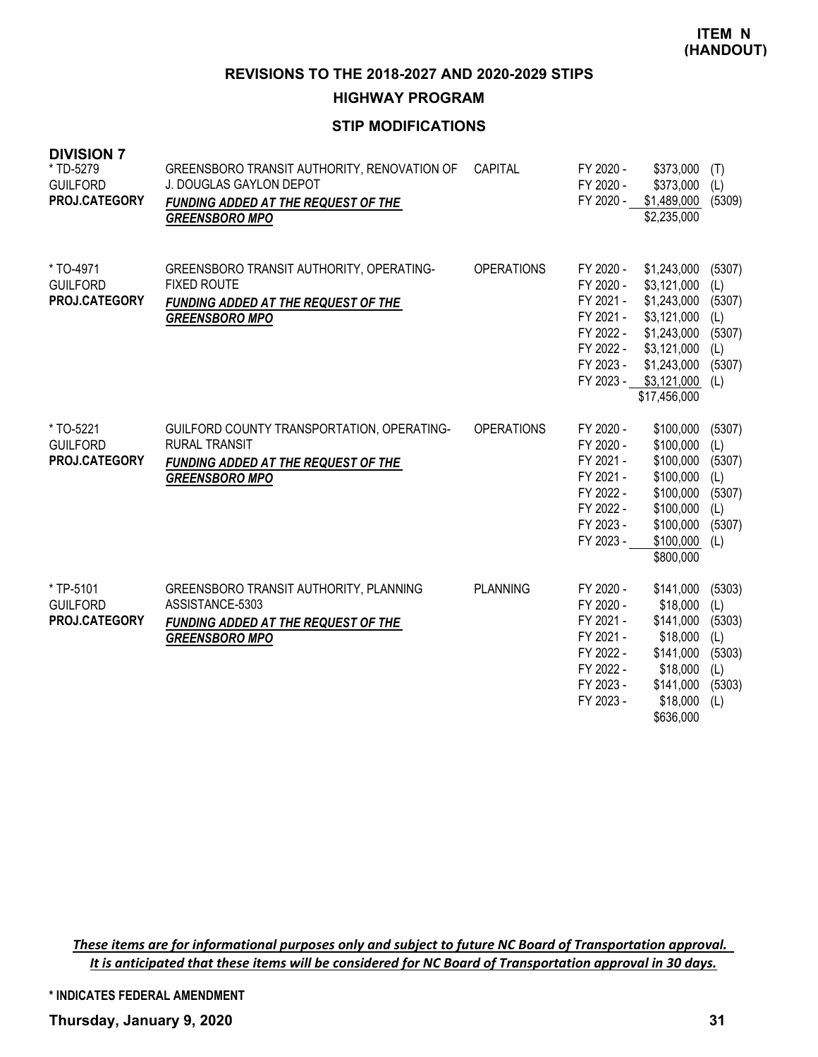**ITEM N (HANDOUT)**

# REVISIONS TO THE 2018-2027 AND 2020-2029 STIPS

## HIGHWAY PROGRAM

### STIP MODIFICATIONS

**DIVISION 7**

| Project | Description | Category | Fiscal Year | Amount | Source |
|---|---|---|---|---|---|
| * TD-5279<br>GUILFORD<br>**PROJ.CATEGORY** | GREENSBORO TRANSIT AUTHORITY, RENOVATION OF J. DOUGLAS GAYLON DEPOT<br>***FUNDING ADDED AT THE REQUEST OF THE GREENSBORO MPO*** | CAPITAL | FY 2020 - | $373,000 | (T) |
| | | | FY 2020 - | $373,000 | (L) |
| | | | FY 2020 - | $1,489,000 | (5309) |
| | | | | $2,235,000 | |
| * TO-4971<br>GUILFORD<br>**PROJ.CATEGORY** | GREENSBORO TRANSIT AUTHORITY, OPERATING-FIXED ROUTE<br>***FUNDING ADDED AT THE REQUEST OF THE GREENSBORO MPO*** | OPERATIONS | FY 2020 - | $1,243,000 | (5307) |
| | | | FY 2020 - | $3,121,000 | (L) |
| | | | FY 2021 - | $1,243,000 | (5307) |
| | | | FY 2021 - | $3,121,000 | (L) |
| | | | FY 2022 - | $1,243,000 | (5307) |
| | | | FY 2022 - | $3,121,000 | (L) |
| | | | FY 2023 - | $1,243,000 | (5307) |
| | | | FY 2023 - | $3,121,000 | (L) |
| | | | | $17,456,000 | |
| * TO-5221<br>GUILFORD<br>**PROJ.CATEGORY** | GUILFORD COUNTY TRANSPORTATION, OPERATING-RURAL TRANSIT<br>***FUNDING ADDED AT THE REQUEST OF THE GREENSBORO MPO*** | OPERATIONS | FY 2020 - | $100,000 | (5307) |
| | | | FY 2020 - | $100,000 | (L) |
| | | | FY 2021 - | $100,000 | (5307) |
| | | | FY 2021 - | $100,000 | (L) |
| | | | FY 2022 - | $100,000 | (5307) |
| | | | FY 2022 - | $100,000 | (L) |
| | | | FY 2023 - | $100,000 | (5307) |
| | | | FY 2023 - | $100,000 | (L) |
| | | | | $800,000 | |
| * TP-5101<br>GUILFORD<br>**PROJ.CATEGORY** | GREENSBORO TRANSIT AUTHORITY, PLANNING ASSISTANCE-5303<br>***FUNDING ADDED AT THE REQUEST OF THE GREENSBORO MPO*** | PLANNING | FY 2020 - | $141,000 | (5303) |
| | | | FY 2020 - | $18,000 | (L) |
| | | | FY 2021 - | $141,000 | (5303) |
| | | | FY 2021 - | $18,000 | (L) |
| | | | FY 2022 - | $141,000 | (5303) |
| | | | FY 2022 - | $18,000 | (L) |
| | | | FY 2023 - | $141,000 | (5303) |
| | | | FY 2023 - | $18,000 | (L) |
| | | | | $636,000 | |

***These items are for informational purposes only and subject to future NC Board of Transportation approval. It is anticipated that these items will be considered for NC Board of Transportation approval in 30 days.***

**\* INDICATES FEDERAL AMENDMENT**

**Thursday, January 9, 2020**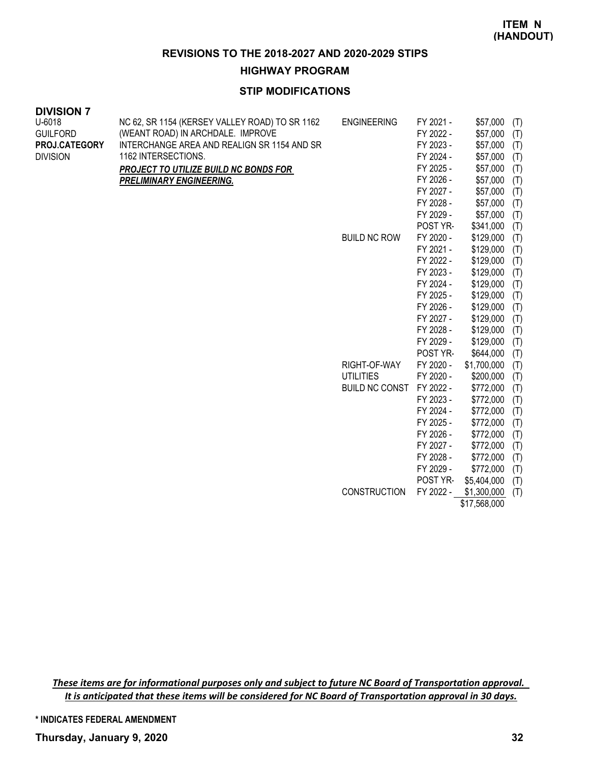**ITEM N (HANDOUT)**

## REVISIONS TO THE 2018-2027 AND 2020-2029 STIPS

### HIGHWAY PROGRAM

### STIP MODIFICATIONS

**DIVISION 7**

| Project | Description | Phase | Year | Amount | Source |
|---|---|---|---|---|---|
| U-6018<br>GUILFORD<br>**PROJ.CATEGORY**<br>DIVISION | NC 62, SR 1154 (KERSEY VALLEY ROAD) TO SR 1162 (WEANT ROAD) IN ARCHDALE. IMPROVE INTERCHANGE AREA AND REALIGN SR 1154 AND SR 1162 INTERSECTIONS.<br>***PROJECT TO UTILIZE BUILD NC BONDS FOR PRELIMINARY ENGINEERING.*** | ENGINEERING | FY 2021 - | $57,000 | (T) |
| | | | FY 2022 - | $57,000 | (T) |
| | | | FY 2023 - | $57,000 | (T) |
| | | | FY 2024 - | $57,000 | (T) |
| | | | FY 2025 - | $57,000 | (T) |
| | | | FY 2026 - | $57,000 | (T) |
| | | | FY 2027 - | $57,000 | (T) |
| | | | FY 2028 - | $57,000 | (T) |
| | | | FY 2029 - | $57,000 | (T) |
| | | | POST YR- | $341,000 | (T) |
| | | BUILD NC ROW | FY 2020 - | $129,000 | (T) |
| | | | FY 2021 - | $129,000 | (T) |
| | | | FY 2022 - | $129,000 | (T) |
| | | | FY 2023 - | $129,000 | (T) |
| | | | FY 2024 - | $129,000 | (T) |
| | | | FY 2025 - | $129,000 | (T) |
| | | | FY 2026 - | $129,000 | (T) |
| | | | FY 2027 - | $129,000 | (T) |
| | | | FY 2028 - | $129,000 | (T) |
| | | | FY 2029 - | $129,000 | (T) |
| | | | POST YR- | $644,000 | (T) |
| | | RIGHT-OF-WAY | FY 2020 - | $1,700,000 | (T) |
| | | UTILITIES | FY 2020 - | $200,000 | (T) |
| | | BUILD NC CONST | FY 2022 - | $772,000 | (T) |
| | | | FY 2023 - | $772,000 | (T) |
| | | | FY 2024 - | $772,000 | (T) |
| | | | FY 2025 - | $772,000 | (T) |
| | | | FY 2026 - | $772,000 | (T) |
| | | | FY 2027 - | $772,000 | (T) |
| | | | FY 2028 - | $772,000 | (T) |
| | | | FY 2029 - | $772,000 | (T) |
| | | | POST YR- | $5,404,000 | (T) |
| | | CONSTRUCTION | FY 2022 - | $1,300,000 | (T) |
| | | | | $17,568,000 | |

***These items are for informational purposes only and subject to future NC Board of Transportation approval. It is anticipated that these items will be considered for NC Board of Transportation approval in 30 days.***

**\* INDICATES FEDERAL AMENDMENT**

**Thursday, January 9, 2020**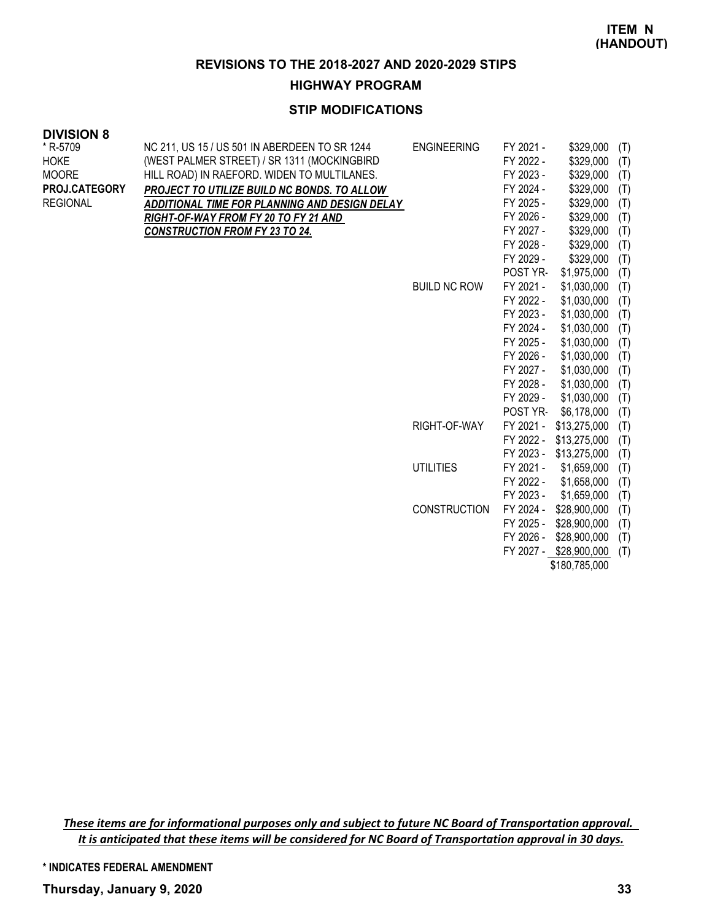**ITEM N (HANDOUT)**

## REVISIONS TO THE 2018-2027 AND 2020-2029 STIPS

### HIGHWAY PROGRAM

### STIP MODIFICATIONS

**DIVISION 8**

| | | | | | |
|---|---|---|---|---|---|
| * R-5709<br>HOKE<br>MOORE<br>**PROJ.CATEGORY**<br>REGIONAL | NC 211, US 15 / US 501 IN ABERDEEN TO SR 1244 (WEST PALMER STREET) / SR 1311 (MOCKINGBIRD HILL ROAD) IN RAEFORD. WIDEN TO MULTILANES.<br>***PROJECT TO UTILIZE BUILD NC BONDS. TO ALLOW ADDITIONAL TIME FOR PLANNING AND DESIGN DELAY RIGHT-OF-WAY FROM FY 20 TO FY 21 AND CONSTRUCTION FROM FY 23 TO 24.*** | ENGINEERING | FY 2021 - | $329,000 | (T) |
| | | | FY 2022 - | $329,000 | (T) |
| | | | FY 2023 - | $329,000 | (T) |
| | | | FY 2024 - | $329,000 | (T) |
| | | | FY 2025 - | $329,000 | (T) |
| | | | FY 2026 - | $329,000 | (T) |
| | | | FY 2027 - | $329,000 | (T) |
| | | | FY 2028 - | $329,000 | (T) |
| | | | FY 2029 - | $329,000 | (T) |
| | | | POST YR- | $1,975,000 | (T) |
| | | BUILD NC ROW | FY 2021 - | $1,030,000 | (T) |
| | | | FY 2022 - | $1,030,000 | (T) |
| | | | FY 2023 - | $1,030,000 | (T) |
| | | | FY 2024 - | $1,030,000 | (T) |
| | | | FY 2025 - | $1,030,000 | (T) |
| | | | FY 2026 - | $1,030,000 | (T) |
| | | | FY 2027 - | $1,030,000 | (T) |
| | | | FY 2028 - | $1,030,000 | (T) |
| | | | FY 2029 - | $1,030,000 | (T) |
| | | | POST YR- | $6,178,000 | (T) |
| | | RIGHT-OF-WAY | FY 2021 - | $13,275,000 | (T) |
| | | | FY 2022 - | $13,275,000 | (T) |
| | | | FY 2023 - | $13,275,000 | (T) |
| | | UTILITIES | FY 2021 - | $1,659,000 | (T) |
| | | | FY 2022 - | $1,658,000 | (T) |
| | | | FY 2023 - | $1,659,000 | (T) |
| | | CONSTRUCTION | FY 2024 - | $28,900,000 | (T) |
| | | | FY 2025 - | $28,900,000 | (T) |
| | | | FY 2026 - | $28,900,000 | (T) |
| | | | FY 2027 - | $28,900,000 | (T) |
| | | | | $180,785,000 | |

***These items are for informational purposes only and subject to future NC Board of Transportation approval. It is anticipated that these items will be considered for NC Board of Transportation approval in 30 days.***

**\* INDICATES FEDERAL AMENDMENT**

**Thursday, January 9, 2020**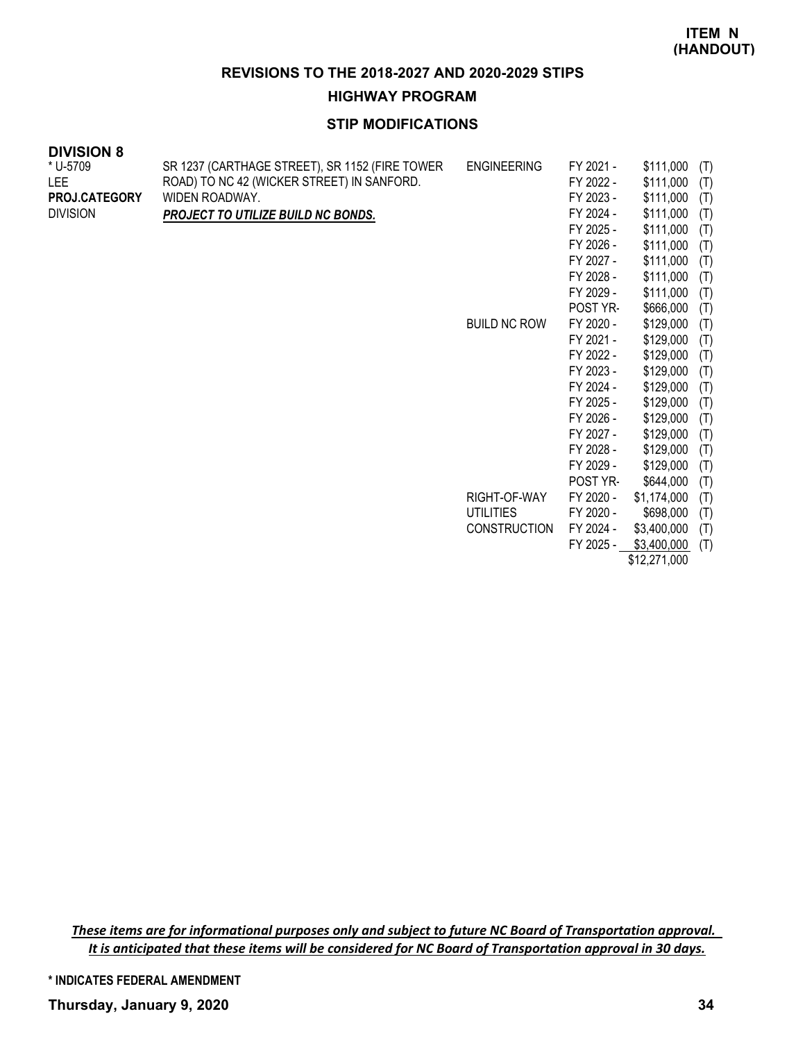**ITEM N (HANDOUT)**

## REVISIONS TO THE 2018-2027 AND 2020-2029 STIPS

### HIGHWAY PROGRAM

### STIP MODIFICATIONS

**DIVISION 8**

| | | | | | |
|---|---|---|---|---|---|
| * U-5709 | SR 1237 (CARTHAGE STREET), SR 1152 (FIRE TOWER ROAD) TO NC 42 (WICKER STREET) IN SANFORD. | ENGINEERING | FY 2021 - | $111,000 | (T) |
| LEE | WIDEN ROADWAY. | | FY 2022 - | $111,000 | (T) |
| **PROJ.CATEGORY** | ***PROJECT TO UTILIZE BUILD NC BONDS.*** | | FY 2023 - | $111,000 | (T) |
| DIVISION | | | FY 2024 - | $111,000 | (T) |
| | | | FY 2025 - | $111,000 | (T) |
| | | | FY 2026 - | $111,000 | (T) |
| | | | FY 2027 - | $111,000 | (T) |
| | | | FY 2028 - | $111,000 | (T) |
| | | | FY 2029 - | $111,000 | (T) |
| | | | POST YR- | $666,000 | (T) |
| | | BUILD NC ROW | FY 2020 - | $129,000 | (T) |
| | | | FY 2021 - | $129,000 | (T) |
| | | | FY 2022 - | $129,000 | (T) |
| | | | FY 2023 - | $129,000 | (T) |
| | | | FY 2024 - | $129,000 | (T) |
| | | | FY 2025 - | $129,000 | (T) |
| | | | FY 2026 - | $129,000 | (T) |
| | | | FY 2027 - | $129,000 | (T) |
| | | | FY 2028 - | $129,000 | (T) |
| | | | FY 2029 - | $129,000 | (T) |
| | | | POST YR- | $644,000 | (T) |
| | | RIGHT-OF-WAY | FY 2020 - | $1,174,000 | (T) |
| | | UTILITIES | FY 2020 - | $698,000 | (T) |
| | | CONSTRUCTION | FY 2024 - | $3,400,000 | (T) |
| | | | FY 2025 - | $3,400,000 | (T) |
| | | | | $12,271,000 | |

*These items are for informational purposes only and subject to future NC Board of Transportation approval. It is anticipated that these items will be considered for NC Board of Transportation approval in 30 days.*

**\* INDICATES FEDERAL AMENDMENT**

**Thursday, January 9, 2020**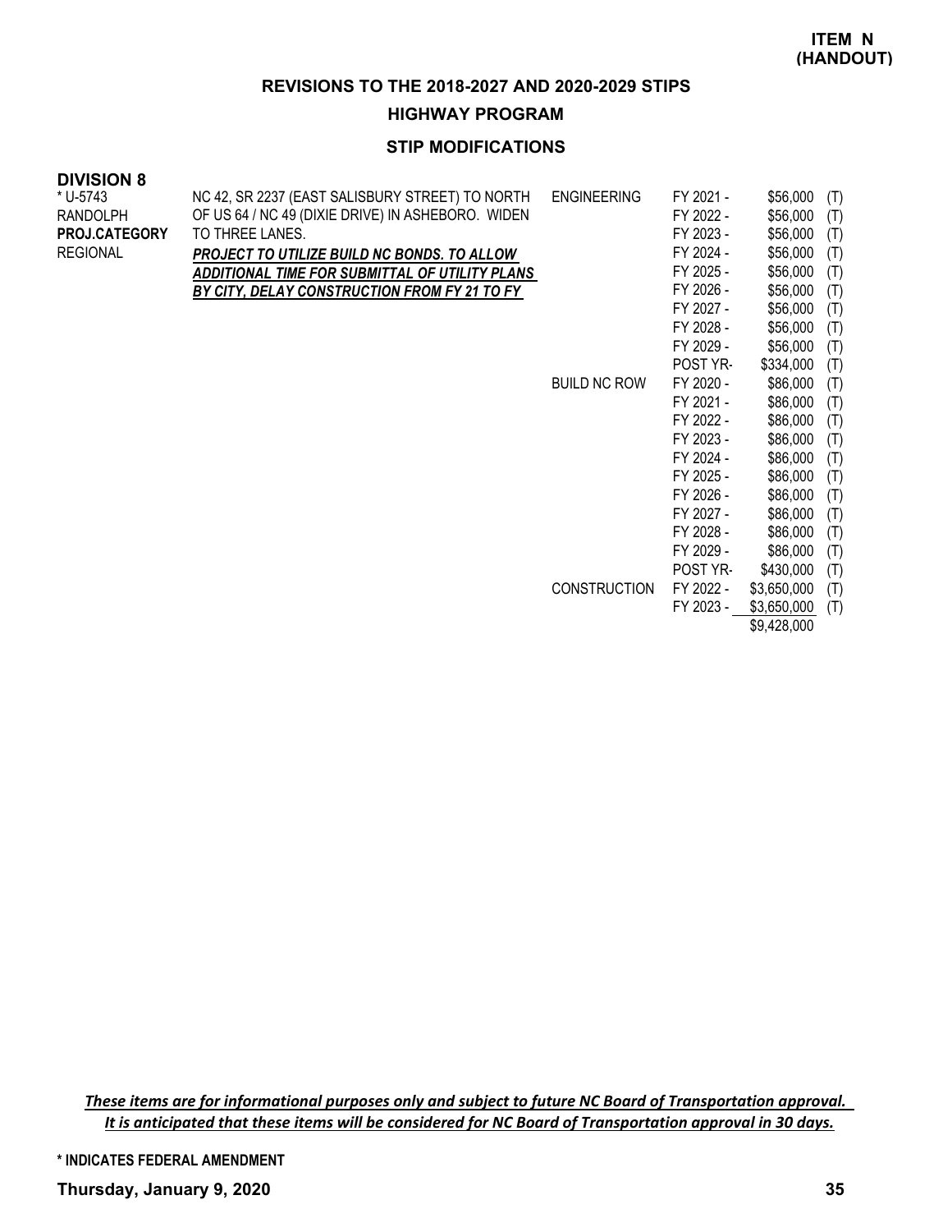**ITEM N (HANDOUT)**

## REVISIONS TO THE 2018-2027 AND 2020-2029 STIPS

### HIGHWAY PROGRAM

### STIP MODIFICATIONS

**DIVISION 8**

| Project | Description | Phase | Year | Amount | Fund |
|---|---|---|---|---|---|
| * U-5743<br>RANDOLPH<br>**PROJ.CATEGORY**<br>REGIONAL | NC 42, SR 2237 (EAST SALISBURY STREET) TO NORTH OF US 64 / NC 49 (DIXIE DRIVE) IN ASHEBORO. WIDEN TO THREE LANES.<br>***PROJECT TO UTILIZE BUILD NC BONDS. TO ALLOW ADDITIONAL TIME FOR SUBMITTAL OF UTILITY PLANS BY CITY, DELAY CONSTRUCTION FROM FY 21 TO FY*** | ENGINEERING | FY 2021 - | $56,000 | (T) |
| | | | FY 2022 - | $56,000 | (T) |
| | | | FY 2023 - | $56,000 | (T) |
| | | | FY 2024 - | $56,000 | (T) |
| | | | FY 2025 - | $56,000 | (T) |
| | | | FY 2026 - | $56,000 | (T) |
| | | | FY 2027 - | $56,000 | (T) |
| | | | FY 2028 - | $56,000 | (T) |
| | | | FY 2029 - | $56,000 | (T) |
| | | | POST YR- | $334,000 | (T) |
| | | BUILD NC ROW | FY 2020 - | $86,000 | (T) |
| | | | FY 2021 - | $86,000 | (T) |
| | | | FY 2022 - | $86,000 | (T) |
| | | | FY 2023 - | $86,000 | (T) |
| | | | FY 2024 - | $86,000 | (T) |
| | | | FY 2025 - | $86,000 | (T) |
| | | | FY 2026 - | $86,000 | (T) |
| | | | FY 2027 - | $86,000 | (T) |
| | | | FY 2028 - | $86,000 | (T) |
| | | | FY 2029 - | $86,000 | (T) |
| | | | POST YR- | $430,000 | (T) |
| | | CONSTRUCTION | FY 2022 - | $3,650,000 | (T) |
| | | | FY 2023 - | $3,650,000 | (T) |
| | | | | $9,428,000 | |

***These items are for informational purposes only and subject to future NC Board of Transportation approval. It is anticipated that these items will be considered for NC Board of Transportation approval in 30 days.***

**\* INDICATES FEDERAL AMENDMENT**

**Thursday, January 9, 2020**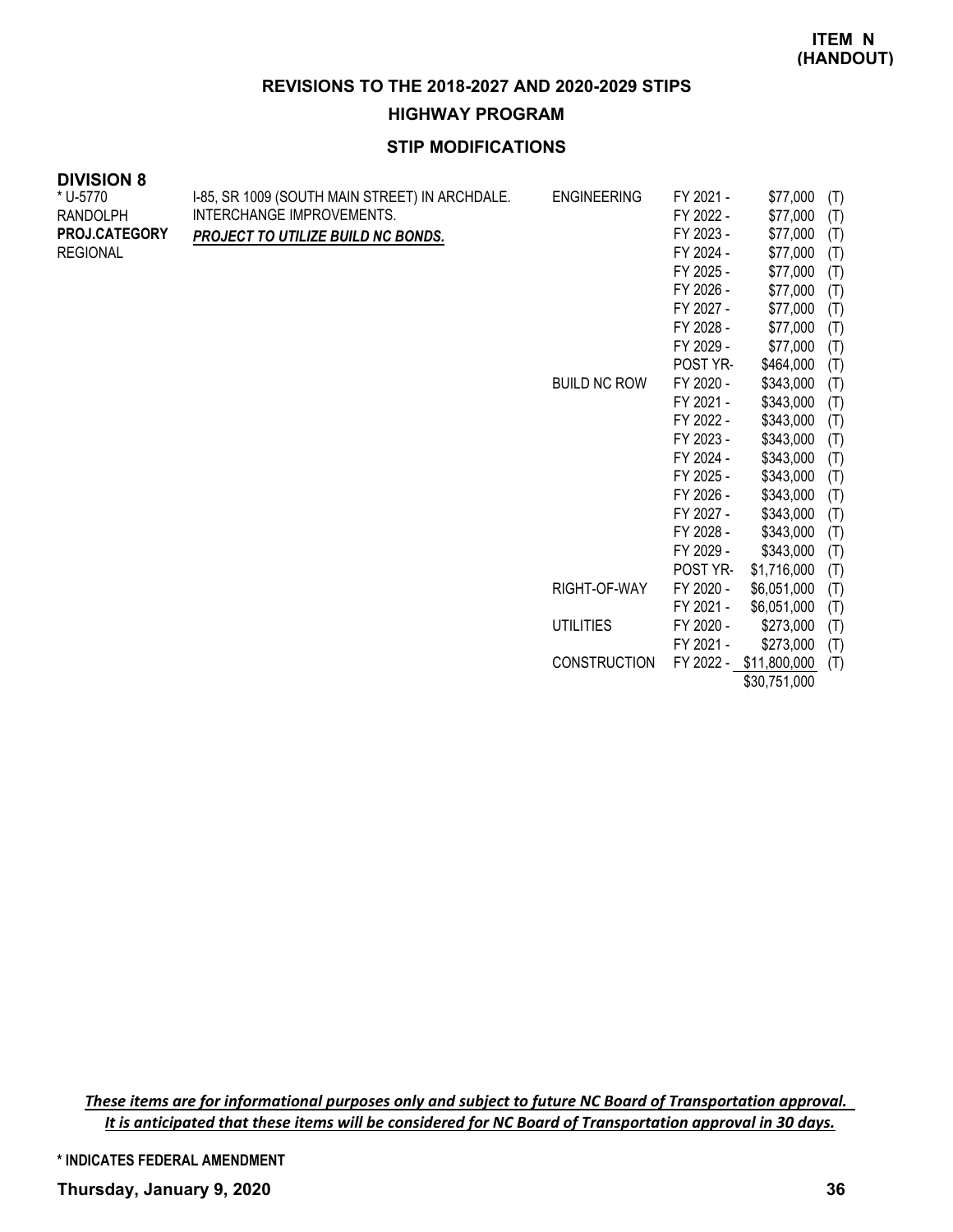**ITEM N
(HANDOUT)**

## REVISIONS TO THE 2018-2027 AND 2020-2029 STIPS

### HIGHWAY PROGRAM

### STIP MODIFICATIONS

**DIVISION 8**

| | | | | | |
|---|---|---|---|---|---|
| * U-5770<br>RANDOLPH<br>**PROJ.CATEGORY**<br>REGIONAL | I-85, SR 1009 (SOUTH MAIN STREET) IN ARCHDALE. INTERCHANGE IMPROVEMENTS.<br>***PROJECT TO UTILIZE BUILD NC BONDS.*** | ENGINEERING | FY 2021 - | $77,000 | (T) |
| | | | FY 2022 - | $77,000 | (T) |
| | | | FY 2023 - | $77,000 | (T) |
| | | | FY 2024 - | $77,000 | (T) |
| | | | FY 2025 - | $77,000 | (T) |
| | | | FY 2026 - | $77,000 | (T) |
| | | | FY 2027 - | $77,000 | (T) |
| | | | FY 2028 - | $77,000 | (T) |
| | | | FY 2029 - | $77,000 | (T) |
| | | | POST YR- | $464,000 | (T) |
| | | BUILD NC ROW | FY 2020 - | $343,000 | (T) |
| | | | FY 2021 - | $343,000 | (T) |
| | | | FY 2022 - | $343,000 | (T) |
| | | | FY 2023 - | $343,000 | (T) |
| | | | FY 2024 - | $343,000 | (T) |
| | | | FY 2025 - | $343,000 | (T) |
| | | | FY 2026 - | $343,000 | (T) |
| | | | FY 2027 - | $343,000 | (T) |
| | | | FY 2028 - | $343,000 | (T) |
| | | | FY 2029 - | $343,000 | (T) |
| | | | POST YR- | $1,716,000 | (T) |
| | | RIGHT-OF-WAY | FY 2020 - | $6,051,000 | (T) |
| | | | FY 2021 - | $6,051,000 | (T) |
| | | UTILITIES | FY 2020 - | $273,000 | (T) |
| | | | FY 2021 - | $273,000 | (T) |
| | | CONSTRUCTION | FY 2022 - | $11,800,000 | (T) |
| | | | | $30,751,000 | |

***These items are for informational purposes only and subject to future NC Board of Transportation approval.***
***It is anticipated that these items will be considered for NC Board of Transportation approval in 30 days.***

**\* INDICATES FEDERAL AMENDMENT**

**Thursday, January 9, 2020**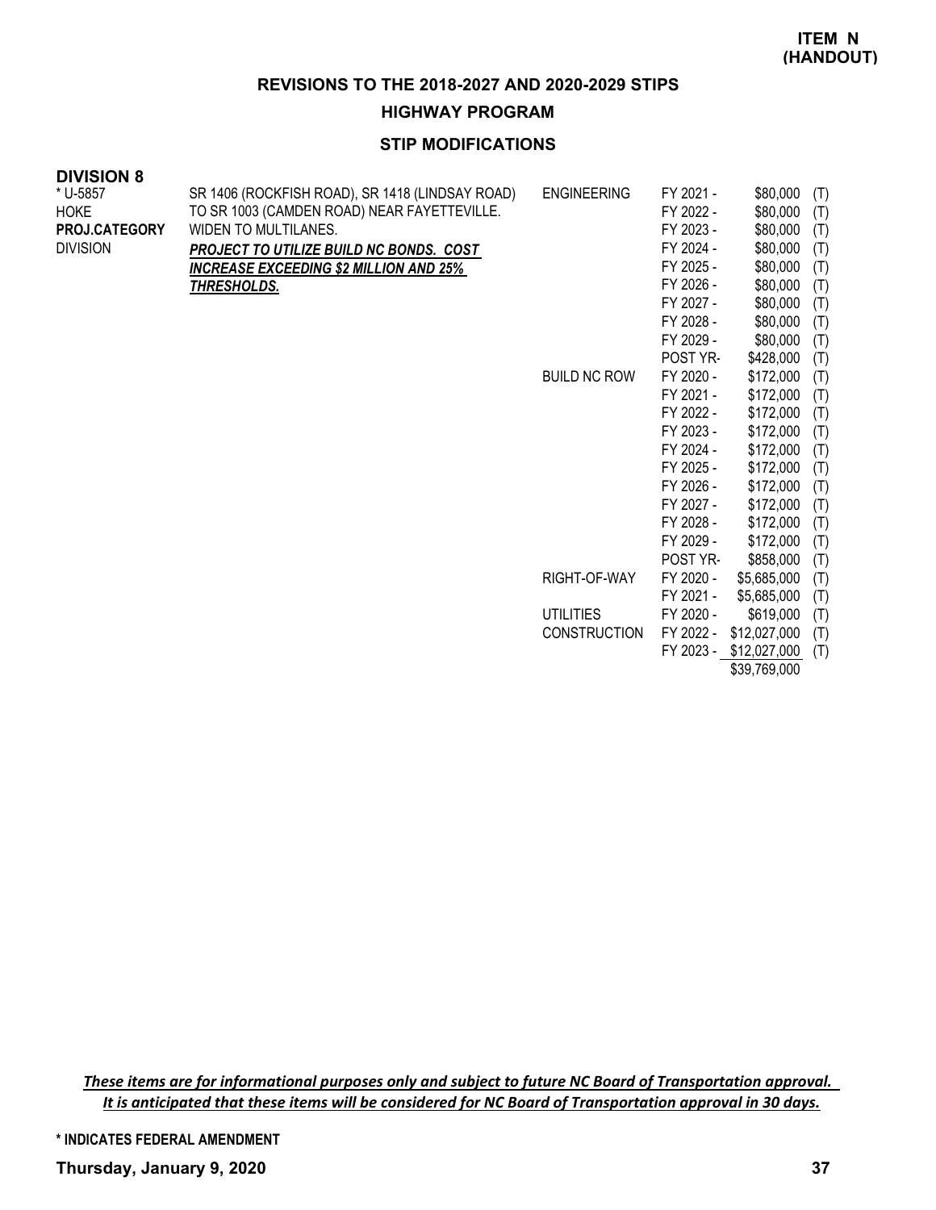**ITEM N**
**(HANDOUT)**

## REVISIONS TO THE 2018-2027 AND 2020-2029 STIPS

### HIGHWAY PROGRAM

### STIP MODIFICATIONS

**DIVISION 8**

| | | | | | |
|---|---|---|---|---|---|
| * U-5857<br>HOKE<br>**PROJ.CATEGORY**<br>DIVISION | SR 1406 (ROCKFISH ROAD), SR 1418 (LINDSAY ROAD) TO SR 1003 (CAMDEN ROAD) NEAR FAYETTEVILLE. WIDEN TO MULTILANES.<br>***PROJECT TO UTILIZE BUILD NC BONDS. COST INCREASE EXCEEDING $2 MILLION AND 25% THRESHOLDS.*** | ENGINEERING | FY 2021 - | $80,000 | (T) |
| | | | FY 2022 - | $80,000 | (T) |
| | | | FY 2023 - | $80,000 | (T) |
| | | | FY 2024 - | $80,000 | (T) |
| | | | FY 2025 - | $80,000 | (T) |
| | | | FY 2026 - | $80,000 | (T) |
| | | | FY 2027 - | $80,000 | (T) |
| | | | FY 2028 - | $80,000 | (T) |
| | | | FY 2029 - | $80,000 | (T) |
| | | | POST YR- | $428,000 | (T) |
| | | BUILD NC ROW | FY 2020 - | $172,000 | (T) |
| | | | FY 2021 - | $172,000 | (T) |
| | | | FY 2022 - | $172,000 | (T) |
| | | | FY 2023 - | $172,000 | (T) |
| | | | FY 2024 - | $172,000 | (T) |
| | | | FY 2025 - | $172,000 | (T) |
| | | | FY 2026 - | $172,000 | (T) |
| | | | FY 2027 - | $172,000 | (T) |
| | | | FY 2028 - | $172,000 | (T) |
| | | | FY 2029 - | $172,000 | (T) |
| | | | POST YR- | $858,000 | (T) |
| | | RIGHT-OF-WAY | FY 2020 - | $5,685,000 | (T) |
| | | | FY 2021 - | $5,685,000 | (T) |
| | | UTILITIES | FY 2020 - | $619,000 | (T) |
| | | CONSTRUCTION | FY 2022 - | $12,027,000 | (T) |
| | | | FY 2023 - | $12,027,000 | (T) |
| | | | | $39,769,000 | |

***These items are for informational purposes only and subject to future NC Board of Transportation approval. It is anticipated that these items will be considered for NC Board of Transportation approval in 30 days.***

**\* INDICATES FEDERAL AMENDMENT**

**Thursday, January 9, 2020**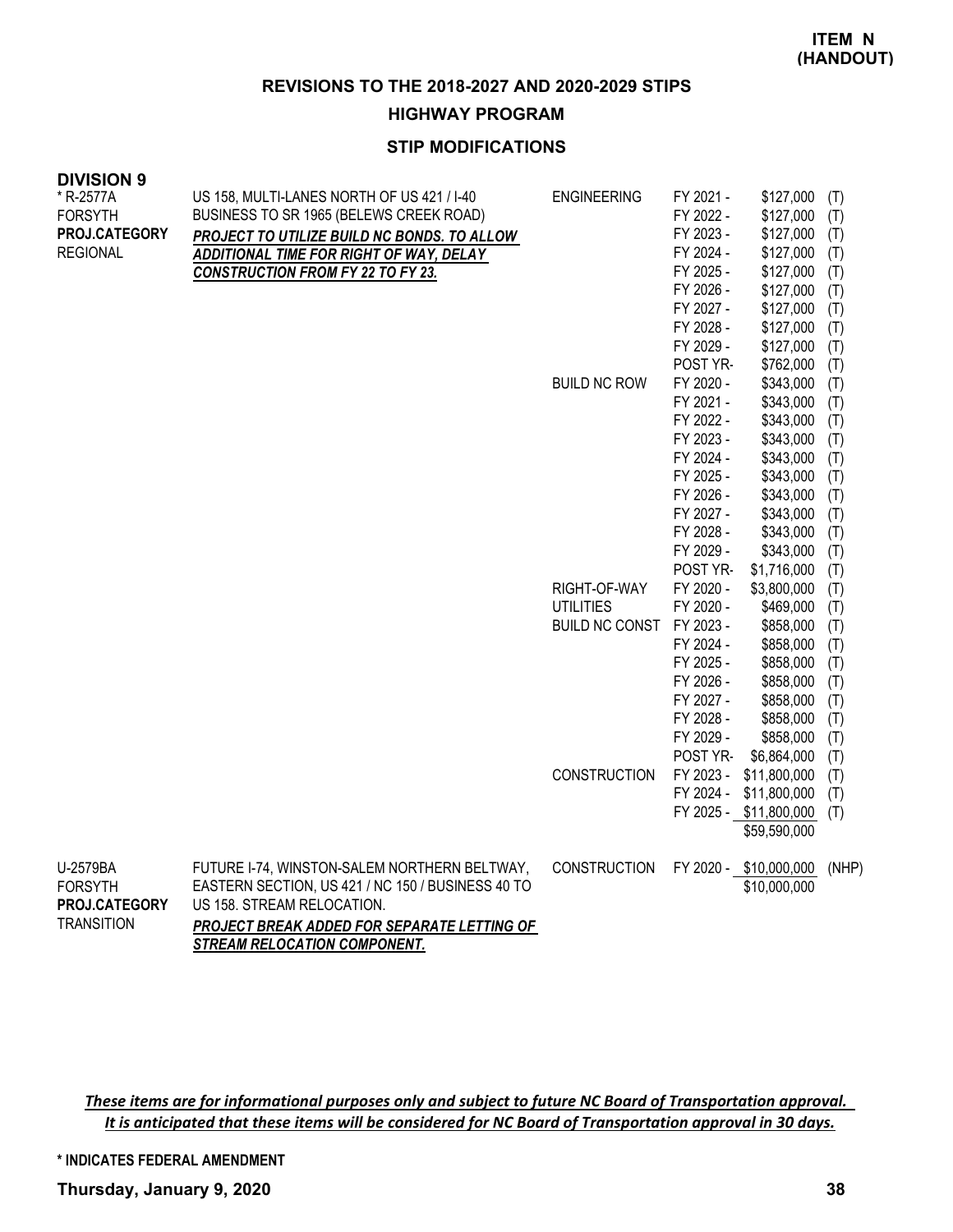**ITEM N (HANDOUT)**

## REVISIONS TO THE 2018-2027 AND 2020-2029 STIPS

### HIGHWAY PROGRAM

### STIP MODIFICATIONS

**DIVISION 9**

| Project | Description | Phase | Year | Amount | Source |
|---|---|---|---|---|---|
| * R-2577A<br>FORSYTH<br>**PROJ.CATEGORY**<br>REGIONAL | US 158, MULTI-LANES NORTH OF US 421 / I-40 BUSINESS TO SR 1965 (BELEWS CREEK ROAD)<br>***PROJECT TO UTILIZE BUILD NC BONDS. TO ALLOW ADDITIONAL TIME FOR RIGHT OF WAY, DELAY CONSTRUCTION FROM FY 22 TO FY 23.*** | ENGINEERING | FY 2021 - | $127,000 | (T) |
| | | | FY 2022 - | $127,000 | (T) |
| | | | FY 2023 - | $127,000 | (T) |
| | | | FY 2024 - | $127,000 | (T) |
| | | | FY 2025 - | $127,000 | (T) |
| | | | FY 2026 - | $127,000 | (T) |
| | | | FY 2027 - | $127,000 | (T) |
| | | | FY 2028 - | $127,000 | (T) |
| | | | FY 2029 - | $127,000 | (T) |
| | | | POST YR- | $762,000 | (T) |
| | | BUILD NC ROW | FY 2020 - | $343,000 | (T) |
| | | | FY 2021 - | $343,000 | (T) |
| | | | FY 2022 - | $343,000 | (T) |
| | | | FY 2023 - | $343,000 | (T) |
| | | | FY 2024 - | $343,000 | (T) |
| | | | FY 2025 - | $343,000 | (T) |
| | | | FY 2026 - | $343,000 | (T) |
| | | | FY 2027 - | $343,000 | (T) |
| | | | FY 2028 - | $343,000 | (T) |
| | | | FY 2029 - | $343,000 | (T) |
| | | | POST YR- | $1,716,000 | (T) |
| | | RIGHT-OF-WAY | FY 2020 - | $3,800,000 | (T) |
| | | UTILITIES | FY 2020 - | $469,000 | (T) |
| | | BUILD NC CONST | FY 2023 - | $858,000 | (T) |
| | | | FY 2024 - | $858,000 | (T) |
| | | | FY 2025 - | $858,000 | (T) |
| | | | FY 2026 - | $858,000 | (T) |
| | | | FY 2027 - | $858,000 | (T) |
| | | | FY 2028 - | $858,000 | (T) |
| | | | FY 2029 - | $858,000 | (T) |
| | | | POST YR- | $6,864,000 | (T) |
| | | CONSTRUCTION | FY 2023 - | $11,800,000 | (T) |
| | | | FY 2024 - | $11,800,000 | (T) |
| | | | FY 2025 - | $11,800,000 | (T) |
| | | | | $59,590,000 | |
| U-2579BA<br>FORSYTH<br>**PROJ.CATEGORY**<br>TRANSITION | FUTURE I-74, WINSTON-SALEM NORTHERN BELTWAY, EASTERN SECTION, US 421 / NC 150 / BUSINESS 40 TO US 158. STREAM RELOCATION.<br>***PROJECT BREAK ADDED FOR SEPARATE LETTING OF STREAM RELOCATION COMPONENT.*** | CONSTRUCTION | FY 2020 - | $10,000,000 | (NHP) |
| | | | | $10,000,000 | |

***These items are for informational purposes only and subject to future NC Board of Transportation approval. It is anticipated that these items will be considered for NC Board of Transportation approval in 30 days.***

**\* INDICATES FEDERAL AMENDMENT**

**Thursday, January 9, 2020**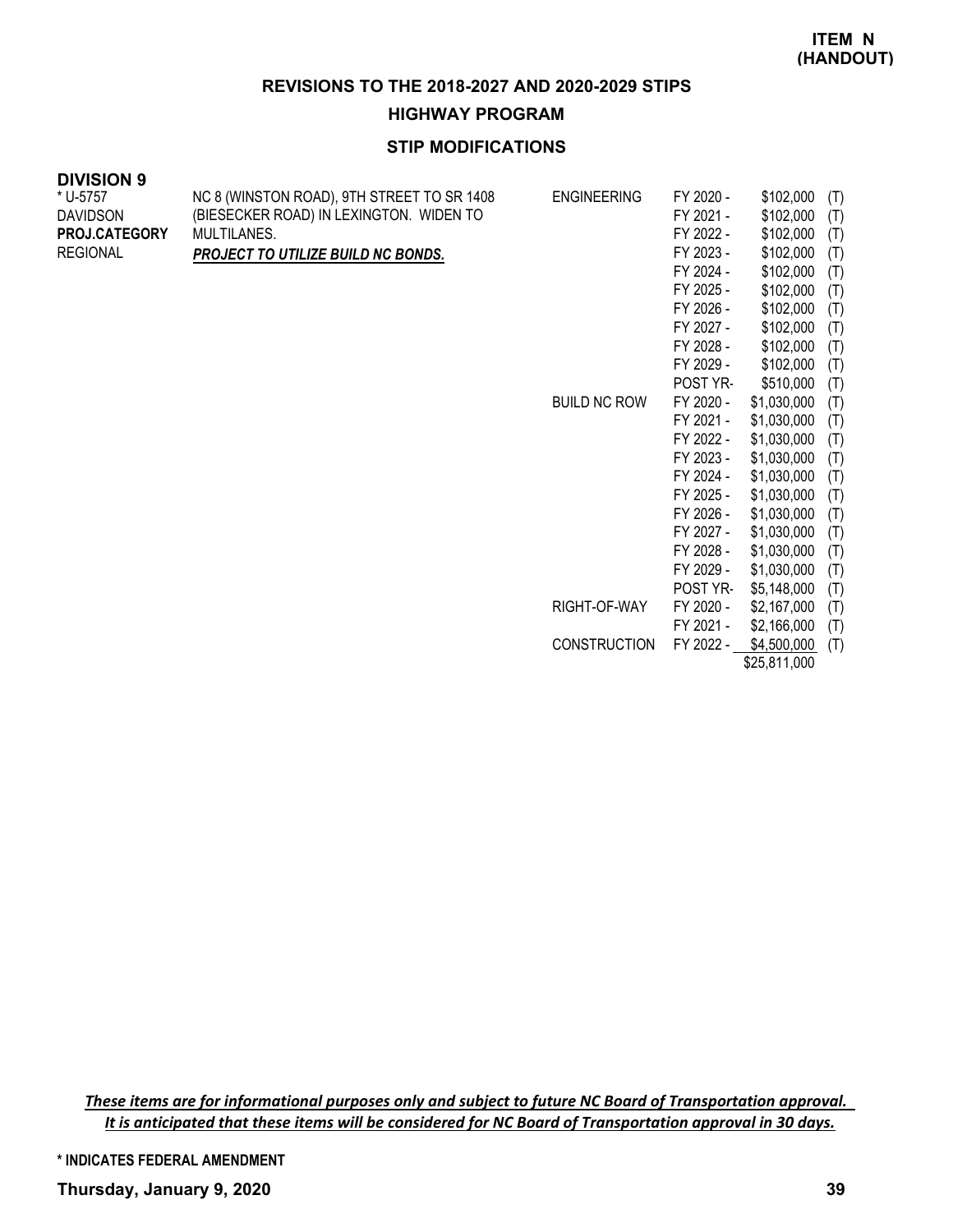**ITEM N (HANDOUT)**

## REVISIONS TO THE 2018-2027 AND 2020-2029 STIPS

### HIGHWAY PROGRAM

### STIP MODIFICATIONS

**DIVISION 9**

| | | | | | |
|---|---|---|---|---|---|
| * U-5757 | NC 8 (WINSTON ROAD), 9TH STREET TO SR 1408 | ENGINEERING | FY 2020 - | $102,000 | (T) |
| DAVIDSON | (BIESECKER ROAD) IN LEXINGTON. WIDEN TO | | FY 2021 - | $102,000 | (T) |
| **PROJ.CATEGORY** | MULTILANES. | | FY 2022 - | $102,000 | (T) |
| REGIONAL | ***PROJECT TO UTILIZE BUILD NC BONDS.*** | | FY 2023 - | $102,000 | (T) |
| | | | FY 2024 - | $102,000 | (T) |
| | | | FY 2025 - | $102,000 | (T) |
| | | | FY 2026 - | $102,000 | (T) |
| | | | FY 2027 - | $102,000 | (T) |
| | | | FY 2028 - | $102,000 | (T) |
| | | | FY 2029 - | $102,000 | (T) |
| | | | POST YR- | $510,000 | (T) |
| | | BUILD NC ROW | FY 2020 - | $1,030,000 | (T) |
| | | | FY 2021 - | $1,030,000 | (T) |
| | | | FY 2022 - | $1,030,000 | (T) |
| | | | FY 2023 - | $1,030,000 | (T) |
| | | | FY 2024 - | $1,030,000 | (T) |
| | | | FY 2025 - | $1,030,000 | (T) |
| | | | FY 2026 - | $1,030,000 | (T) |
| | | | FY 2027 - | $1,030,000 | (T) |
| | | | FY 2028 - | $1,030,000 | (T) |
| | | | FY 2029 - | $1,030,000 | (T) |
| | | | POST YR- | $5,148,000 | (T) |
| | | RIGHT-OF-WAY | FY 2020 - | $2,167,000 | (T) |
| | | | FY 2021 - | $2,166,000 | (T) |
| | | CONSTRUCTION | FY 2022 - | $4,500,000 | (T) |
| | | | | $25,811,000 | |

*These items are for informational purposes only and subject to future NC Board of Transportation approval.*
*It is anticipated that these items will be considered for NC Board of Transportation approval in 30 days.*

**\* INDICATES FEDERAL AMENDMENT**

**Thursday, January 9, 2020**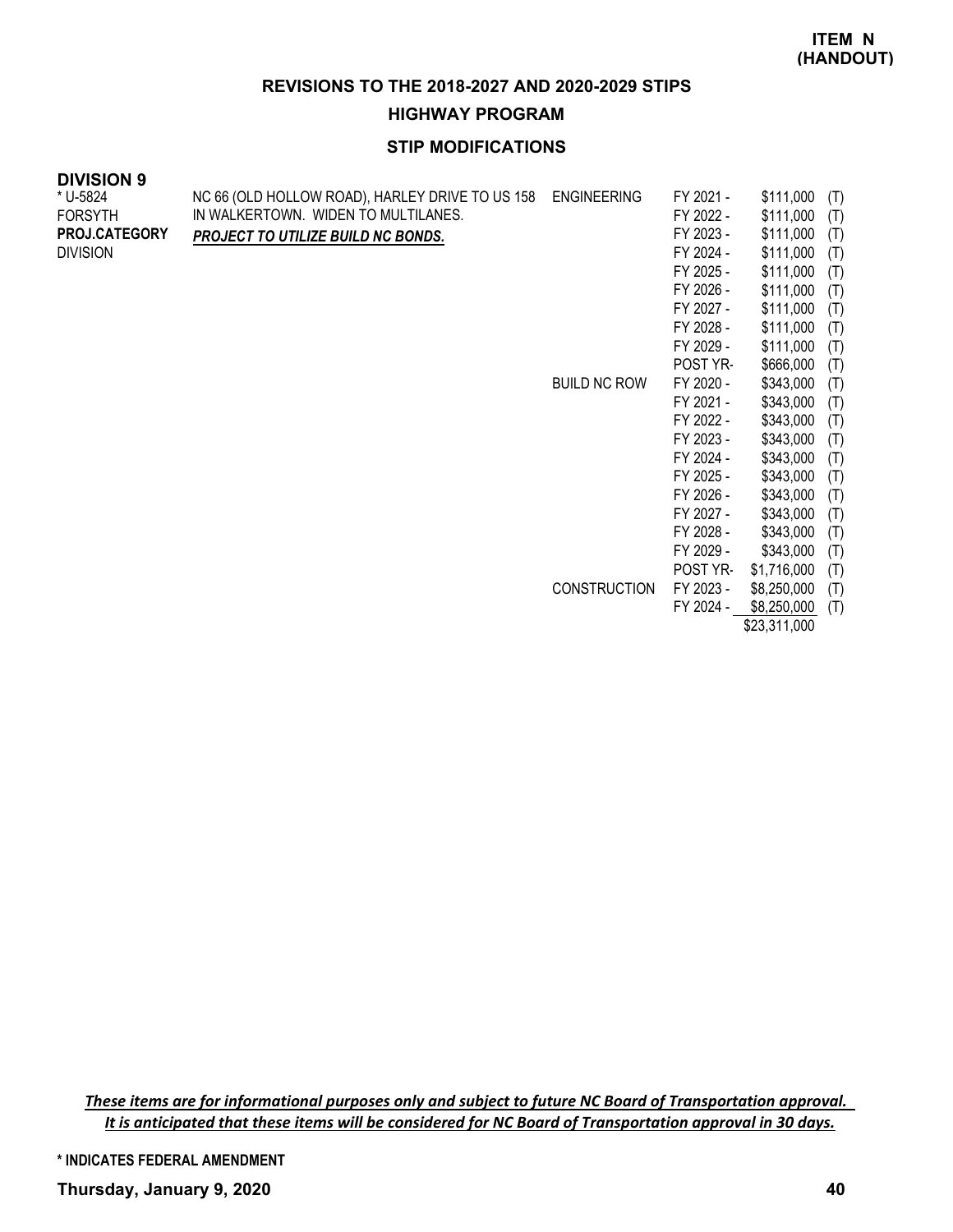**ITEM N (HANDOUT)**

## REVISIONS TO THE 2018-2027 AND 2020-2029 STIPS

### HIGHWAY PROGRAM

### STIP MODIFICATIONS

**DIVISION 9**

| | | | | | |
|---|---|---|---|---|---|
| * U-5824 | NC 66 (OLD HOLLOW ROAD), HARLEY DRIVE TO US 158 | ENGINEERING | FY 2021 - | $111,000 | (T) |
| FORSYTH | IN WALKERTOWN. WIDEN TO MULTILANES. | | FY 2022 - | $111,000 | (T) |
| **PROJ.CATEGORY** | ***PROJECT TO UTILIZE BUILD NC BONDS.*** | | FY 2023 - | $111,000 | (T) |
| DIVISION | | | FY 2024 - | $111,000 | (T) |
| | | | FY 2025 - | $111,000 | (T) |
| | | | FY 2026 - | $111,000 | (T) |
| | | | FY 2027 - | $111,000 | (T) |
| | | | FY 2028 - | $111,000 | (T) |
| | | | FY 2029 - | $111,000 | (T) |
| | | | POST YR- | $666,000 | (T) |
| | | BUILD NC ROW | FY 2020 - | $343,000 | (T) |
| | | | FY 2021 - | $343,000 | (T) |
| | | | FY 2022 - | $343,000 | (T) |
| | | | FY 2023 - | $343,000 | (T) |
| | | | FY 2024 - | $343,000 | (T) |
| | | | FY 2025 - | $343,000 | (T) |
| | | | FY 2026 - | $343,000 | (T) |
| | | | FY 2027 - | $343,000 | (T) |
| | | | FY 2028 - | $343,000 | (T) |
| | | | FY 2029 - | $343,000 | (T) |
| | | | POST YR- | $1,716,000 | (T) |
| | | CONSTRUCTION | FY 2023 - | $8,250,000 | (T) |
| | | | FY 2024 - | $8,250,000 | (T) |
| | | | | $23,311,000 | |

*These items are for informational purposes only and subject to future NC Board of Transportation approval. It is anticipated that these items will be considered for NC Board of Transportation approval in 30 days.*

**\* INDICATES FEDERAL AMENDMENT**

**Thursday, January 9, 2020**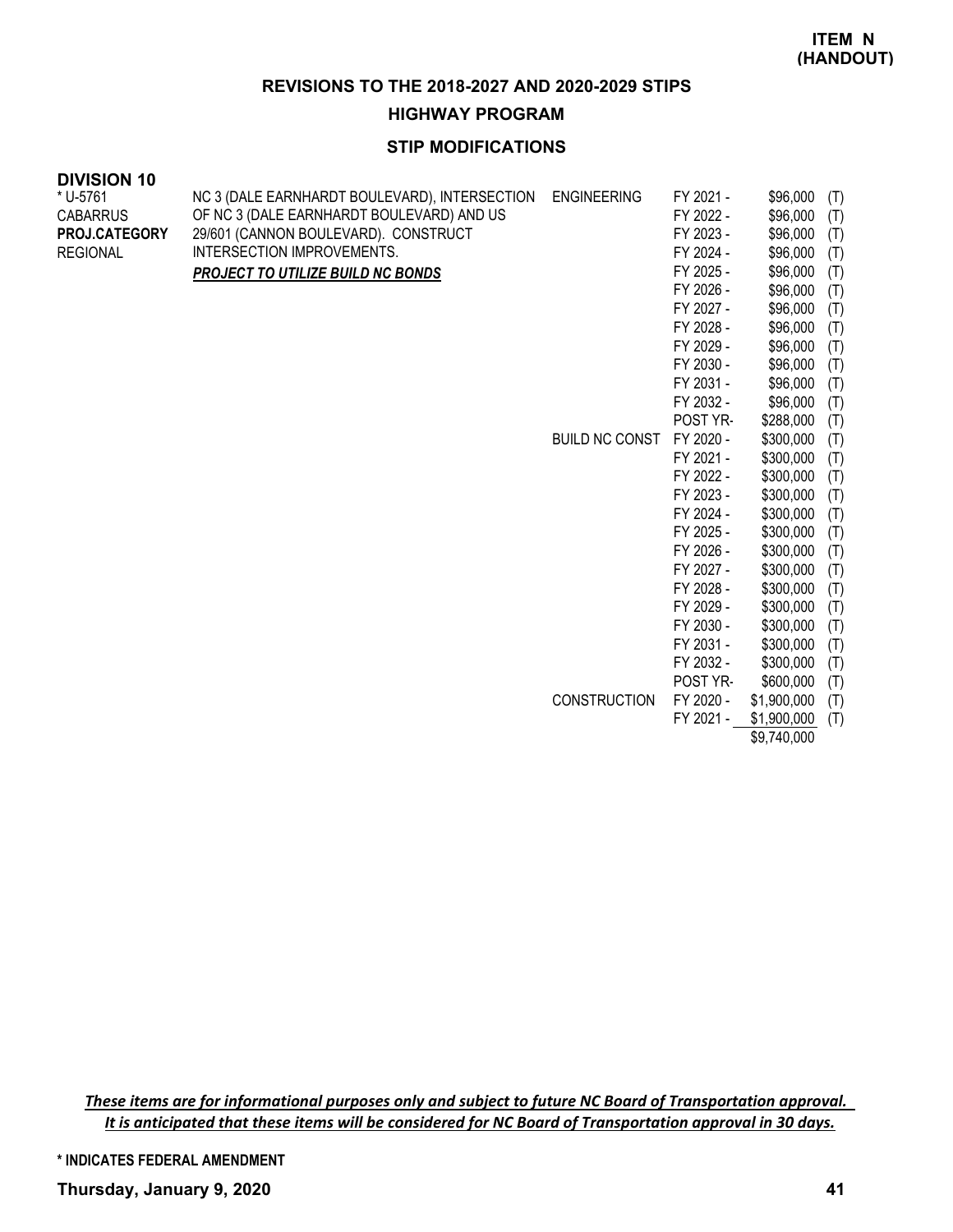**ITEM N (HANDOUT)**

## REVISIONS TO THE 2018-2027 AND 2020-2029 STIPS

### HIGHWAY PROGRAM

### STIP MODIFICATIONS

**DIVISION 10**

| Project | Description | Phase | Year | Amount | |
|---|---|---|---|---|---|
| * U-5761<br>CABARRUS<br>**PROJ.CATEGORY**<br>REGIONAL | NC 3 (DALE EARNHARDT BOULEVARD), INTERSECTION OF NC 3 (DALE EARNHARDT BOULEVARD) AND US 29/601 (CANNON BOULEVARD). CONSTRUCT INTERSECTION IMPROVEMENTS.<br>***PROJECT TO UTILIZE BUILD NC BONDS*** | ENGINEERING | FY 2021 - | $96,000 | (T) |
| | | | FY 2022 - | $96,000 | (T) |
| | | | FY 2023 - | $96,000 | (T) |
| | | | FY 2024 - | $96,000 | (T) |
| | | | FY 2025 - | $96,000 | (T) |
| | | | FY 2026 - | $96,000 | (T) |
| | | | FY 2027 - | $96,000 | (T) |
| | | | FY 2028 - | $96,000 | (T) |
| | | | FY 2029 - | $96,000 | (T) |
| | | | FY 2030 - | $96,000 | (T) |
| | | | FY 2031 - | $96,000 | (T) |
| | | | FY 2032 - | $96,000 | (T) |
| | | | POST YR- | $288,000 | (T) |
| | | BUILD NC CONST | FY 2020 - | $300,000 | (T) |
| | | | FY 2021 - | $300,000 | (T) |
| | | | FY 2022 - | $300,000 | (T) |
| | | | FY 2023 - | $300,000 | (T) |
| | | | FY 2024 - | $300,000 | (T) |
| | | | FY 2025 - | $300,000 | (T) |
| | | | FY 2026 - | $300,000 | (T) |
| | | | FY 2027 - | $300,000 | (T) |
| | | | FY 2028 - | $300,000 | (T) |
| | | | FY 2029 - | $300,000 | (T) |
| | | | FY 2030 - | $300,000 | (T) |
| | | | FY 2031 - | $300,000 | (T) |
| | | | FY 2032 - | $300,000 | (T) |
| | | | POST YR- | $600,000 | (T) |
| | | CONSTRUCTION | FY 2020 - | $1,900,000 | (T) |
| | | | FY 2021 - | $1,900,000 | (T) |
| | | | | $9,740,000 | |

***These items are for informational purposes only and subject to future NC Board of Transportation approval. It is anticipated that these items will be considered for NC Board of Transportation approval in 30 days.***

**\* INDICATES FEDERAL AMENDMENT**

**Thursday, January 9, 2020**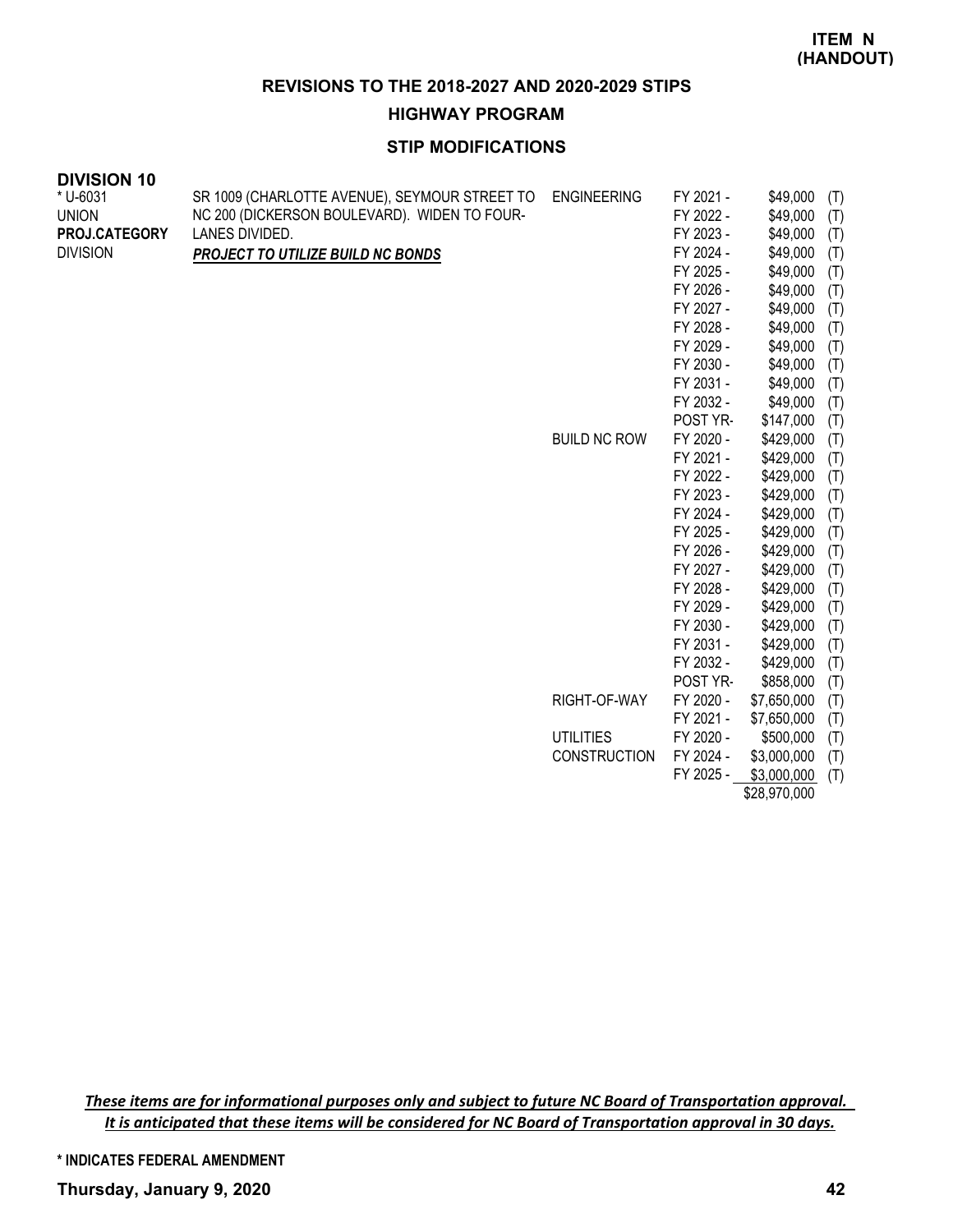**ITEM N (HANDOUT)**

## REVISIONS TO THE 2018-2027 AND 2020-2029 STIPS

### HIGHWAY PROGRAM

### STIP MODIFICATIONS

**DIVISION 10**

| | | | | | |
|---|---|---|---|---|---|
| * U-6031 | SR 1009 (CHARLOTTE AVENUE), SEYMOUR STREET TO | ENGINEERING | FY 2021 - | $49,000 | (T) |
| UNION | NC 200 (DICKERSON BOULEVARD). WIDEN TO FOUR- | | FY 2022 - | $49,000 | (T) |
| **PROJ.CATEGORY** | LANES DIVIDED. | | FY 2023 - | $49,000 | (T) |
| DIVISION | ***PROJECT TO UTILIZE BUILD NC BONDS*** | | FY 2024 - | $49,000 | (T) |
| | | | FY 2025 - | $49,000 | (T) |
| | | | FY 2026 - | $49,000 | (T) |
| | | | FY 2027 - | $49,000 | (T) |
| | | | FY 2028 - | $49,000 | (T) |
| | | | FY 2029 - | $49,000 | (T) |
| | | | FY 2030 - | $49,000 | (T) |
| | | | FY 2031 - | $49,000 | (T) |
| | | | FY 2032 - | $49,000 | (T) |
| | | | POST YR- | $147,000 | (T) |
| | | BUILD NC ROW | FY 2020 - | $429,000 | (T) |
| | | | FY 2021 - | $429,000 | (T) |
| | | | FY 2022 - | $429,000 | (T) |
| | | | FY 2023 - | $429,000 | (T) |
| | | | FY 2024 - | $429,000 | (T) |
| | | | FY 2025 - | $429,000 | (T) |
| | | | FY 2026 - | $429,000 | (T) |
| | | | FY 2027 - | $429,000 | (T) |
| | | | FY 2028 - | $429,000 | (T) |
| | | | FY 2029 - | $429,000 | (T) |
| | | | FY 2030 - | $429,000 | (T) |
| | | | FY 2031 - | $429,000 | (T) |
| | | | FY 2032 - | $429,000 | (T) |
| | | | POST YR- | $858,000 | (T) |
| | | RIGHT-OF-WAY | FY 2020 - | $7,650,000 | (T) |
| | | | FY 2021 - | $7,650,000 | (T) |
| | | UTILITIES | FY 2020 - | $500,000 | (T) |
| | | CONSTRUCTION | FY 2024 - | $3,000,000 | (T) |
| | | | FY 2025 - | $3,000,000 | (T) |
| | | | | $28,970,000 | |

*These items are for informational purposes only and subject to future NC Board of Transportation approval. It is anticipated that these items will be considered for NC Board of Transportation approval in 30 days.*

**\* INDICATES FEDERAL AMENDMENT**

**Thursday, January 9, 2020**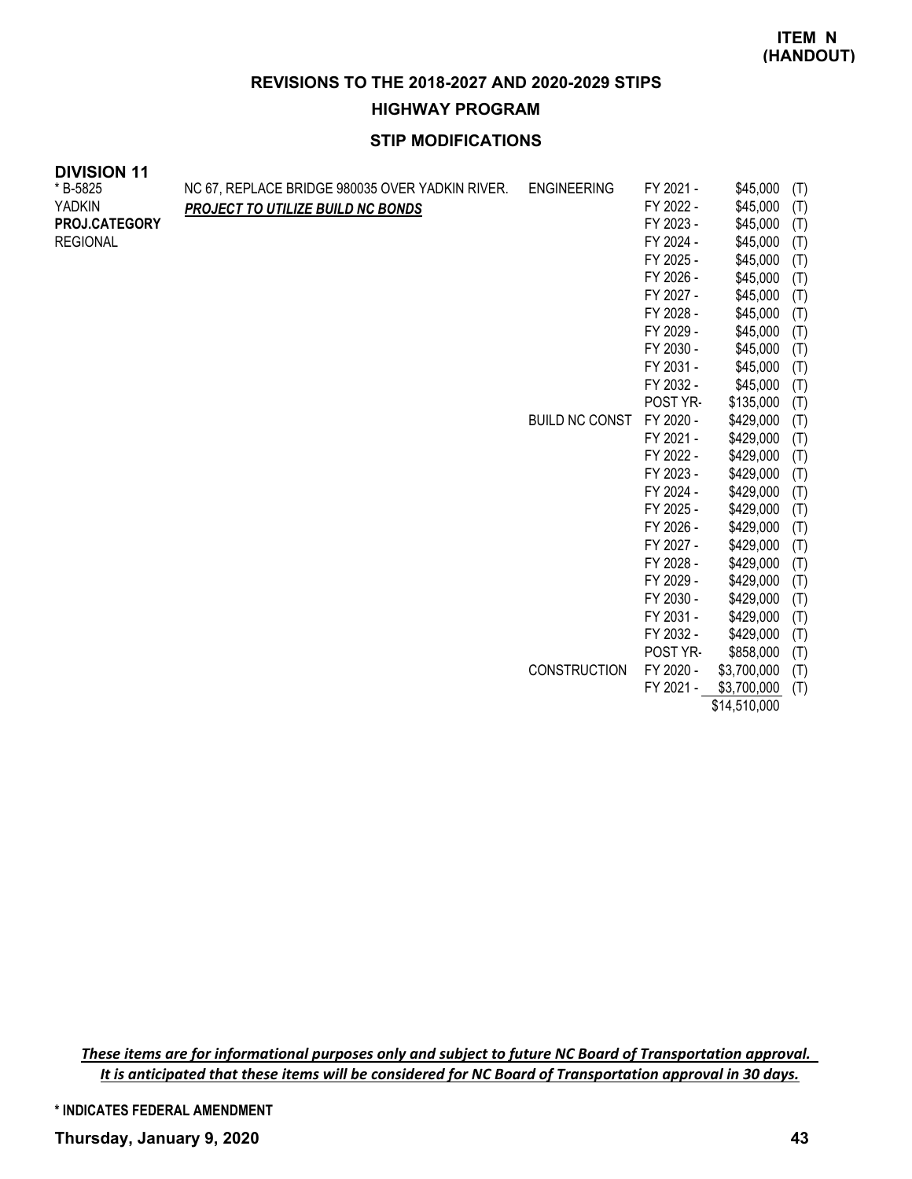**ITEM N (HANDOUT)**

## REVISIONS TO THE 2018-2027 AND 2020-2029 STIPS

### HIGHWAY PROGRAM

### STIP MODIFICATIONS

**DIVISION 11**

| | | | | | |
|---|---|---|---|---|---|
| * B-5825 | NC 67, REPLACE BRIDGE 980035 OVER YADKIN RIVER. | ENGINEERING | FY 2021 - | $45,000 | (T) |
| YADKIN | ***PROJECT TO UTILIZE BUILD NC BONDS*** | | FY 2022 - | $45,000 | (T) |
| **PROJ.CATEGORY** | | | FY 2023 - | $45,000 | (T) |
| REGIONAL | | | FY 2024 - | $45,000 | (T) |
| | | | FY 2025 - | $45,000 | (T) |
| | | | FY 2026 - | $45,000 | (T) |
| | | | FY 2027 - | $45,000 | (T) |
| | | | FY 2028 - | $45,000 | (T) |
| | | | FY 2029 - | $45,000 | (T) |
| | | | FY 2030 - | $45,000 | (T) |
| | | | FY 2031 - | $45,000 | (T) |
| | | | FY 2032 - | $45,000 | (T) |
| | | | POST YR- | $135,000 | (T) |
| | | BUILD NC CONST | FY 2020 - | $429,000 | (T) |
| | | | FY 2021 - | $429,000 | (T) |
| | | | FY 2022 - | $429,000 | (T) |
| | | | FY 2023 - | $429,000 | (T) |
| | | | FY 2024 - | $429,000 | (T) |
| | | | FY 2025 - | $429,000 | (T) |
| | | | FY 2026 - | $429,000 | (T) |
| | | | FY 2027 - | $429,000 | (T) |
| | | | FY 2028 - | $429,000 | (T) |
| | | | FY 2029 - | $429,000 | (T) |
| | | | FY 2030 - | $429,000 | (T) |
| | | | FY 2031 - | $429,000 | (T) |
| | | | FY 2032 - | $429,000 | (T) |
| | | | POST YR- | $858,000 | (T) |
| | | CONSTRUCTION | FY 2020 - | $3,700,000 | (T) |
| | | | FY 2021 - | $3,700,000 | (T) |
| | | | | $14,510,000 | |

***These items are for informational purposes only and subject to future NC Board of Transportation approval.***
***It is anticipated that these items will be considered for NC Board of Transportation approval in 30 days.***

**\* INDICATES FEDERAL AMENDMENT**

**Thursday, January 9, 2020**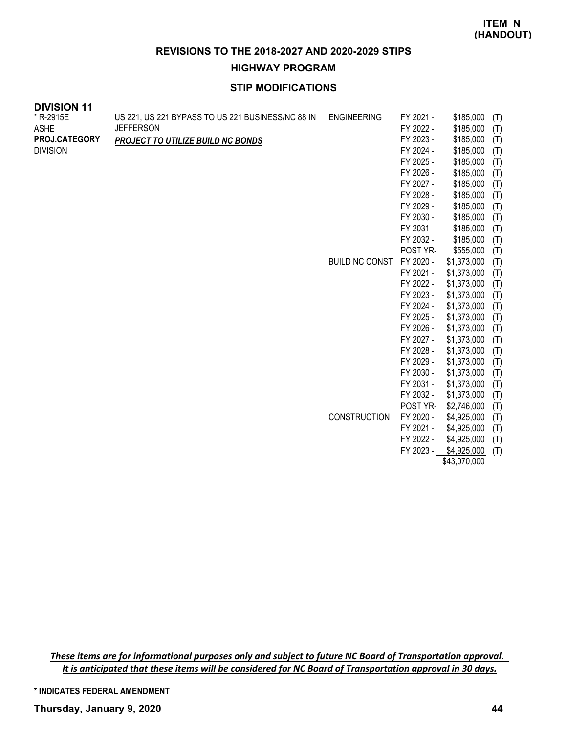**ITEM N (HANDOUT)**

## REVISIONS TO THE 2018-2027 AND 2020-2029 STIPS

### HIGHWAY PROGRAM

### STIP MODIFICATIONS

**DIVISION 11**

| | | | | | |
|---|---|---|---|---|---|
| * R-2915E | US 221, US 221 BYPASS TO US 221 BUSINESS/NC 88 IN | ENGINEERING | FY 2021 - | $185,000 | (T) |
| ASHE | JEFFERSON | | FY 2022 - | $185,000 | (T) |
| **PROJ.CATEGORY** | ***PROJECT TO UTILIZE BUILD NC BONDS*** | | FY 2023 - | $185,000 | (T) |
| DIVISION | | | FY 2024 - | $185,000 | (T) |
| | | | FY 2025 - | $185,000 | (T) |
| | | | FY 2026 - | $185,000 | (T) |
| | | | FY 2027 - | $185,000 | (T) |
| | | | FY 2028 - | $185,000 | (T) |
| | | | FY 2029 - | $185,000 | (T) |
| | | | FY 2030 - | $185,000 | (T) |
| | | | FY 2031 - | $185,000 | (T) |
| | | | FY 2032 - | $185,000 | (T) |
| | | | POST YR- | $555,000 | (T) |
| | | BUILD NC CONST | FY 2020 - | $1,373,000 | (T) |
| | | | FY 2021 - | $1,373,000 | (T) |
| | | | FY 2022 - | $1,373,000 | (T) |
| | | | FY 2023 - | $1,373,000 | (T) |
| | | | FY 2024 - | $1,373,000 | (T) |
| | | | FY 2025 - | $1,373,000 | (T) |
| | | | FY 2026 - | $1,373,000 | (T) |
| | | | FY 2027 - | $1,373,000 | (T) |
| | | | FY 2028 - | $1,373,000 | (T) |
| | | | FY 2029 - | $1,373,000 | (T) |
| | | | FY 2030 - | $1,373,000 | (T) |
| | | | FY 2031 - | $1,373,000 | (T) |
| | | | FY 2032 - | $1,373,000 | (T) |
| | | | POST YR- | $2,746,000 | (T) |
| | | CONSTRUCTION | FY 2020 - | $4,925,000 | (T) |
| | | | FY 2021 - | $4,925,000 | (T) |
| | | | FY 2022 - | $4,925,000 | (T) |
| | | | FY 2023 - | $4,925,000 | (T) |
| | | | | $43,070,000 | |

***These items are for informational purposes only and subject to future NC Board of Transportation approval.***
***It is anticipated that these items will be considered for NC Board of Transportation approval in 30 days.***

**\* INDICATES FEDERAL AMENDMENT**

**Thursday, January 9, 2020**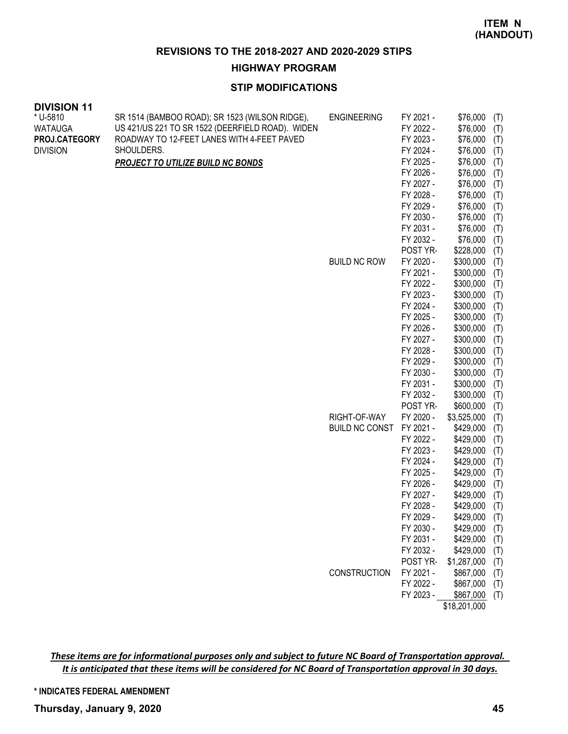**ITEM N (HANDOUT)**

## REVISIONS TO THE 2018-2027 AND 2020-2029 STIPS

### HIGHWAY PROGRAM

### STIP MODIFICATIONS

**DIVISION 11**

| Project | Description | Phase | Fiscal Year | Amount | |
|---|---|---|---|---|---|
| * U-5810<br>WATAUGA<br>**PROJ.CATEGORY**<br>DIVISION | SR 1514 (BAMBOO ROAD); SR 1523 (WILSON RIDGE), US 421/US 221 TO SR 1522 (DEERFIELD ROAD). WIDEN ROADWAY TO 12-FEET LANES WITH 4-FEET PAVED SHOULDERS.<br>***PROJECT TO UTILIZE BUILD NC BONDS*** | ENGINEERING | FY 2021 - | $76,000 | (T) |
| | | | FY 2022 - | $76,000 | (T) |
| | | | FY 2023 - | $76,000 | (T) |
| | | | FY 2024 - | $76,000 | (T) |
| | | | FY 2025 - | $76,000 | (T) |
| | | | FY 2026 - | $76,000 | (T) |
| | | | FY 2027 - | $76,000 | (T) |
| | | | FY 2028 - | $76,000 | (T) |
| | | | FY 2029 - | $76,000 | (T) |
| | | | FY 2030 - | $76,000 | (T) |
| | | | FY 2031 - | $76,000 | (T) |
| | | | FY 2032 - | $76,000 | (T) |
| | | | POST YR- | $228,000 | (T) |
| | | BUILD NC ROW | FY 2020 - | $300,000 | (T) |
| | | | FY 2021 - | $300,000 | (T) |
| | | | FY 2022 - | $300,000 | (T) |
| | | | FY 2023 - | $300,000 | (T) |
| | | | FY 2024 - | $300,000 | (T) |
| | | | FY 2025 - | $300,000 | (T) |
| | | | FY 2026 - | $300,000 | (T) |
| | | | FY 2027 - | $300,000 | (T) |
| | | | FY 2028 - | $300,000 | (T) |
| | | | FY 2029 - | $300,000 | (T) |
| | | | FY 2030 - | $300,000 | (T) |
| | | | FY 2031 - | $300,000 | (T) |
| | | | FY 2032 - | $300,000 | (T) |
| | | | POST YR- | $600,000 | (T) |
| | | RIGHT-OF-WAY | FY 2020 - | $3,525,000 | (T) |
| | | BUILD NC CONST | FY 2021 - | $429,000 | (T) |
| | | | FY 2022 - | $429,000 | (T) |
| | | | FY 2023 - | $429,000 | (T) |
| | | | FY 2024 - | $429,000 | (T) |
| | | | FY 2025 - | $429,000 | (T) |
| | | | FY 2026 - | $429,000 | (T) |
| | | | FY 2027 - | $429,000 | (T) |
| | | | FY 2028 - | $429,000 | (T) |
| | | | FY 2029 - | $429,000 | (T) |
| | | | FY 2030 - | $429,000 | (T) |
| | | | FY 2031 - | $429,000 | (T) |
| | | | FY 2032 - | $429,000 | (T) |
| | | | POST YR- | $1,287,000 | (T) |
| | | CONSTRUCTION | FY 2021 - | $867,000 | (T) |
| | | | FY 2022 - | $867,000 | (T) |
| | | | FY 2023 - | $867,000 | (T) |
| | | | | $18,201,000 | |

***These items are for informational purposes only and subject to future NC Board of Transportation approval. It is anticipated that these items will be considered for NC Board of Transportation approval in 30 days.***

**\* INDICATES FEDERAL AMENDMENT**

**Thursday, January 9, 2020**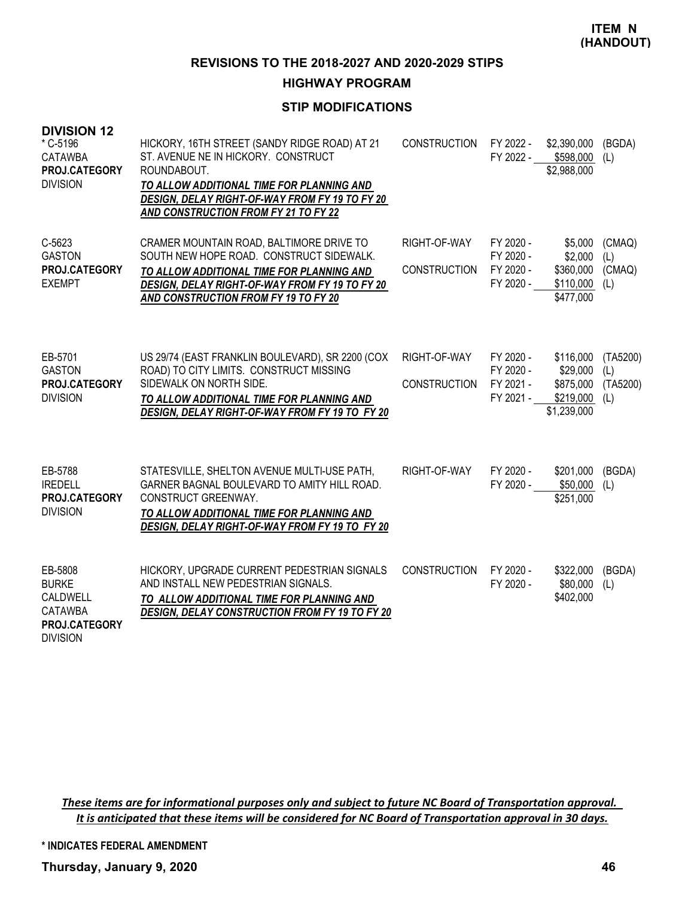**ITEM N (HANDOUT)**

**REVISIONS TO THE 2018-2027 AND 2020-2029 STIPS**

**HIGHWAY PROGRAM**

**STIP MODIFICATIONS**

**DIVISION 12**

| Project | Description | Work Type | Fiscal Year | Amount | Fund |
|---|---|---|---|---|---|
| * C-5196<br>CATAWBA<br>**PROJ.CATEGORY**<br>DIVISION | HICKORY, 16TH STREET (SANDY RIDGE ROAD) AT 21 ST. AVENUE NE IN HICKORY. CONSTRUCT ROUNDABOUT.<br>***TO ALLOW ADDITIONAL TIME FOR PLANNING AND DESIGN, DELAY RIGHT-OF-WAY FROM FY 19 TO FY 20 AND CONSTRUCTION FROM FY 21 TO FY 22*** | CONSTRUCTION | FY 2022 -<br>FY 2022 - | $2,390,000<br>$598,000<br>$2,988,000 | (BGDA)<br>(L) |
| C-5623<br>GASTON<br>**PROJ.CATEGORY**<br>EXEMPT | CRAMER MOUNTAIN ROAD, BALTIMORE DRIVE TO SOUTH NEW HOPE ROAD. CONSTRUCT SIDEWALK.<br>***TO ALLOW ADDITIONAL TIME FOR PLANNING AND DESIGN, DELAY RIGHT-OF-WAY FROM FY 19 TO FY 20 AND CONSTRUCTION FROM FY 19 TO FY 20*** | RIGHT-OF-WAY<br><br>CONSTRUCTION | FY 2020 -<br>FY 2020 -<br>FY 2020 -<br>FY 2020 - | $5,000<br>$2,000<br>$360,000<br>$110,000<br>$477,000 | (CMAQ)<br>(L)<br>(CMAQ)<br>(L) |
| EB-5701<br>GASTON<br>**PROJ.CATEGORY**<br>DIVISION | US 29/74 (EAST FRANKLIN BOULEVARD), SR 2200 (COX ROAD) TO CITY LIMITS. CONSTRUCT MISSING SIDEWALK ON NORTH SIDE.<br>***TO ALLOW ADDITIONAL TIME FOR PLANNING AND DESIGN, DELAY RIGHT-OF-WAY FROM FY 19 TO FY 20*** | RIGHT-OF-WAY<br><br>CONSTRUCTION | FY 2020 -<br>FY 2020 -<br>FY 2021 -<br>FY 2021 - | $116,000<br>$29,000<br>$875,000<br>$219,000<br>$1,239,000 | (TA5200)<br>(L)<br>(TA5200)<br>(L) |
| EB-5788<br>IREDELL<br>**PROJ.CATEGORY**<br>DIVISION | STATESVILLE, SHELTON AVENUE MULTI-USE PATH, GARNER BAGNAL BOULEVARD TO AMITY HILL ROAD. CONSTRUCT GREENWAY.<br>***TO ALLOW ADDITIONAL TIME FOR PLANNING AND DESIGN, DELAY RIGHT-OF-WAY FROM FY 19 TO FY 20*** | RIGHT-OF-WAY | FY 2020 -<br>FY 2020 - | $201,000<br>$50,000<br>$251,000 | (BGDA)<br>(L) |
| EB-5808<br>BURKE<br>CALDWELL<br>CATAWBA<br>**PROJ.CATEGORY**<br>DIVISION | HICKORY, UPGRADE CURRENT PEDESTRIAN SIGNALS AND INSTALL NEW PEDESTRIAN SIGNALS.<br>***TO ALLOW ADDITIONAL TIME FOR PLANNING AND DESIGN, DELAY CONSTRUCTION FROM FY 19 TO FY 20*** | CONSTRUCTION | FY 2020 -<br>FY 2020 - | $322,000<br>$80,000<br>$402,000 | (BGDA)<br>(L) |

*These items are for informational purposes only and subject to future NC Board of Transportation approval. It is anticipated that these items will be considered for NC Board of Transportation approval in 30 days.*

**\* INDICATES FEDERAL AMENDMENT**

**Thursday, January 9, 2020**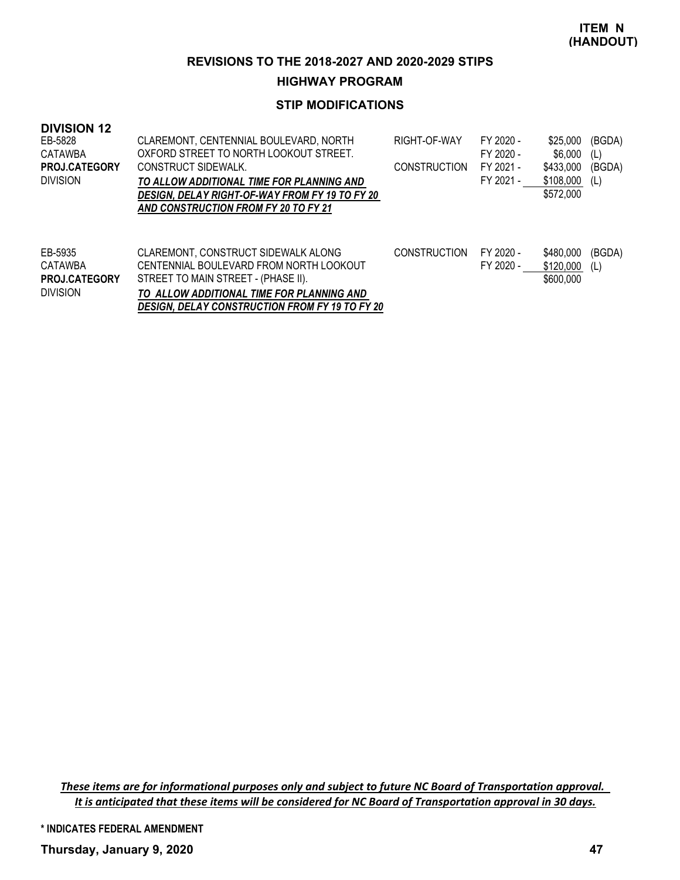**ITEM N (HANDOUT)**

## REVISIONS TO THE 2018-2027 AND 2020-2029 STIPS

### HIGHWAY PROGRAM

### STIP MODIFICATIONS

**DIVISION 12**

| Project | Description | Phase | FY | Amount | Fund |
|---|---|---|---|---|---|
| EB-5828<br>CATAWBA<br>**PROJ.CATEGORY**<br>DIVISION | CLAREMONT, CENTENNIAL BOULEVARD, NORTH OXFORD STREET TO NORTH LOOKOUT STREET. CONSTRUCT SIDEWALK.<br>***TO ALLOW ADDITIONAL TIME FOR PLANNING AND DESIGN, DELAY RIGHT-OF-WAY FROM FY 19 TO FY 20 AND CONSTRUCTION FROM FY 20 TO FY 21*** | RIGHT-OF-WAY | FY 2020 - | $25,000 | (BGDA) |
| | | | FY 2020 - | $6,000 | (L) |
| | | CONSTRUCTION | FY 2021 - | $433,000 | (BGDA) |
| | | | FY 2021 - | $108,000 | (L) |
| | | | | $572,000 | |
| EB-5935<br>CATAWBA<br>**PROJ.CATEGORY**<br>DIVISION | CLAREMONT, CONSTRUCT SIDEWALK ALONG CENTENNIAL BOULEVARD FROM NORTH LOOKOUT STREET TO MAIN STREET - (PHASE II).<br>***TO ALLOW ADDITIONAL TIME FOR PLANNING AND DESIGN, DELAY CONSTRUCTION FROM FY 19 TO FY 20*** | CONSTRUCTION | FY 2020 - | $480,000 | (BGDA) |
| | | | FY 2020 - | $120,000 | (L) |
| | | | | $600,000 | |

*These items are for informational purposes only and subject to future NC Board of Transportation approval. It is anticipated that these items will be considered for NC Board of Transportation approval in 30 days.*

**\* INDICATES FEDERAL AMENDMENT**

**Thursday, January 9, 2020**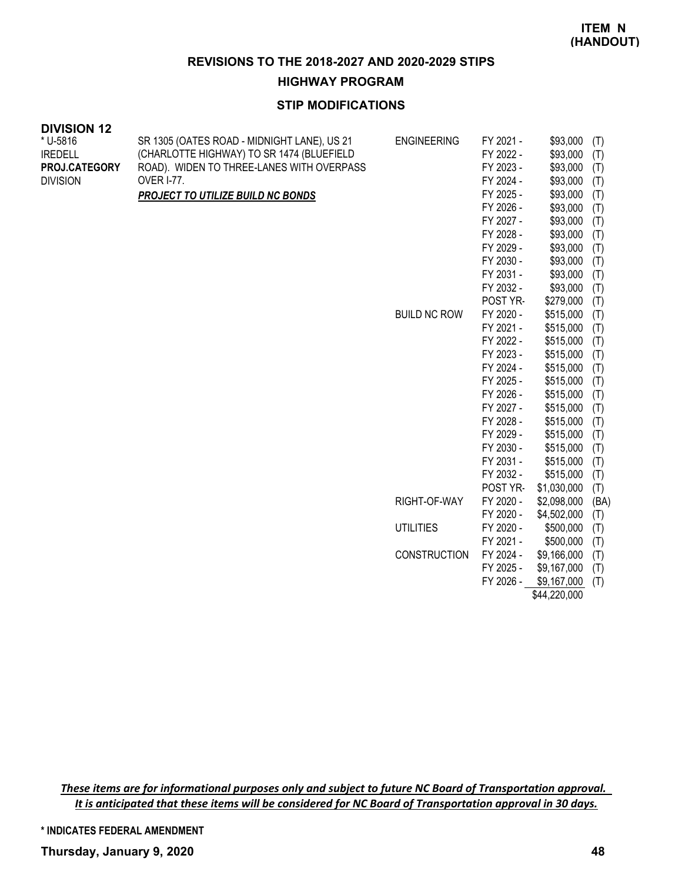**ITEM N (HANDOUT)**

## REVISIONS TO THE 2018-2027 AND 2020-2029 STIPS

### HIGHWAY PROGRAM

### STIP MODIFICATIONS

**DIVISION 12**

| Project | Description | Phase | Year | Amount | Source |
|---|---|---|---|---|---|
| * U-5816<br>IREDELL<br>**PROJ.CATEGORY**<br>DIVISION | SR 1305 (OATES ROAD - MIDNIGHT LANE), US 21 (CHARLOTTE HIGHWAY) TO SR 1474 (BLUEFIELD ROAD). WIDEN TO THREE-LANES WITH OVERPASS OVER I-77.<br>***PROJECT TO UTILIZE BUILD NC BONDS*** | ENGINEERING | FY 2021 - | $93,000 | (T) |
| | | | FY 2022 - | $93,000 | (T) |
| | | | FY 2023 - | $93,000 | (T) |
| | | | FY 2024 - | $93,000 | (T) |
| | | | FY 2025 - | $93,000 | (T) |
| | | | FY 2026 - | $93,000 | (T) |
| | | | FY 2027 - | $93,000 | (T) |
| | | | FY 2028 - | $93,000 | (T) |
| | | | FY 2029 - | $93,000 | (T) |
| | | | FY 2030 - | $93,000 | (T) |
| | | | FY 2031 - | $93,000 | (T) |
| | | | FY 2032 - | $93,000 | (T) |
| | | | POST YR- | $279,000 | (T) |
| | | BUILD NC ROW | FY 2020 - | $515,000 | (T) |
| | | | FY 2021 - | $515,000 | (T) |
| | | | FY 2022 - | $515,000 | (T) |
| | | | FY 2023 - | $515,000 | (T) |
| | | | FY 2024 - | $515,000 | (T) |
| | | | FY 2025 - | $515,000 | (T) |
| | | | FY 2026 - | $515,000 | (T) |
| | | | FY 2027 - | $515,000 | (T) |
| | | | FY 2028 - | $515,000 | (T) |
| | | | FY 2029 - | $515,000 | (T) |
| | | | FY 2030 - | $515,000 | (T) |
| | | | FY 2031 - | $515,000 | (T) |
| | | | FY 2032 - | $515,000 | (T) |
| | | | POST YR- | $1,030,000 | (T) |
| | | RIGHT-OF-WAY | FY 2020 - | $2,098,000 | (BA) |
| | | | FY 2020 - | $4,502,000 | (T) |
| | | UTILITIES | FY 2020 - | $500,000 | (T) |
| | | | FY 2021 - | $500,000 | (T) |
| | | CONSTRUCTION | FY 2024 - | $9,166,000 | (T) |
| | | | FY 2025 - | $9,167,000 | (T) |
| | | | FY 2026 - | $9,167,000 | (T) |
| | | | | $44,220,000 | |

*These items are for informational purposes only and subject to future NC Board of Transportation approval. It is anticipated that these items will be considered for NC Board of Transportation approval in 30 days.*

**\* INDICATES FEDERAL AMENDMENT**

**Thursday, January 9, 2020**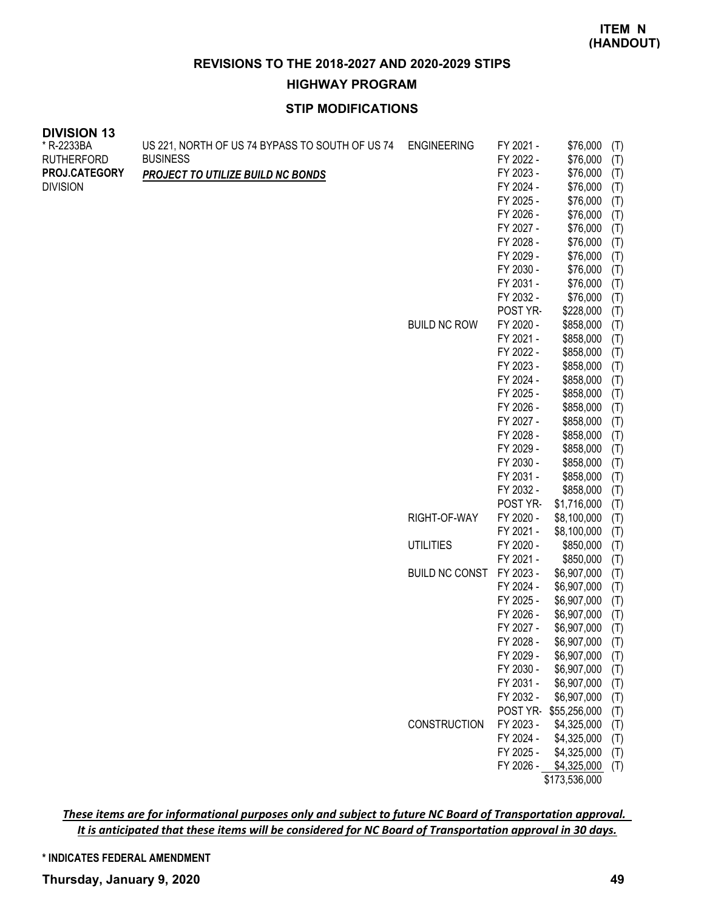**ITEM N**
**(HANDOUT)**

## REVISIONS TO THE 2018-2027 AND 2020-2029 STIPS

### HIGHWAY PROGRAM

### STIP MODIFICATIONS

**DIVISION 13**

| Project | Description | Work Type | Year | Amount | Fund |
|---|---|---|---|---|---|
| * R-2233BA | US 221, NORTH OF US 74 BYPASS TO SOUTH OF US 74 | ENGINEERING | FY 2021 - | $76,000 | (T) |
| RUTHERFORD | BUSINESS | | FY 2022 - | $76,000 | (T) |
| **PROJ.CATEGORY** | ***PROJECT TO UTILIZE BUILD NC BONDS*** | | FY 2023 - | $76,000 | (T) |
| DIVISION | | | FY 2024 - | $76,000 | (T) |
| | | | FY 2025 - | $76,000 | (T) |
| | | | FY 2026 - | $76,000 | (T) |
| | | | FY 2027 - | $76,000 | (T) |
| | | | FY 2028 - | $76,000 | (T) |
| | | | FY 2029 - | $76,000 | (T) |
| | | | FY 2030 - | $76,000 | (T) |
| | | | FY 2031 - | $76,000 | (T) |
| | | | FY 2032 - | $76,000 | (T) |
| | | | POST YR- | $228,000 | (T) |
| | | BUILD NC ROW | FY 2020 - | $858,000 | (T) |
| | | | FY 2021 - | $858,000 | (T) |
| | | | FY 2022 - | $858,000 | (T) |
| | | | FY 2023 - | $858,000 | (T) |
| | | | FY 2024 - | $858,000 | (T) |
| | | | FY 2025 - | $858,000 | (T) |
| | | | FY 2026 - | $858,000 | (T) |
| | | | FY 2027 - | $858,000 | (T) |
| | | | FY 2028 - | $858,000 | (T) |
| | | | FY 2029 - | $858,000 | (T) |
| | | | FY 2030 - | $858,000 | (T) |
| | | | FY 2031 - | $858,000 | (T) |
| | | | FY 2032 - | $858,000 | (T) |
| | | | POST YR- | $1,716,000 | (T) |
| | | RIGHT-OF-WAY | FY 2020 - | $8,100,000 | (T) |
| | | | FY 2021 - | $8,100,000 | (T) |
| | | UTILITIES | FY 2020 - | $850,000 | (T) |
| | | | FY 2021 - | $850,000 | (T) |
| | | BUILD NC CONST | FY 2023 - | $6,907,000 | (T) |
| | | | FY 2024 - | $6,907,000 | (T) |
| | | | FY 2025 - | $6,907,000 | (T) |
| | | | FY 2026 - | $6,907,000 | (T) |
| | | | FY 2027 - | $6,907,000 | (T) |
| | | | FY 2028 - | $6,907,000 | (T) |
| | | | FY 2029 - | $6,907,000 | (T) |
| | | | FY 2030 - | $6,907,000 | (T) |
| | | | FY 2031 - | $6,907,000 | (T) |
| | | | FY 2032 - | $6,907,000 | (T) |
| | | | POST YR- | $55,256,000 | (T) |
| | | CONSTRUCTION | FY 2023 - | $4,325,000 | (T) |
| | | | FY 2024 - | $4,325,000 | (T) |
| | | | FY 2025 - | $4,325,000 | (T) |
| | | | FY 2026 - | $4,325,000 | (T) |
| | | | | $173,536,000 | |

***These items are for informational purposes only and subject to future NC Board of Transportation approval. It is anticipated that these items will be considered for NC Board of Transportation approval in 30 days.***

**\* INDICATES FEDERAL AMENDMENT**

**Thursday, January 9, 2020**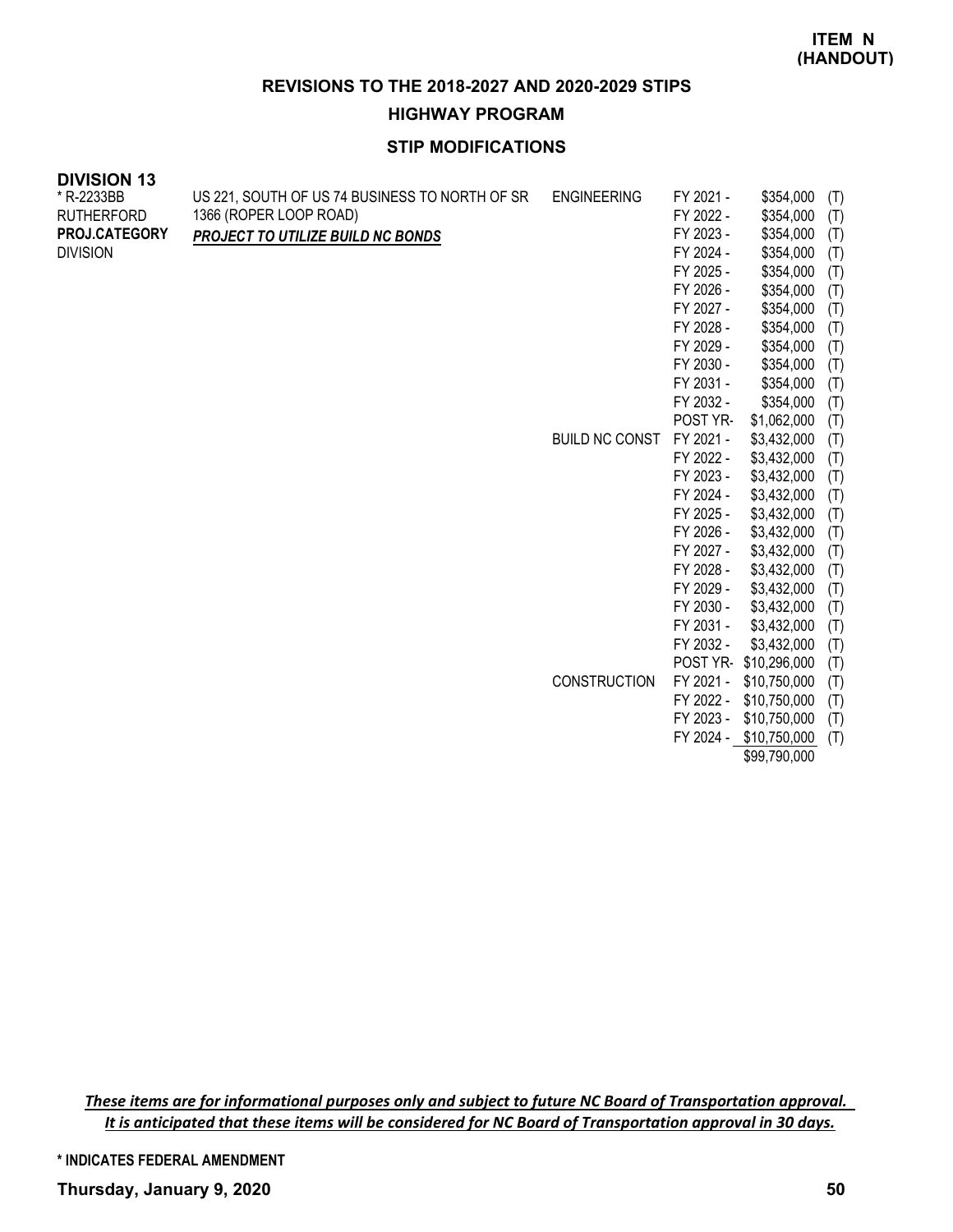**ITEM N (HANDOUT)**

## REVISIONS TO THE 2018-2027 AND 2020-2029 STIPS

### HIGHWAY PROGRAM

### STIP MODIFICATIONS

**DIVISION 13**

| | | | | | |
|---|---|---|---|---|---|
| * R-2233BB | US 221, SOUTH OF US 74 BUSINESS TO NORTH OF SR 1366 (ROPER LOOP ROAD) | ENGINEERING | FY 2021 - | $354,000 | (T) |
| RUTHERFORD | ***PROJECT TO UTILIZE BUILD NC BONDS*** | | FY 2022 - | $354,000 | (T) |
| **PROJ.CATEGORY** | | | FY 2023 - | $354,000 | (T) |
| DIVISION | | | FY 2024 - | $354,000 | (T) |
| | | | FY 2025 - | $354,000 | (T) |
| | | | FY 2026 - | $354,000 | (T) |
| | | | FY 2027 - | $354,000 | (T) |
| | | | FY 2028 - | $354,000 | (T) |
| | | | FY 2029 - | $354,000 | (T) |
| | | | FY 2030 - | $354,000 | (T) |
| | | | FY 2031 - | $354,000 | (T) |
| | | | FY 2032 - | $354,000 | (T) |
| | | | POST YR- | $1,062,000 | (T) |
| | | BUILD NC CONST | FY 2021 - | $3,432,000 | (T) |
| | | | FY 2022 - | $3,432,000 | (T) |
| | | | FY 2023 - | $3,432,000 | (T) |
| | | | FY 2024 - | $3,432,000 | (T) |
| | | | FY 2025 - | $3,432,000 | (T) |
| | | | FY 2026 - | $3,432,000 | (T) |
| | | | FY 2027 - | $3,432,000 | (T) |
| | | | FY 2028 - | $3,432,000 | (T) |
| | | | FY 2029 - | $3,432,000 | (T) |
| | | | FY 2030 - | $3,432,000 | (T) |
| | | | FY 2031 - | $3,432,000 | (T) |
| | | | FY 2032 - | $3,432,000 | (T) |
| | | | POST YR- | $10,296,000 | (T) |
| | | CONSTRUCTION | FY 2021 - | $10,750,000 | (T) |
| | | | FY 2022 - | $10,750,000 | (T) |
| | | | FY 2023 - | $10,750,000 | (T) |
| | | | FY 2024 - | $10,750,000 | (T) |
| | | | | $99,790,000 | |

*These items are for informational purposes only and subject to future NC Board of Transportation approval. It is anticipated that these items will be considered for NC Board of Transportation approval in 30 days.*

**\* INDICATES FEDERAL AMENDMENT**

**Thursday, January 9, 2020**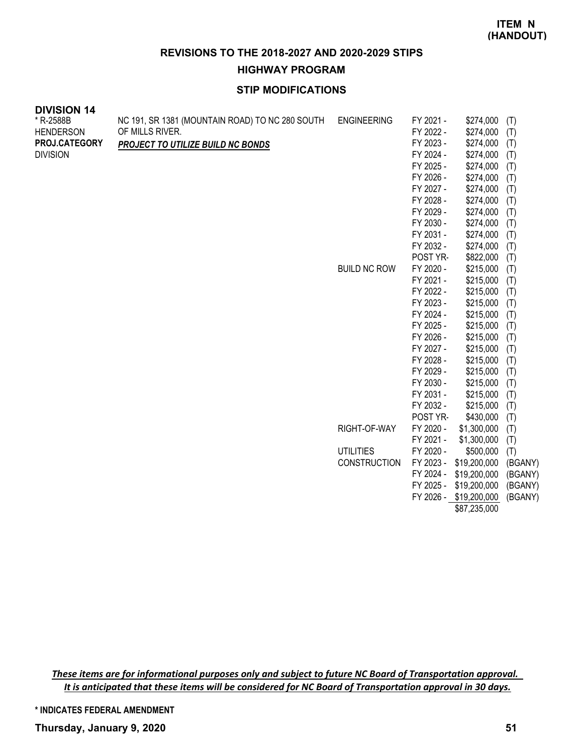**ITEM N (HANDOUT)**

## REVISIONS TO THE 2018-2027 AND 2020-2029 STIPS

### HIGHWAY PROGRAM

### STIP MODIFICATIONS

**DIVISION 14**

| | | | | | |
|---|---|---|---|---|---|
| * R-2588B<br>HENDERSON<br>**PROJ.CATEGORY**<br>DIVISION | NC 191, SR 1381 (MOUNTAIN ROAD) TO NC 280 SOUTH OF MILLS RIVER.<br>***PROJECT TO UTILIZE BUILD NC BONDS*** | ENGINEERING | FY 2021 - | $274,000 | (T) |
| | | | FY 2022 - | $274,000 | (T) |
| | | | FY 2023 - | $274,000 | (T) |
| | | | FY 2024 - | $274,000 | (T) |
| | | | FY 2025 - | $274,000 | (T) |
| | | | FY 2026 - | $274,000 | (T) |
| | | | FY 2027 - | $274,000 | (T) |
| | | | FY 2028 - | $274,000 | (T) |
| | | | FY 2029 - | $274,000 | (T) |
| | | | FY 2030 - | $274,000 | (T) |
| | | | FY 2031 - | $274,000 | (T) |
| | | | FY 2032 - | $274,000 | (T) |
| | | | POST YR- | $822,000 | (T) |
| | | BUILD NC ROW | FY 2020 - | $215,000 | (T) |
| | | | FY 2021 - | $215,000 | (T) |
| | | | FY 2022 - | $215,000 | (T) |
| | | | FY 2023 - | $215,000 | (T) |
| | | | FY 2024 - | $215,000 | (T) |
| | | | FY 2025 - | $215,000 | (T) |
| | | | FY 2026 - | $215,000 | (T) |
| | | | FY 2027 - | $215,000 | (T) |
| | | | FY 2028 - | $215,000 | (T) |
| | | | FY 2029 - | $215,000 | (T) |
| | | | FY 2030 - | $215,000 | (T) |
| | | | FY 2031 - | $215,000 | (T) |
| | | | FY 2032 - | $215,000 | (T) |
| | | | POST YR- | $430,000 | (T) |
| | | RIGHT-OF-WAY | FY 2020 - | $1,300,000 | (T) |
| | | | FY 2021 - | $1,300,000 | (T) |
| | | UTILITIES | FY 2020 - | $500,000 | (T) |
| | | CONSTRUCTION | FY 2023 - | $19,200,000 | (BGANY) |
| | | | FY 2024 - | $19,200,000 | (BGANY) |
| | | | FY 2025 - | $19,200,000 | (BGANY) |
| | | | FY 2026 - | $19,200,000 | (BGANY) |
| | | | | $87,235,000 | |

*These items are for informational purposes only and subject to future NC Board of Transportation approval. It is anticipated that these items will be considered for NC Board of Transportation approval in 30 days.*

**\* INDICATES FEDERAL AMENDMENT**

**Thursday, January 9, 2020**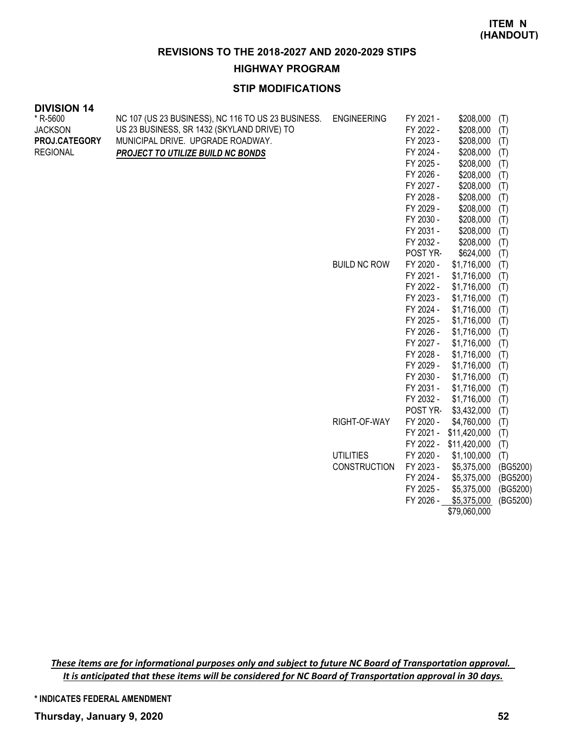**ITEM N**
**(HANDOUT)**

# REVISIONS TO THE 2018-2027 AND 2020-2029 STIPS

## HIGHWAY PROGRAM

### STIP MODIFICATIONS

**DIVISION 14**

| | | | | | |
|---|---|---|---|---|---|
| * R-5600 | NC 107 (US 23 BUSINESS), NC 116 TO US 23 BUSINESS. | ENGINEERING | FY 2021 - | $208,000 | (T) |
| JACKSON | US 23 BUSINESS, SR 1432 (SKYLAND DRIVE) TO | | FY 2022 - | $208,000 | (T) |
| **PROJ.CATEGORY** | MUNICIPAL DRIVE. UPGRADE ROADWAY. | | FY 2023 - | $208,000 | (T) |
| REGIONAL | ***PROJECT TO UTILIZE BUILD NC BONDS*** | | FY 2024 - | $208,000 | (T) |
| | | | FY 2025 - | $208,000 | (T) |
| | | | FY 2026 - | $208,000 | (T) |
| | | | FY 2027 - | $208,000 | (T) |
| | | | FY 2028 - | $208,000 | (T) |
| | | | FY 2029 - | $208,000 | (T) |
| | | | FY 2030 - | $208,000 | (T) |
| | | | FY 2031 - | $208,000 | (T) |
| | | | FY 2032 - | $208,000 | (T) |
| | | | POST YR- | $624,000 | (T) |
| | | BUILD NC ROW | FY 2020 - | $1,716,000 | (T) |
| | | | FY 2021 - | $1,716,000 | (T) |
| | | | FY 2022 - | $1,716,000 | (T) |
| | | | FY 2023 - | $1,716,000 | (T) |
| | | | FY 2024 - | $1,716,000 | (T) |
| | | | FY 2025 - | $1,716,000 | (T) |
| | | | FY 2026 - | $1,716,000 | (T) |
| | | | FY 2027 - | $1,716,000 | (T) |
| | | | FY 2028 - | $1,716,000 | (T) |
| | | | FY 2029 - | $1,716,000 | (T) |
| | | | FY 2030 - | $1,716,000 | (T) |
| | | | FY 2031 - | $1,716,000 | (T) |
| | | | FY 2032 - | $1,716,000 | (T) |
| | | | POST YR- | $3,432,000 | (T) |
| | | RIGHT-OF-WAY | FY 2020 - | $4,760,000 | (T) |
| | | | FY 2021 - | $11,420,000 | (T) |
| | | | FY 2022 - | $11,420,000 | (T) |
| | | UTILITIES | FY 2020 - | $1,100,000 | (T) |
| | | CONSTRUCTION | FY 2023 - | $5,375,000 | (BG5200) |
| | | | FY 2024 - | $5,375,000 | (BG5200) |
| | | | FY 2025 - | $5,375,000 | (BG5200) |
| | | | FY 2026 - | $5,375,000 | (BG5200) |
| | | | | $79,060,000 | |

***These items are for informational purposes only and subject to future NC Board of Transportation approval.***
***It is anticipated that these items will be considered for NC Board of Transportation approval in 30 days.***

**\* INDICATES FEDERAL AMENDMENT**

**Thursday, January 9, 2020**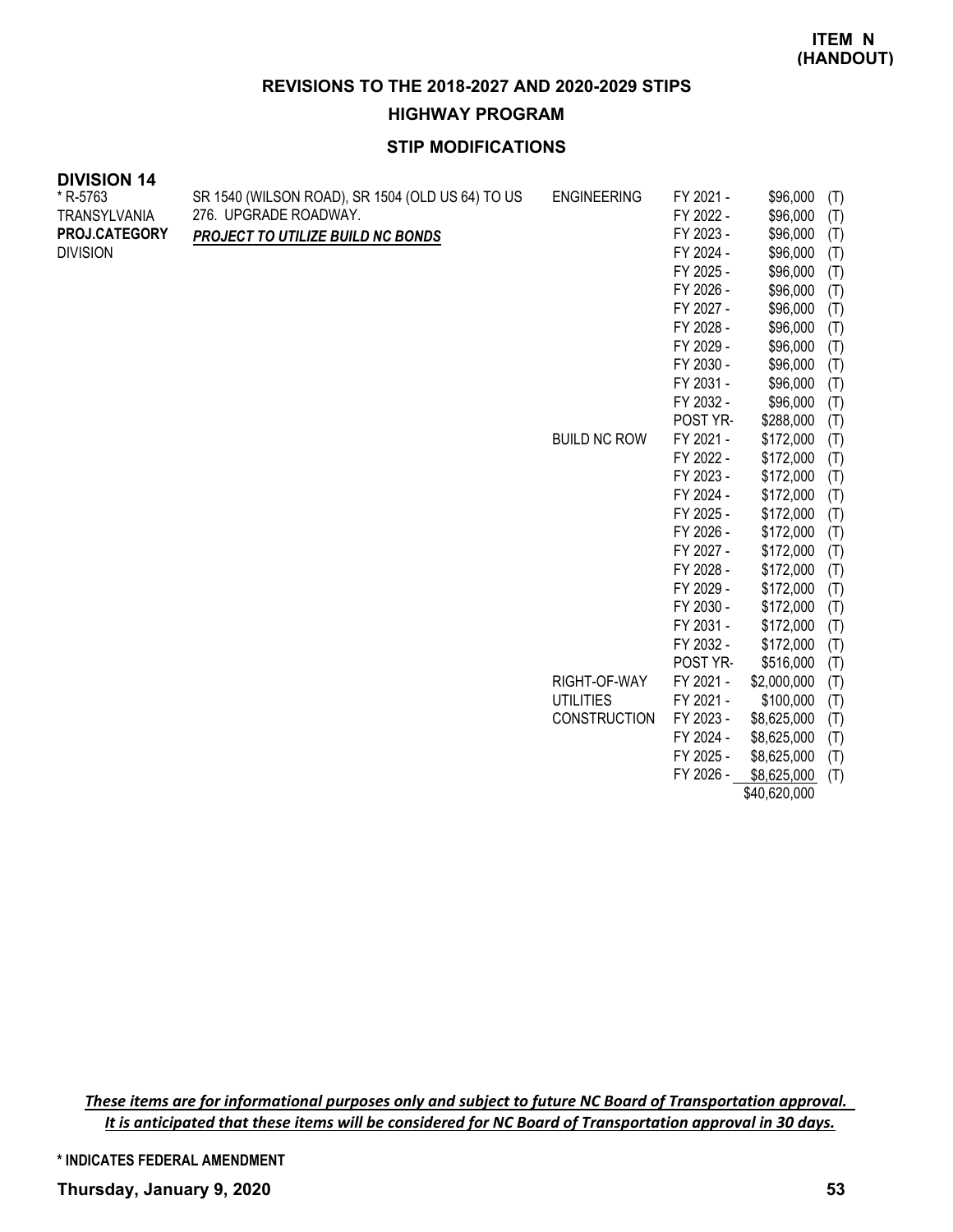**ITEM N**
**(HANDOUT)**

## REVISIONS TO THE 2018-2027 AND 2020-2029 STIPS

### HIGHWAY PROGRAM

### STIP MODIFICATIONS

**DIVISION 14**

| Project | Description | Work Type | Fiscal Year | Amount | Funding |
|---|---|---|---|---|---|
| * R-5763<br>TRANSYLVANIA<br>**PROJ.CATEGORY**<br>DIVISION | SR 1540 (WILSON ROAD), SR 1504 (OLD US 64) TO US 276. UPGRADE ROADWAY.<br>***PROJECT TO UTILIZE BUILD NC BONDS*** | ENGINEERING | FY 2021 - | $96,000 | (T) |
| | | | FY 2022 - | $96,000 | (T) |
| | | | FY 2023 - | $96,000 | (T) |
| | | | FY 2024 - | $96,000 | (T) |
| | | | FY 2025 - | $96,000 | (T) |
| | | | FY 2026 - | $96,000 | (T) |
| | | | FY 2027 - | $96,000 | (T) |
| | | | FY 2028 - | $96,000 | (T) |
| | | | FY 2029 - | $96,000 | (T) |
| | | | FY 2030 - | $96,000 | (T) |
| | | | FY 2031 - | $96,000 | (T) |
| | | | FY 2032 - | $96,000 | (T) |
| | | | POST YR- | $288,000 | (T) |
| | | BUILD NC ROW | FY 2021 - | $172,000 | (T) |
| | | | FY 2022 - | $172,000 | (T) |
| | | | FY 2023 - | $172,000 | (T) |
| | | | FY 2024 - | $172,000 | (T) |
| | | | FY 2025 - | $172,000 | (T) |
| | | | FY 2026 - | $172,000 | (T) |
| | | | FY 2027 - | $172,000 | (T) |
| | | | FY 2028 - | $172,000 | (T) |
| | | | FY 2029 - | $172,000 | (T) |
| | | | FY 2030 - | $172,000 | (T) |
| | | | FY 2031 - | $172,000 | (T) |
| | | | FY 2032 - | $172,000 | (T) |
| | | | POST YR- | $516,000 | (T) |
| | | RIGHT-OF-WAY | FY 2021 - | $2,000,000 | (T) |
| | | UTILITIES | FY 2021 - | $100,000 | (T) |
| | | CONSTRUCTION | FY 2023 - | $8,625,000 | (T) |
| | | | FY 2024 - | $8,625,000 | (T) |
| | | | FY 2025 - | $8,625,000 | (T) |
| | | | FY 2026 - | $8,625,000 | (T) |
| | | | | $40,620,000 | |

***These items are for informational purposes only and subject to future NC Board of Transportation approval. It is anticipated that these items will be considered for NC Board of Transportation approval in 30 days.***

**\* INDICATES FEDERAL AMENDMENT**

**Thursday, January 9, 2020**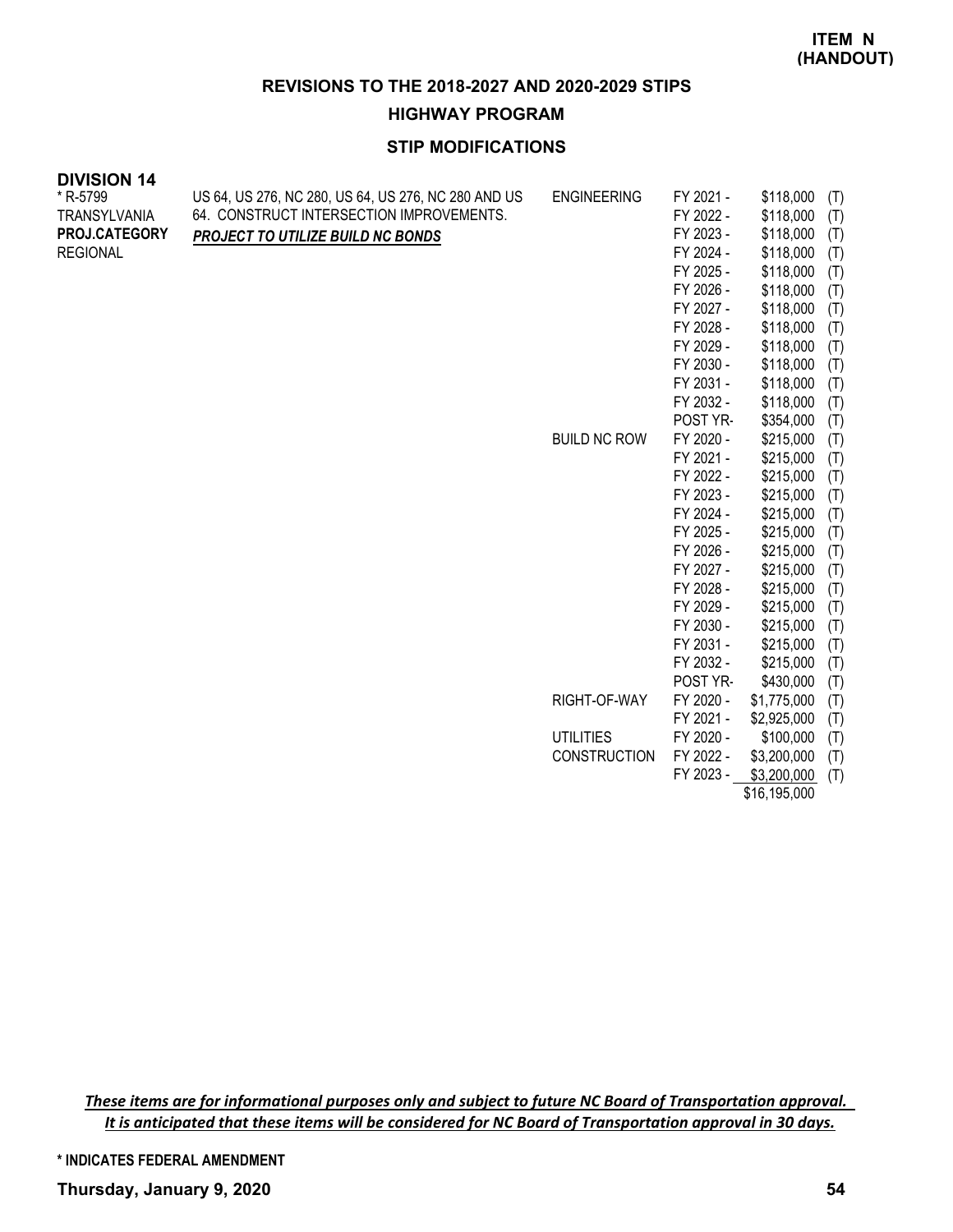**ITEM N (HANDOUT)**

## REVISIONS TO THE 2018-2027 AND 2020-2029 STIPS

### HIGHWAY PROGRAM

### STIP MODIFICATIONS

**DIVISION 14**

| | | | | | |
|---|---|---|---|---|---|
| * R-5799 | US 64, US 276, NC 280, US 64, US 276, NC 280 AND US 64. CONSTRUCT INTERSECTION IMPROVEMENTS. | ENGINEERING | FY 2021 - | $118,000 | (T) |
| TRANSYLVANIA | ***PROJECT TO UTILIZE BUILD NC BONDS*** | | FY 2022 - | $118,000 | (T) |
| **PROJ.CATEGORY** | | | FY 2023 - | $118,000 | (T) |
| REGIONAL | | | FY 2024 - | $118,000 | (T) |
| | | | FY 2025 - | $118,000 | (T) |
| | | | FY 2026 - | $118,000 | (T) |
| | | | FY 2027 - | $118,000 | (T) |
| | | | FY 2028 - | $118,000 | (T) |
| | | | FY 2029 - | $118,000 | (T) |
| | | | FY 2030 - | $118,000 | (T) |
| | | | FY 2031 - | $118,000 | (T) |
| | | | FY 2032 - | $118,000 | (T) |
| | | | POST YR- | $354,000 | (T) |
| | | BUILD NC ROW | FY 2020 - | $215,000 | (T) |
| | | | FY 2021 - | $215,000 | (T) |
| | | | FY 2022 - | $215,000 | (T) |
| | | | FY 2023 - | $215,000 | (T) |
| | | | FY 2024 - | $215,000 | (T) |
| | | | FY 2025 - | $215,000 | (T) |
| | | | FY 2026 - | $215,000 | (T) |
| | | | FY 2027 - | $215,000 | (T) |
| | | | FY 2028 - | $215,000 | (T) |
| | | | FY 2029 - | $215,000 | (T) |
| | | | FY 2030 - | $215,000 | (T) |
| | | | FY 2031 - | $215,000 | (T) |
| | | | FY 2032 - | $215,000 | (T) |
| | | | POST YR- | $430,000 | (T) |
| | | RIGHT-OF-WAY | FY 2020 - | $1,775,000 | (T) |
| | | | FY 2021 - | $2,925,000 | (T) |
| | | UTILITIES | FY 2020 - | $100,000 | (T) |
| | | CONSTRUCTION | FY 2022 - | $3,200,000 | (T) |
| | | | FY 2023 - | $3,200,000 | (T) |
| | | | | $16,195,000 | |

***These items are for informational purposes only and subject to future NC Board of Transportation approval. It is anticipated that these items will be considered for NC Board of Transportation approval in 30 days.***

**\* INDICATES FEDERAL AMENDMENT**

**Thursday, January 9, 2020**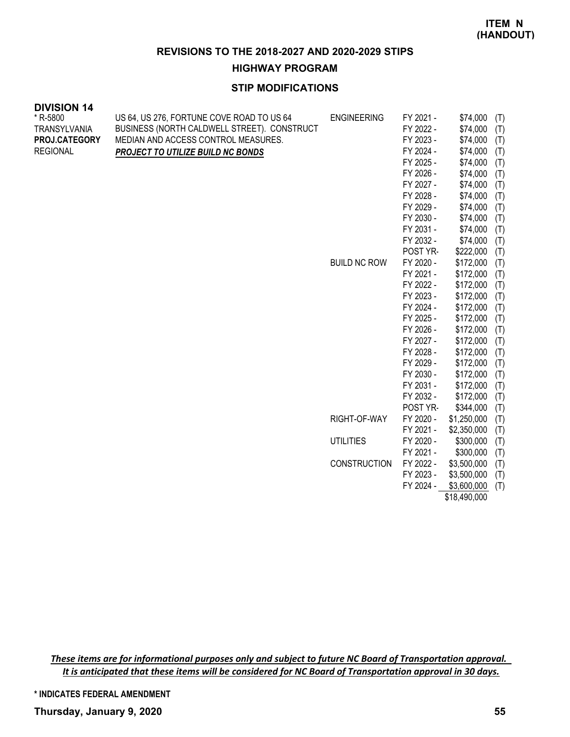**ITEM N (HANDOUT)**

## REVISIONS TO THE 2018-2027 AND 2020-2029 STIPS

### HIGHWAY PROGRAM

### STIP MODIFICATIONS

**DIVISION 14**

| Project | Description | Phase | Year | Amount | |
|---|---|---|---|---|---|
| * R-5800<br>TRANSYLVANIA<br>**PROJ.CATEGORY**<br>REGIONAL | US 64, US 276, FORTUNE COVE ROAD TO US 64 BUSINESS (NORTH CALDWELL STREET). CONSTRUCT MEDIAN AND ACCESS CONTROL MEASURES.<br>***PROJECT TO UTILIZE BUILD NC BONDS*** | ENGINEERING | FY 2021 - | $74,000 | (T) |
| | | | FY 2022 - | $74,000 | (T) |
| | | | FY 2023 - | $74,000 | (T) |
| | | | FY 2024 - | $74,000 | (T) |
| | | | FY 2025 - | $74,000 | (T) |
| | | | FY 2026 - | $74,000 | (T) |
| | | | FY 2027 - | $74,000 | (T) |
| | | | FY 2028 - | $74,000 | (T) |
| | | | FY 2029 - | $74,000 | (T) |
| | | | FY 2030 - | $74,000 | (T) |
| | | | FY 2031 - | $74,000 | (T) |
| | | | FY 2032 - | $74,000 | (T) |
| | | | POST YR- | $222,000 | (T) |
| | | BUILD NC ROW | FY 2020 - | $172,000 | (T) |
| | | | FY 2021 - | $172,000 | (T) |
| | | | FY 2022 - | $172,000 | (T) |
| | | | FY 2023 - | $172,000 | (T) |
| | | | FY 2024 - | $172,000 | (T) |
| | | | FY 2025 - | $172,000 | (T) |
| | | | FY 2026 - | $172,000 | (T) |
| | | | FY 2027 - | $172,000 | (T) |
| | | | FY 2028 - | $172,000 | (T) |
| | | | FY 2029 - | $172,000 | (T) |
| | | | FY 2030 - | $172,000 | (T) |
| | | | FY 2031 - | $172,000 | (T) |
| | | | FY 2032 - | $172,000 | (T) |
| | | | POST YR- | $344,000 | (T) |
| | | RIGHT-OF-WAY | FY 2020 - | $1,250,000 | (T) |
| | | | FY 2021 - | $2,350,000 | (T) |
| | | UTILITIES | FY 2020 - | $300,000 | (T) |
| | | | FY 2021 - | $300,000 | (T) |
| | | CONSTRUCTION | FY 2022 - | $3,500,000 | (T) |
| | | | FY 2023 - | $3,500,000 | (T) |
| | | | FY 2024 - | $3,600,000 | (T) |
| | | | | $18,490,000 | |

***These items are for informational purposes only and subject to future NC Board of Transportation approval. It is anticipated that these items will be considered for NC Board of Transportation approval in 30 days.***

**\* INDICATES FEDERAL AMENDMENT**

**Thursday, January 9, 2020**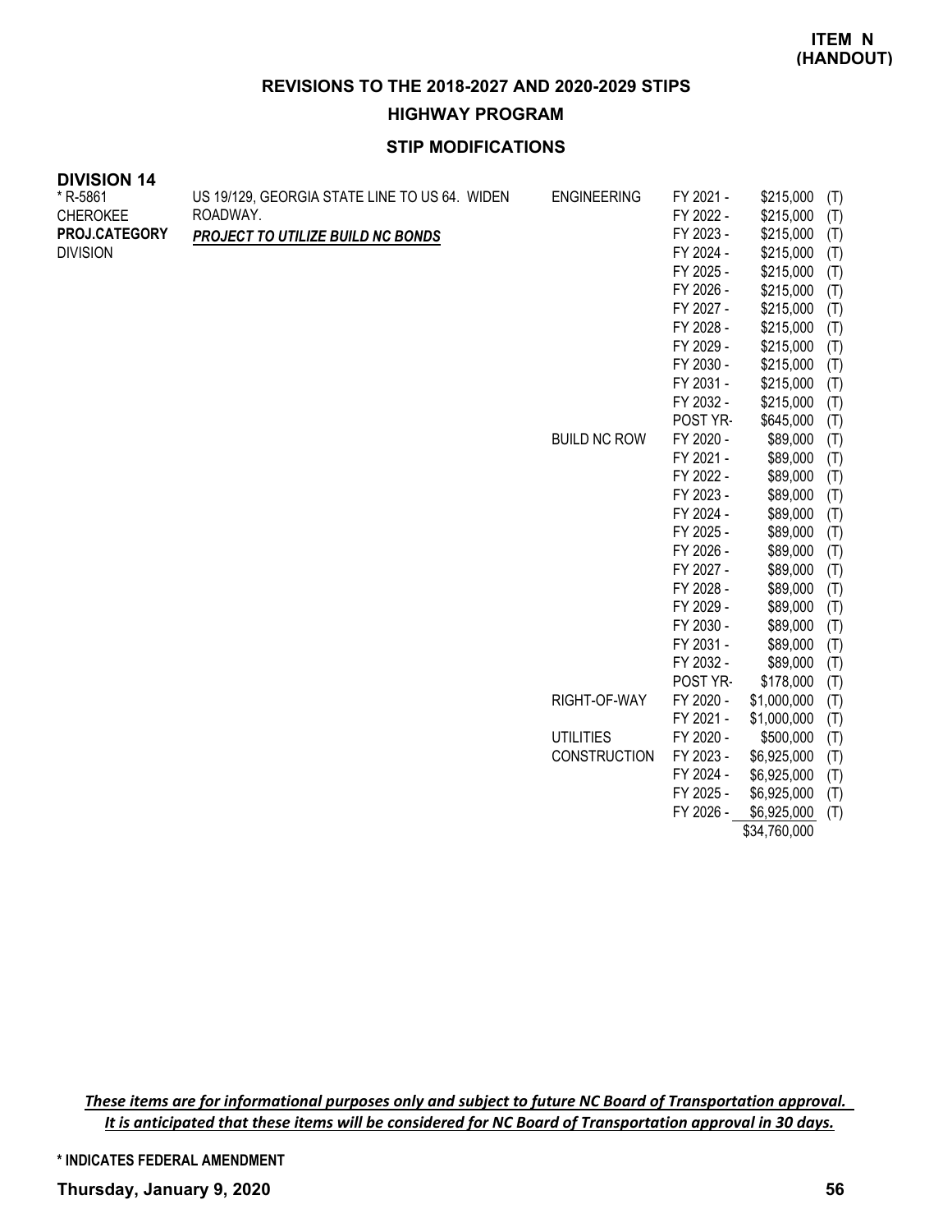**ITEM N (HANDOUT)**

## REVISIONS TO THE 2018-2027 AND 2020-2029 STIPS

### HIGHWAY PROGRAM

### STIP MODIFICATIONS

**DIVISION 14**

| Project | Description | Work Type | Year | Amount | |
|---|---|---|---|---|---|
| * R-5861 | US 19/129, GEORGIA STATE LINE TO US 64. WIDEN | ENGINEERING | FY 2021 - | $215,000 | (T) |
| CHEROKEE | ROADWAY. | | FY 2022 - | $215,000 | (T) |
| **PROJ.CATEGORY** | ***PROJECT TO UTILIZE BUILD NC BONDS*** | | FY 2023 - | $215,000 | (T) |
| DIVISION | | | FY 2024 - | $215,000 | (T) |
| | | | FY 2025 - | $215,000 | (T) |
| | | | FY 2026 - | $215,000 | (T) |
| | | | FY 2027 - | $215,000 | (T) |
| | | | FY 2028 - | $215,000 | (T) |
| | | | FY 2029 - | $215,000 | (T) |
| | | | FY 2030 - | $215,000 | (T) |
| | | | FY 2031 - | $215,000 | (T) |
| | | | FY 2032 - | $215,000 | (T) |
| | | | POST YR- | $645,000 | (T) |
| | | BUILD NC ROW | FY 2020 - | $89,000 | (T) |
| | | | FY 2021 - | $89,000 | (T) |
| | | | FY 2022 - | $89,000 | (T) |
| | | | FY 2023 - | $89,000 | (T) |
| | | | FY 2024 - | $89,000 | (T) |
| | | | FY 2025 - | $89,000 | (T) |
| | | | FY 2026 - | $89,000 | (T) |
| | | | FY 2027 - | $89,000 | (T) |
| | | | FY 2028 - | $89,000 | (T) |
| | | | FY 2029 - | $89,000 | (T) |
| | | | FY 2030 - | $89,000 | (T) |
| | | | FY 2031 - | $89,000 | (T) |
| | | | FY 2032 - | $89,000 | (T) |
| | | | POST YR- | $178,000 | (T) |
| | | RIGHT-OF-WAY | FY 2020 - | $1,000,000 | (T) |
| | | | FY 2021 - | $1,000,000 | (T) |
| | | UTILITIES | FY 2020 - | $500,000 | (T) |
| | | CONSTRUCTION | FY 2023 - | $6,925,000 | (T) |
| | | | FY 2024 - | $6,925,000 | (T) |
| | | | FY 2025 - | $6,925,000 | (T) |
| | | | FY 2026 - | $6,925,000 | (T) |
| | | | | $34,760,000 | |

***These items are for informational purposes only and subject to future NC Board of Transportation approval. It is anticipated that these items will be considered for NC Board of Transportation approval in 30 days.***

**\* INDICATES FEDERAL AMENDMENT**

**Thursday, January 9, 2020**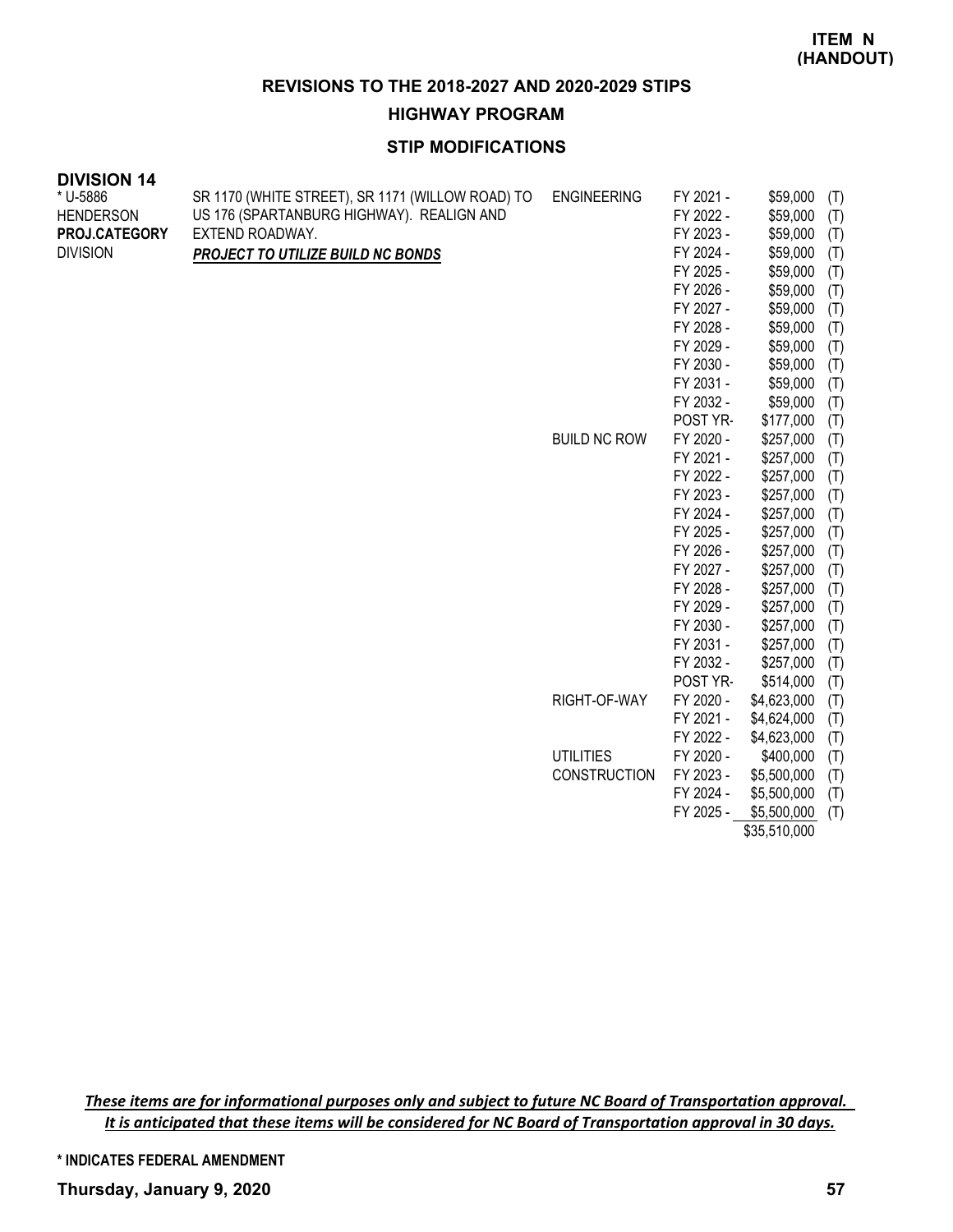**ITEM N (HANDOUT)**

# REVISIONS TO THE 2018-2027 AND 2020-2029 STIPS

## HIGHWAY PROGRAM

### STIP MODIFICATIONS

**DIVISION 14**

| Project | Description | Phase | Year | Amount | |
|---|---|---|---|---|---|
| * U-5886 | SR 1170 (WHITE STREET), SR 1171 (WILLOW ROAD) TO US 176 (SPARTANBURG HIGHWAY). REALIGN AND EXTEND ROADWAY. | ENGINEERING | FY 2021 - | $59,000 | (T) |
| HENDERSON | ***PROJECT TO UTILIZE BUILD NC BONDS*** | | FY 2022 - | $59,000 | (T) |
| **PROJ.CATEGORY** | | | FY 2023 - | $59,000 | (T) |
| DIVISION | | | FY 2024 - | $59,000 | (T) |
| | | | FY 2025 - | $59,000 | (T) |
| | | | FY 2026 - | $59,000 | (T) |
| | | | FY 2027 - | $59,000 | (T) |
| | | | FY 2028 - | $59,000 | (T) |
| | | | FY 2029 - | $59,000 | (T) |
| | | | FY 2030 - | $59,000 | (T) |
| | | | FY 2031 - | $59,000 | (T) |
| | | | FY 2032 - | $59,000 | (T) |
| | | | POST YR- | $177,000 | (T) |
| | | BUILD NC ROW | FY 2020 - | $257,000 | (T) |
| | | | FY 2021 - | $257,000 | (T) |
| | | | FY 2022 - | $257,000 | (T) |
| | | | FY 2023 - | $257,000 | (T) |
| | | | FY 2024 - | $257,000 | (T) |
| | | | FY 2025 - | $257,000 | (T) |
| | | | FY 2026 - | $257,000 | (T) |
| | | | FY 2027 - | $257,000 | (T) |
| | | | FY 2028 - | $257,000 | (T) |
| | | | FY 2029 - | $257,000 | (T) |
| | | | FY 2030 - | $257,000 | (T) |
| | | | FY 2031 - | $257,000 | (T) |
| | | | FY 2032 - | $257,000 | (T) |
| | | | POST YR- | $514,000 | (T) |
| | | RIGHT-OF-WAY | FY 2020 - | $4,623,000 | (T) |
| | | | FY 2021 - | $4,624,000 | (T) |
| | | | FY 2022 - | $4,623,000 | (T) |
| | | UTILITIES | FY 2020 - | $400,000 | (T) |
| | | CONSTRUCTION | FY 2023 - | $5,500,000 | (T) |
| | | | FY 2024 - | $5,500,000 | (T) |
| | | | FY 2025 - | $5,500,000 | (T) |
| | | | | $35,510,000 | |

*These items are for informational purposes only and subject to future NC Board of Transportation approval. It is anticipated that these items will be considered for NC Board of Transportation approval in 30 days.*

**\* INDICATES FEDERAL AMENDMENT**

**Thursday, January 9, 2020**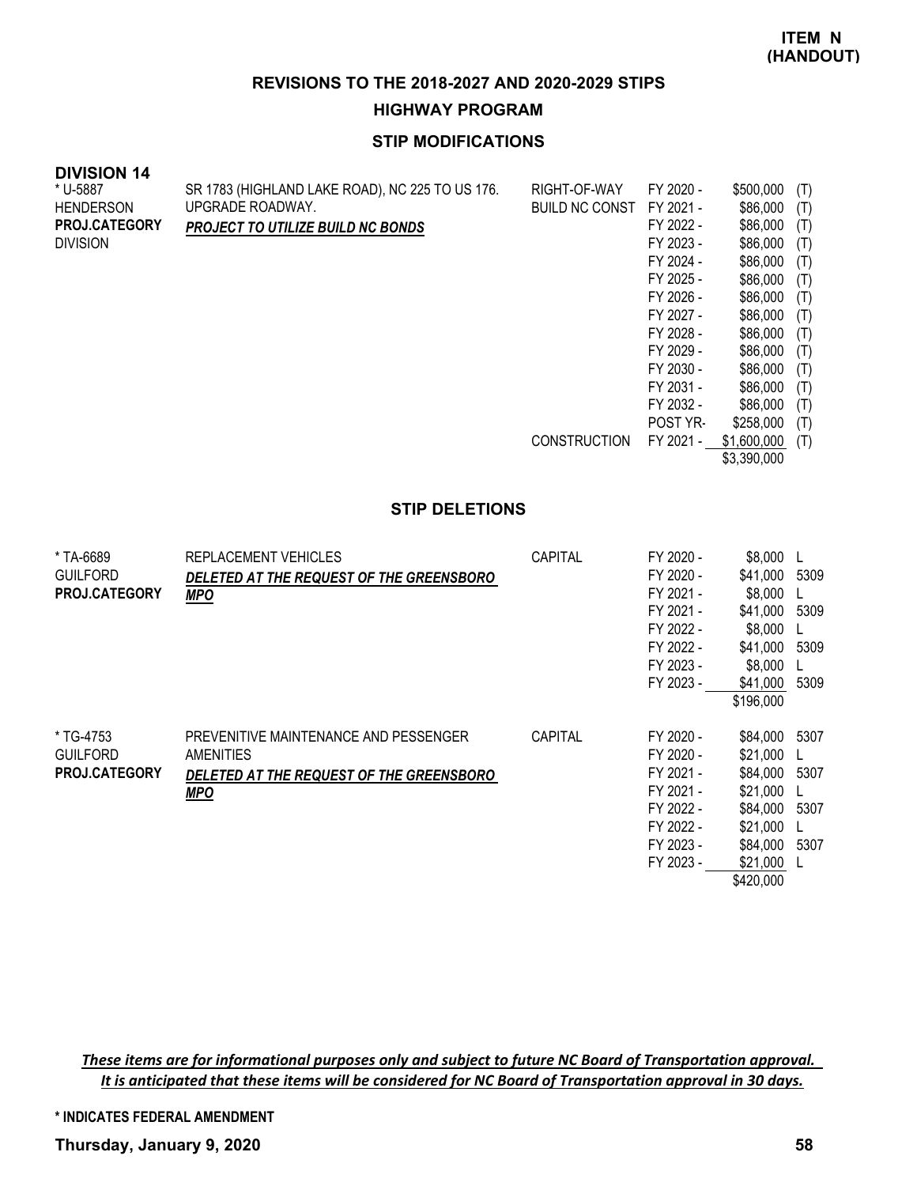**ITEM N (HANDOUT)**

## REVISIONS TO THE 2018-2027 AND 2020-2029 STIPS

### HIGHWAY PROGRAM

### STIP MODIFICATIONS

**DIVISION 14**

| Project | Description | Category | Year | Amount | Source |
|---|---|---|---|---|---|
| * U-5887 | SR 1783 (HIGHLAND LAKE ROAD), NC 225 TO US 176. | RIGHT-OF-WAY | FY 2020 - | $500,000 | (T) |
| HENDERSON | UPGRADE ROADWAY. | BUILD NC CONST | FY 2021 - | $86,000 | (T) |
| **PROJ.CATEGORY** | ***PROJECT TO UTILIZE BUILD NC BONDS*** | | FY 2022 - | $86,000 | (T) |
| DIVISION | | | FY 2023 - | $86,000 | (T) |
| | | | FY 2024 - | $86,000 | (T) |
| | | | FY 2025 - | $86,000 | (T) |
| | | | FY 2026 - | $86,000 | (T) |
| | | | FY 2027 - | $86,000 | (T) |
| | | | FY 2028 - | $86,000 | (T) |
| | | | FY 2029 - | $86,000 | (T) |
| | | | FY 2030 - | $86,000 | (T) |
| | | | FY 2031 - | $86,000 | (T) |
| | | | FY 2032 - | $86,000 | (T) |
| | | | POST YR- | $258,000 | (T) |
| | | CONSTRUCTION | FY 2021 - | $1,600,000 | (T) |
| | | | | $3,390,000 | |

### STIP DELETIONS

| Project | Description | Category | Year | Amount | Source |
|---|---|---|---|---|---|
| * TA-6689 | REPLACEMENT VEHICLES | CAPITAL | FY 2020 - | $8,000 | L |
| GUILFORD | ***DELETED AT THE REQUEST OF THE GREENSBORO MPO*** | | FY 2020 - | $41,000 | 5309 |
| **PROJ.CATEGORY** | | | FY 2021 - | $8,000 | L |
| | | | FY 2021 - | $41,000 | 5309 |
| | | | FY 2022 - | $8,000 | L |
| | | | FY 2022 - | $41,000 | 5309 |
| | | | FY 2023 - | $8,000 | L |
| | | | FY 2023 - | $41,000 | 5309 |
| | | | | $196,000 | |
| * TG-4753 | PREVENITIVE MAINTENANCE AND PESSENGER AMENITIES | CAPITAL | FY 2020 - | $84,000 | 5307 |
| GUILFORD | ***DELETED AT THE REQUEST OF THE GREENSBORO MPO*** | | FY 2020 - | $21,000 | L |
| **PROJ.CATEGORY** | | | FY 2021 - | $84,000 | 5307 |
| | | | FY 2021 - | $21,000 | L |
| | | | FY 2022 - | $84,000 | 5307 |
| | | | FY 2022 - | $21,000 | L |
| | | | FY 2023 - | $84,000 | 5307 |
| | | | FY 2023 - | $21,000 | L |
| | | | | $420,000 | |

*These items are for informational purposes only and subject to future NC Board of Transportation approval. It is anticipated that these items will be considered for NC Board of Transportation approval in 30 days.*

**\* INDICATES FEDERAL AMENDMENT**

**Thursday, January 9, 2020**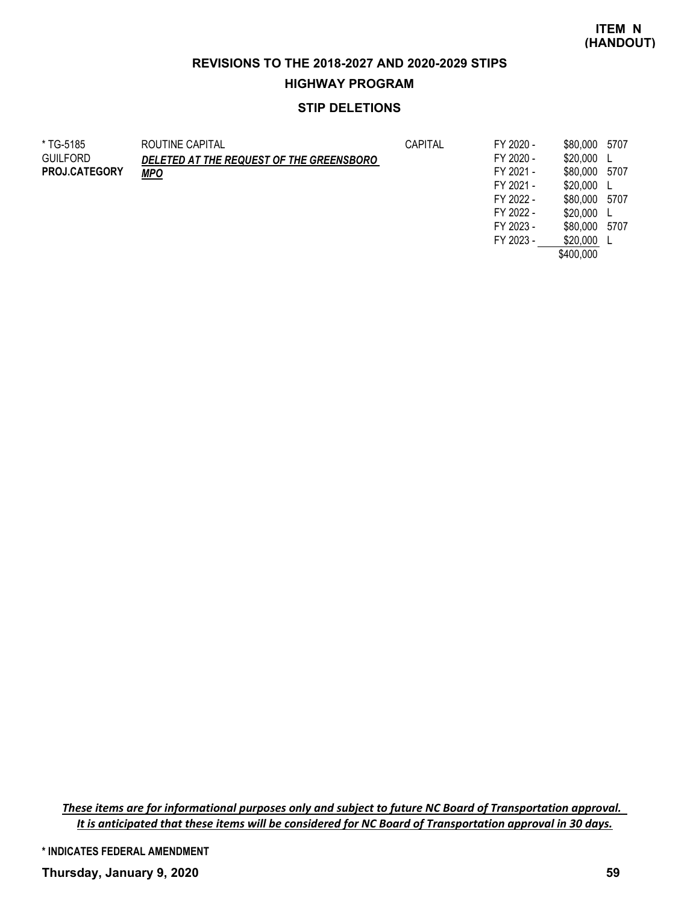**ITEM N (HANDOUT)**

## REVISIONS TO THE 2018-2027 AND 2020-2029 STIPS

### HIGHWAY PROGRAM

### STIP DELETIONS

| | | | | | |
|---|---|---|---|---|---|
| * TG-5185 | ROUTINE CAPITAL | CAPITAL | FY 2020 - | $80,000 | 5707 |
| GUILFORD | ***DELETED AT THE REQUEST OF THE GREENSBORO MPO*** | | FY 2020 - | $20,000 | L |
| **PROJ.CATEGORY** | | | FY 2021 - | $80,000 | 5707 |
| | | | FY 2021 - | $20,000 | L |
| | | | FY 2022 - | $80,000 | 5707 |
| | | | FY 2022 - | $20,000 | L |
| | | | FY 2023 - | $80,000 | 5707 |
| | | | FY 2023 - | $20,000 | L |
| | | | | $400,000 | |

*These items are for informational purposes only and subject to future NC Board of Transportation approval. It is anticipated that these items will be considered for NC Board of Transportation approval in 30 days.*

**\* INDICATES FEDERAL AMENDMENT**

**Thursday, January 9, 2020**